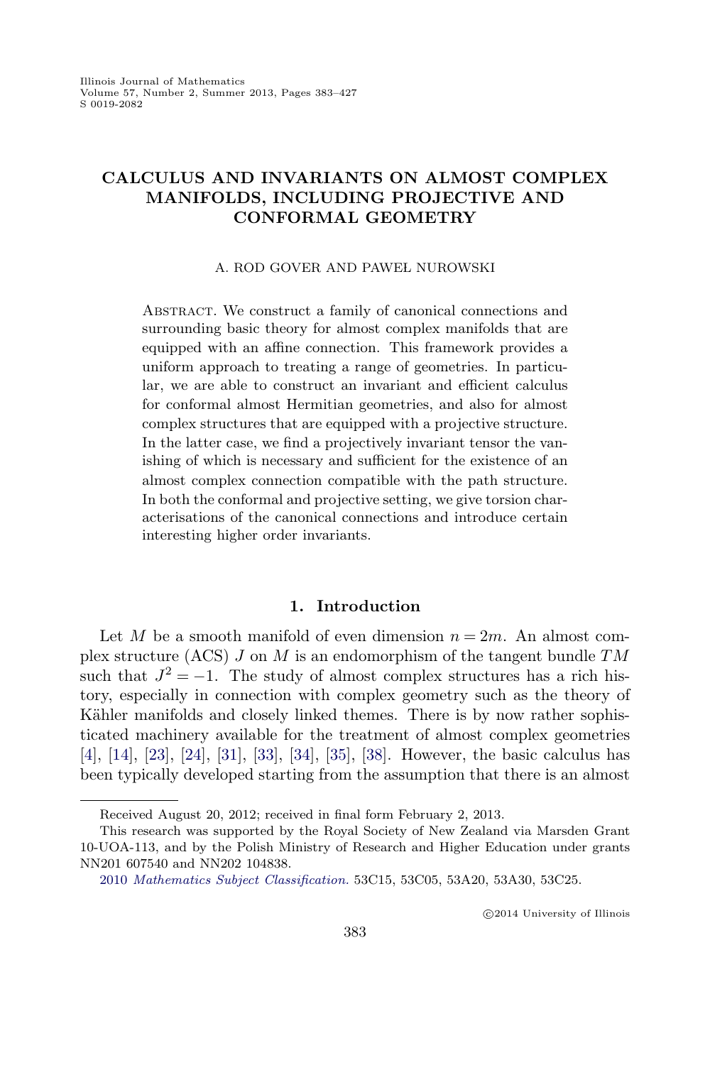# CALCULUS AND INVARIANTS ON ALMOST COMPLEX MANIFOLDS, INCLUDING PROJECTIVE AND CONFORMAL GEOMETRY

A. ROD GOVER AND PAWEŁ NUROWSKI

Abstract. We construct a family of canonical connections and surrounding basic theory for almost complex manifolds that are equipped with an affine connection. This framework provides a uniform approach to treating a range of geometries. In particular, we are able to construct an invariant and efficient calculus for conformal almost Hermitian geometries, and also for almost complex structures that are equipped with a projective structure. In the latter case, we find a projectively invariant tensor the vanishing of which is necessary and sufficient for the existence of an almost complex connection compatible with the path structure. In both the conformal and projective setting, we give torsion characterisations of the canonical connections and introduce certain interesting higher order invariants.

## 1. Introduction

Let $M$ be a smooth manifold of even dimension $n = 2m$. An almost complex structure (ACS) $J$ on $M$ is an endomorphism of the tangent bundle $TM$ such that $J^2 = -1$. The study of almost complex structures has a rich history, especially in connection with complex geometry such as the theory of Kähler manifolds and closely linked themes. There is by now rather sophisticated machinery available for the treatment of almost complex geometries [4], [14], [23], [24], [31], [33], [34], [35], [38]. However, the basic calculus has been typically developed starting from the assumption that there is an almost

---

Received August 20, 2012; received in final form February 2, 2013.

This research was supported by the Royal Society of New Zealand via Marsden Grant 10-UOA-113, and by the Polish Ministry of Research and Higher Education under grants NN201 607540 and NN202 104838.

2010 *Mathematics Subject Classification*. 53C15, 53C05, 53A20, 53A30, 53C25.

©2014 University of Illinois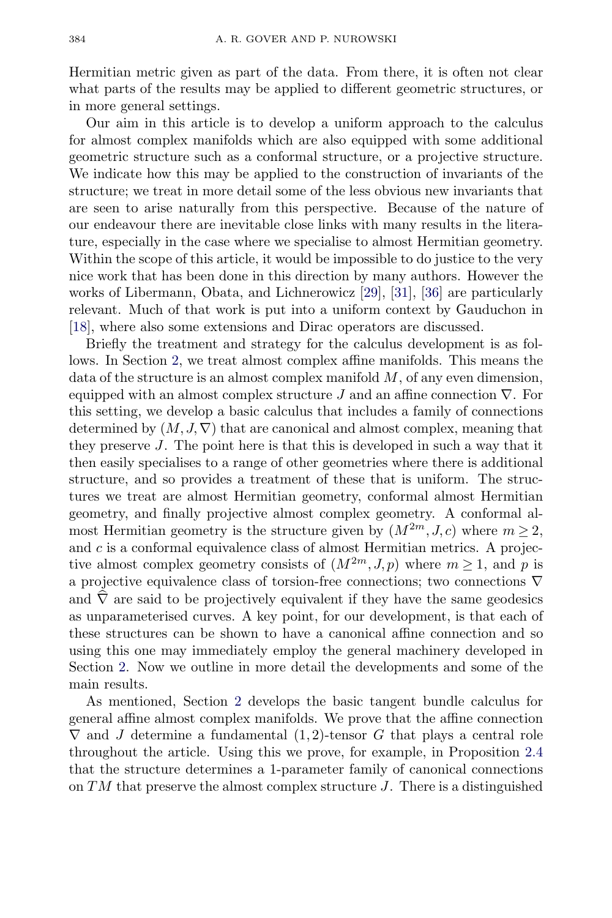Hermitian metric given as part of the data. From there, it is often not clear what parts of the results may be applied to different geometric structures, or in more general settings.

Our aim in this article is to develop a uniform approach to the calculus for almost complex manifolds which are also equipped with some additional geometric structure such as a conformal structure, or a projective structure. We indicate how this may be applied to the construction of invariants of the structure; we treat in more detail some of the less obvious new invariants that are seen to arise naturally from this perspective. Because of the nature of our endeavour there are inevitable close links with many results in the literature, especially in the case where we specialise to almost Hermitian geometry. Within the scope of this article, it would be impossible to do justice to the very nice work that has been done in this direction by many authors. However the works of Libermann, Obata, and Lichnerowicz [29], [31], [36] are particularly relevant. Much of that work is put into a uniform context by Gauduchon in [18], where also some extensions and Dirac operators are discussed.

Briefly the treatment and strategy for the calculus development is as follows. In Section 2, we treat almost complex affine manifolds. This means the data of the structure is an almost complex manifold $M$, of any even dimension, equipped with an almost complex structure $J$ and an affine connection $\nabla$. For this setting, we develop a basic calculus that includes a family of connections determined by $(M, J, \nabla)$ that are canonical and almost complex, meaning that they preserve $J$. The point here is that this is developed in such a way that it then easily specialises to a range of other geometries where there is additional structure, and so provides a treatment of these that is uniform. The structures we treat are almost Hermitian geometry, conformal almost Hermitian geometry, and finally projective almost complex geometry. A conformal almost Hermitian geometry is the structure given by $(M^{2m}, J, c)$ where $m \geq 2$, and $c$ is a conformal equivalence class of almost Hermitian metrics. A projective almost complex geometry consists of $(M^{2m}, J, p)$ where $m \geq 1$, and $p$ is a projective equivalence class of torsion-free connections; two connections $\nabla$ and $\hat{\nabla}$ are said to be projectively equivalent if they have the same geodesics as unparameterised curves. A key point, for our development, is that each of these structures can be shown to have a canonical affine connection and so using this one may immediately employ the general machinery developed in Section 2. Now we outline in more detail the developments and some of the main results.

As mentioned, Section 2 develops the basic tangent bundle calculus for general affine almost complex manifolds. We prove that the affine connection $\nabla$ and $J$ determine a fundamental $(1,2)$-tensor $G$ that plays a central role throughout the article. Using this we prove, for example, in Proposition 2.4 that the structure determines a 1-parameter family of canonical connections on $TM$ that preserve the almost complex structure $J$. There is a distinguished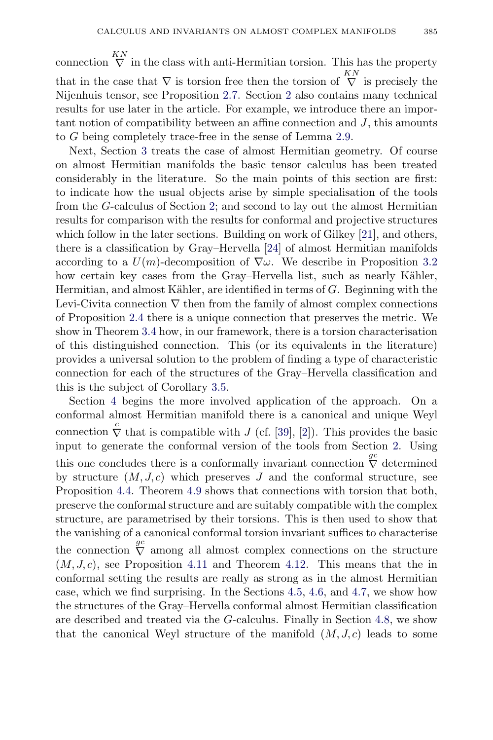connection $\overset{KN}{\nabla}$ in the class with anti-Hermitian torsion. This has the property that in the case that $\nabla$ is torsion free then the torsion of $\overset{KN}{\nabla}$ is precisely the Nijenhuis tensor, see Proposition 2.7. Section 2 also contains many technical results for use later in the article. For example, we introduce there an important notion of compatibility between an affine connection and $J$, this amounts to $G$ being completely trace-free in the sense of Lemma 2.9.

Next, Section 3 treats the case of almost Hermitian geometry. Of course on almost Hermitian manifolds the basic tensor calculus has been treated considerably in the literature. So the main points of this section are first: to indicate how the usual objects arise by simple specialisation of the tools from the $G$-calculus of Section 2; and second to lay out the almost Hermitian results for comparison with the results for conformal and projective structures which follow in the later sections. Building on work of Gilkey [21], and others, there is a classification by Gray–Hervella [24] of almost Hermitian manifolds according to a $U(m)$-decomposition of $\nabla\omega$. We describe in Proposition 3.2 how certain key cases from the Gray–Hervella list, such as nearly Kähler, Hermitian, and almost Kähler, are identified in terms of $G$. Beginning with the Levi-Civita connection $\nabla$ then from the family of almost complex connections of Proposition 2.4 there is a unique connection that preserves the metric. We show in Theorem 3.4 how, in our framework, there is a torsion characterisation of this distinguished connection. This (or its equivalents in the literature) provides a universal solution to the problem of finding a type of characteristic connection for each of the structures of the Gray–Hervella classification and this is the subject of Corollary 3.5.

Section 4 begins the more involved application of the approach. On a conformal almost Hermitian manifold there is a canonical and unique Weyl connection $\overset{c}{\nabla}$ that is compatible with $J$ (cf. [39], [2]). This provides the basic input to generate the conformal version of the tools from Section 2. Using this one concludes there is a conformally invariant connection $\overset{gc}{\nabla}$ determined by structure $(M, J, c)$ which preserves $J$ and the conformal structure, see Proposition 4.4. Theorem 4.9 shows that connections with torsion that both, preserve the conformal structure and are suitably compatible with the complex structure, are parametrised by their torsions. This is then used to show that the vanishing of a canonical conformal torsion invariant suffices to characterise the connection $\overset{gc}{\nabla}$ among all almost complex connections on the structure $(M, J, c)$, see Proposition 4.11 and Theorem 4.12. This means that the in conformal setting the results are really as strong as in the almost Hermitian case, which we find surprising. In the Sections 4.5, 4.6, and 4.7, we show how the structures of the Gray–Hervella conformal almost Hermitian classification are described and treated via the $G$-calculus. Finally in Section 4.8, we show that the canonical Weyl structure of the manifold $(M, J, c)$ leads to some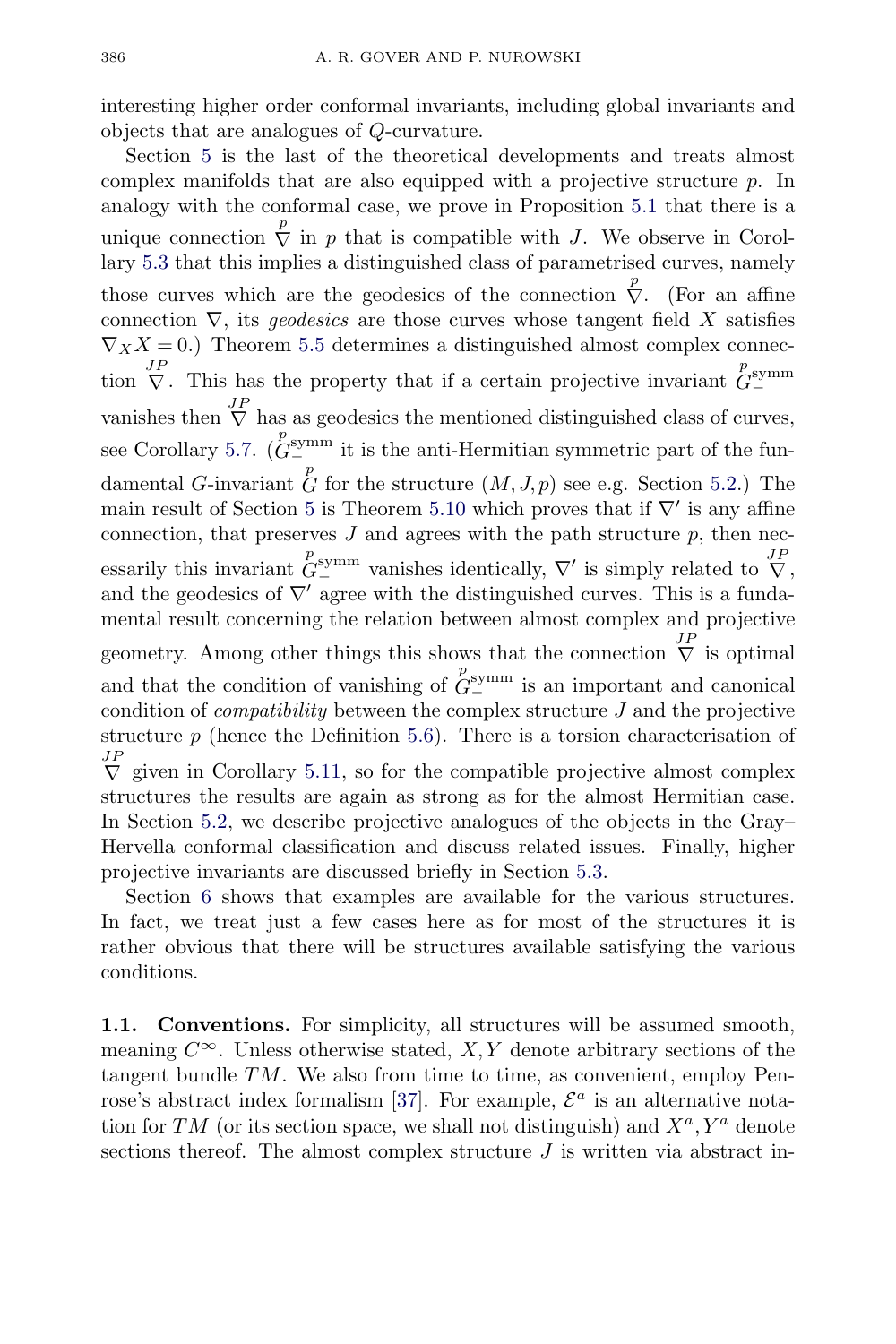interesting higher order conformal invariants, including global invariants and objects that are analogues of $Q$-curvature.

Section 5 is the last of the theoretical developments and treats almost complex manifolds that are also equipped with a projective structure $p$. In analogy with the conformal case, we prove in Proposition 5.1 that there is a unique connection $\overset{p}{\nabla}$ in $p$ that is compatible with $J$. We observe in Corollary 5.3 that this implies a distinguished class of parametrised curves, namely those curves which are the geodesics of the connection $\overset{p}{\nabla}$. (For an affine connection $\nabla$, its *geodesics* are those curves whose tangent field $X$ satisfies $\nabla_X X = 0$.) Theorem 5.5 determines a distinguished almost complex connection $\overset{JP}{\nabla}$. This has the property that if a certain projective invariant $\overset{p}{G}{}^{\text{symm}}_{-}$ vanishes then $\overset{JP}{\nabla}$ has as geodesics the mentioned distinguished class of curves, see Corollary 5.7. ($\overset{p}{G}{}^{\text{symm}}_{-}$ it is the anti-Hermitian symmetric part of the fundamental $G$-invariant $\overset{p}{G}$ for the structure $(M, J, p)$ see e.g. Section 5.2.) The main result of Section 5 is Theorem 5.10 which proves that if $\nabla'$ is any affine connection, that preserves $J$ and agrees with the path structure $p$, then necessarily this invariant $\overset{p}{G}{}^{\text{symm}}_{-}$ vanishes identically, $\nabla'$ is simply related to $\overset{JP}{\nabla}$, and the geodesics of $\nabla'$ agree with the distinguished curves. This is a fundamental result concerning the relation between almost complex and projective geometry. Among other things this shows that the connection $\overset{JP}{\nabla}$ is optimal and that the condition of vanishing of $\overset{p}{G}{}^{\text{symm}}_{-}$ is an important and canonical condition of *compatibility* between the complex structure $J$ and the projective structure $p$ (hence the Definition 5.6). There is a torsion characterisation of $\overset{JP}{\nabla}$ given in Corollary 5.11, so for the compatible projective almost complex structures the results are again as strong as for the almost Hermitian case. In Section 5.2, we describe projective analogues of the objects in the Gray–Hervella conformal classification and discuss related issues. Finally, higher projective invariants are discussed briefly in Section 5.3.

Section 6 shows that examples are available for the various structures. In fact, we treat just a few cases here as for most of the structures it is rather obvious that there will be structures available satisfying the various conditions.

**1.1. Conventions.** For simplicity, all structures will be assumed smooth, meaning $C^\infty$. Unless otherwise stated, $X, Y$ denote arbitrary sections of the tangent bundle $TM$. We also from time to time, as convenient, employ Penrose's abstract index formalism [37]. For example, $\mathcal{E}^a$ is an alternative notation for $TM$ (or its section space, we shall not distinguish) and $X^a, Y^a$ denote sections thereof. The almost complex structure $J$ is written via abstract in-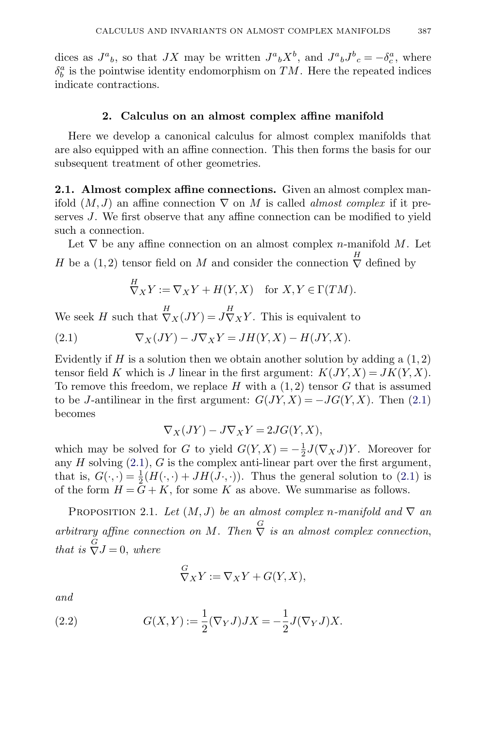dices as $J^a{}_b$, so that $JX$ may be written $J^a{}_bX^b$, and $J^a{}_bJ^b{}_c = -\delta^a_c$, where $\delta^a_b$ is the pointwise identity endomorphism on $TM$. Here the repeated indices indicate contractions.

## 2. Calculus on an almost complex affine manifold

Here we develop a canonical calculus for almost complex manifolds that are also equipped with an affine connection. This then forms the basis for our subsequent treatment of other geometries.

**2.1. Almost complex affine connections.** Given an almost complex manifold $(M, J)$ an affine connection $\nabla$ on $M$ is called *almost complex* if it preserves $J$. We first observe that any affine connection can be modified to yield such a connection.

Let $\nabla$ be any affine connection on an almost complex $n$-manifold $M$. Let $H$ be a $(1,2)$ tensor field on $M$ and consider the connection $\overset{H}{\nabla}$ defined by

$$\overset{H}{\nabla}_X Y := \nabla_X Y + H(Y, X) \quad \text{for } X, Y \in \Gamma(TM).$$

We seek $H$ such that $\overset{H}{\nabla}_X(JY) = J\overset{H}{\nabla}_X Y$. This is equivalent to

$$\nabla_X(JY) - J\nabla_X Y = JH(Y, X) - H(JY, X). \tag{2.1}$$

Evidently if $H$ is a solution then we obtain another solution by adding a $(1,2)$ tensor field $K$ which is $J$ linear in the first argument: $K(JY, X) = JK(Y, X)$. To remove this freedom, we replace $H$ with a $(1,2)$ tensor $G$ that is assumed to be $J$-antilinear in the first argument: $G(JY, X) = -JG(Y, X)$. Then (2.1) becomes

$$\nabla_X(JY) - J\nabla_X Y = 2JG(Y, X),$$

which may be solved for $G$ to yield $G(Y, X) = -\frac{1}{2}J(\nabla_X J)Y$. Moreover for any $H$ solving (2.1), $G$ is the complex anti-linear part over the first argument, that is, $G(\cdot,\cdot) = \frac{1}{2}(H(\cdot,\cdot) + JH(J\cdot,\cdot))$. Thus the general solution to (2.1) is of the form $H = G + K$, for some $K$ as above. We summarise as follows.

Proposition 2.1. *Let $(M, J)$ be an almost complex $n$-manifold and $\nabla$ an arbitrary affine connection on $M$. Then $\overset{G}{\nabla}$ is an almost complex connection, that is $\overset{G}{\nabla} J = 0$, where*

$$\overset{G}{\nabla}_X Y := \nabla_X Y + G(Y, X),$$

*and*

$$G(X, Y) := \frac{1}{2}(\nabla_Y J)JX = -\frac{1}{2}J(\nabla_Y J)X. \tag{2.2}$$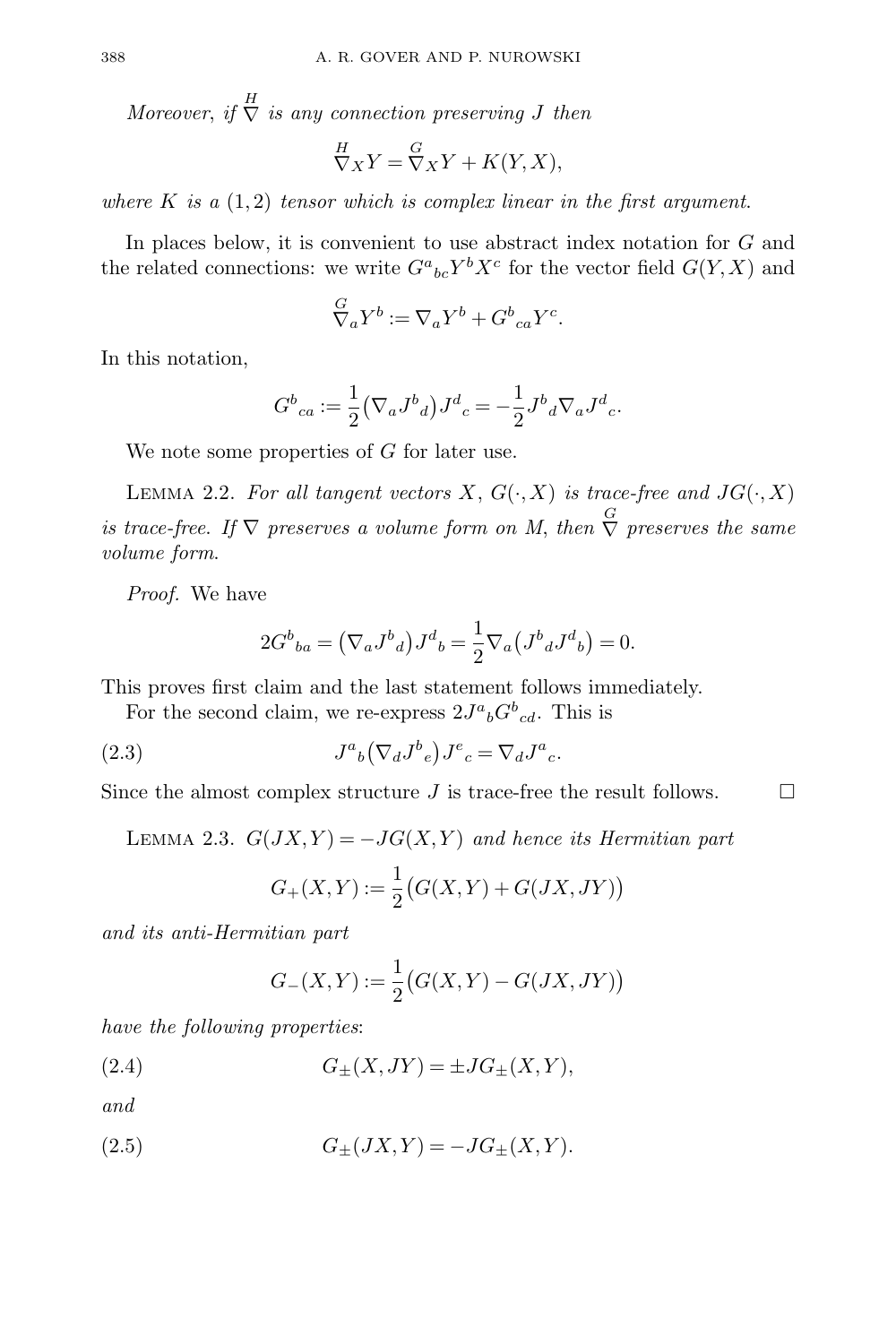*Moreover, if* $\overset{H}{\nabla}$ *is any connection preserving* $J$ *then*

$$\overset{H}{\nabla}_X Y = \overset{G}{\nabla}_X Y + K(Y,X),$$

*where* $K$ *is a* $(1,2)$ *tensor which is complex linear in the first argument.*

In places below, it is convenient to use abstract index notation for $G$ and the related connections: we write $G^a{}_{bc} Y^b X^c$ for the vector field $G(Y,X)$ and

$$\overset{G}{\nabla}_a Y^b := \nabla_a Y^b + G^b{}_{ca} Y^c.$$

In this notation,

$$G^b{}_{ca} := \frac{1}{2}\big(\nabla_a J^b{}_d\big) J^d{}_c = -\frac{1}{2} J^b{}_d \nabla_a J^d{}_c.$$

We note some properties of $G$ for later use.

Lemma 2.2. *For all tangent vectors* $X$, $G(\cdot,X)$ *is trace-free and* $JG(\cdot,X)$ *is trace-free. If* $\nabla$ *preserves a volume form on* $M$, *then* $\overset{G}{\nabla}$ *preserves the same volume form.*

*Proof.* We have

$$2G^b{}_{ba} = \big(\nabla_a J^b{}_d\big) J^d{}_b = \frac{1}{2}\nabla_a\big(J^b{}_d J^d{}_b\big) = 0.$$

This proves first claim and the last statement follows immediately.

For the second claim, we re-express $2J^a{}_b G^b{}_{cd}$. This is

$$J^a{}_b\big(\nabla_d J^b{}_e\big) J^e{}_c = \nabla_d J^a{}_c. \tag{2.3}$$

Since the almost complex structure $J$ is trace-free the result follows. □

Lemma 2.3. $G(JX,Y) = -JG(X,Y)$ *and hence its Hermitian part*

$$G_+(X,Y) := \frac{1}{2}\big(G(X,Y) + G(JX,JY)\big)$$

*and its anti-Hermitian part*

$$G_-(X,Y) := \frac{1}{2}\big(G(X,Y) - G(JX,JY)\big)$$

*have the following properties*:

$$G_\pm(X,JY) = \pm JG_\pm(X,Y), \tag{2.4}$$

*and*

$$G_\pm(JX,Y) = -JG_\pm(X,Y). \tag{2.5}$$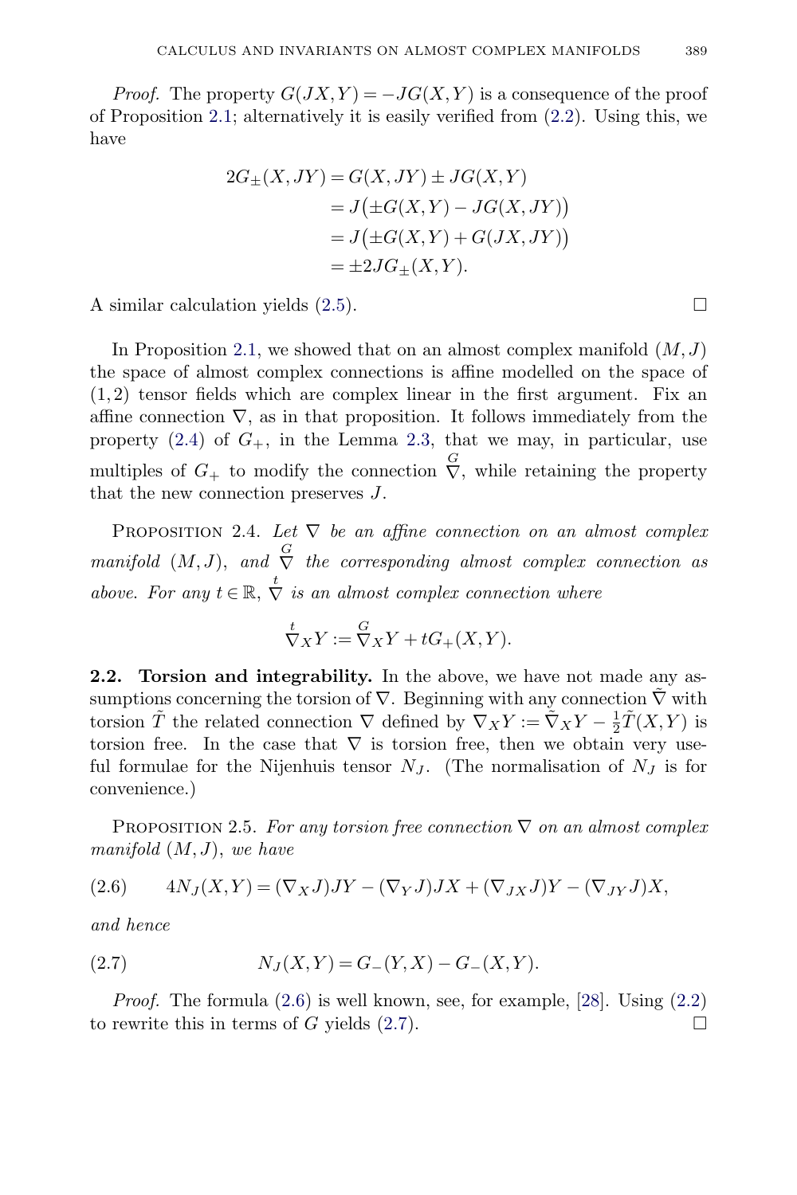*Proof.* The property $G(JX,Y) = -JG(X,Y)$ is a consequence of the proof of Proposition 2.1; alternatively it is easily verified from (2.2). Using this, we have

$$\begin{aligned} 2G_{\pm}(X,JY) &= G(X,JY) \pm JG(X,Y) \\ &= J\big(\pm G(X,Y) - JG(X,JY)\big) \\ &= J\big(\pm G(X,Y) + G(JX,JY)\big) \\ &= \pm 2JG_{\pm}(X,Y). \end{aligned}$$

A similar calculation yields (2.5). □

In Proposition 2.1, we showed that on an almost complex manifold $(M,J)$ the space of almost complex connections is affine modelled on the space of $(1,2)$ tensor fields which are complex linear in the first argument. Fix an affine connection $\nabla$, as in that proposition. It follows immediately from the property (2.4) of $G_+$, in the Lemma 2.3, that we may, in particular, use multiples of $G_+$ to modify the connection $\overset{G}{\nabla}$, while retaining the property that the new connection preserves $J$.

Proposition 2.4. *Let $\nabla$ be an affine connection on an almost complex manifold $(M,J)$, and $\overset{G}{\nabla}$ the corresponding almost complex connection as above. For any $t \in \mathbb{R}$, $\overset{t}{\nabla}$ is an almost complex connection where*

$$\overset{t}{\nabla}_X Y := \overset{G}{\nabla}_X Y + tG_+(X,Y).$$

**2.2. Torsion and integrability.** In the above, we have not made any assumptions concerning the torsion of $\nabla$. Beginning with any connection $\tilde{\nabla}$ with torsion $\tilde{T}$ the related connection $\nabla$ defined by $\nabla_X Y := \tilde{\nabla}_X Y - \frac{1}{2}\tilde{T}(X,Y)$ is torsion free. In the case that $\nabla$ is torsion free, then we obtain very useful formulae for the Nijenhuis tensor $N_J$. (The normalisation of $N_J$ is for convenience.)

Proposition 2.5. *For any torsion free connection $\nabla$ on an almost complex manifold $(M,J)$, we have*

$$4N_J(X,Y) = (\nabla_X J)JY - (\nabla_Y J)JX + (\nabla_{JX} J)Y - (\nabla_{JY} J)X, \tag{2.6}$$

*and hence*

$$N_J(X,Y) = G_-(Y,X) - G_-(X,Y). \tag{2.7}$$

*Proof.* The formula (2.6) is well known, see, for example, [28]. Using (2.2) to rewrite this in terms of $G$ yields (2.7). □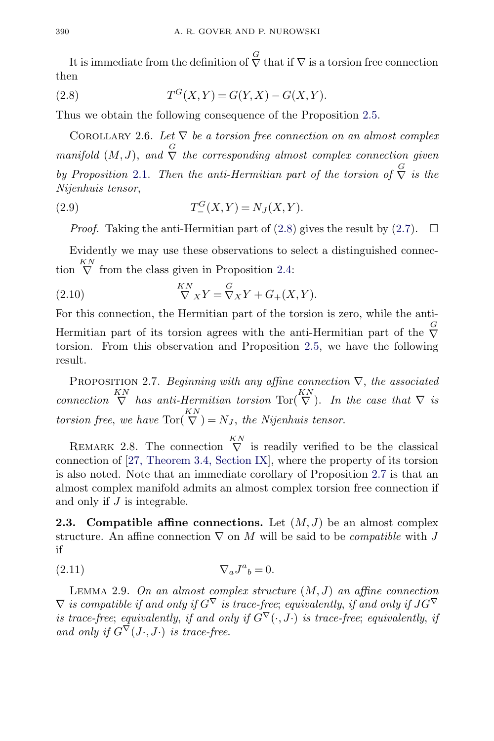It is immediate from the definition of $\overset{G}{\nabla}$ that if $\nabla$ is a torsion free connection then

$$T^G(X,Y) = G(Y,X) - G(X,Y). \tag{2.8}$$

Thus we obtain the following consequence of the Proposition 2.5.

Corollary 2.6. *Let $\nabla$ be a torsion free connection on an almost complex manifold $(M,J)$, and $\overset{G}{\nabla}$ the corresponding almost complex connection given by Proposition 2.1. Then the anti-Hermitian part of the torsion of $\overset{G}{\nabla}$ is the Nijenhuis tensor,*

$$T^G_-(X,Y) = N_J(X,Y). \tag{2.9}$$

*Proof.* Taking the anti-Hermitian part of (2.8) gives the result by (2.7). □

Evidently we may use these observations to select a distinguished connection $\overset{KN}{\nabla}$ from the class given in Proposition 2.4:

$$\overset{KN}{\nabla}_X Y = \overset{G}{\nabla}_X Y + G_+(X,Y). \tag{2.10}$$

For this connection, the Hermitian part of the torsion is zero, while the anti-Hermitian part of its torsion agrees with the anti-Hermitian part of the $\overset{G}{\nabla}$ torsion. From this observation and Proposition 2.5, we have the following result.

Proposition 2.7. *Beginning with any affine connection $\nabla$, the associated connection $\overset{KN}{\nabla}$ has anti-Hermitian torsion $\mathrm{Tor}(\overset{KN}{\nabla})$. In the case that $\nabla$ is torsion free, we have $\mathrm{Tor}(\overset{KN}{\nabla}) = N_J$, the Nijenhuis tensor.*

Remark 2.8. The connection $\overset{KN}{\nabla}$ is readily verified to be the classical connection of [27, Theorem 3.4, Section IX], where the property of its torsion is also noted. Note that an immediate corollary of Proposition 2.7 is that an almost complex manifold admits an almost complex torsion free connection if and only if $J$ is integrable.

**2.3. Compatible affine connections.** Let $(M,J)$ be an almost complex structure. An affine connection $\nabla$ on $M$ will be said to be *compatible* with $J$ if

$$\nabla_a J^a{}_b = 0. \tag{2.11}$$

Lemma 2.9. *On an almost complex structure $(M,J)$ an affine connection $\nabla$ is compatible if and only if $G^\nabla$ is trace-free; equivalently, if and only if $JG^\nabla$ is trace-free; equivalently, if and only if $G^\nabla(\cdot, J\cdot)$ is trace-free; equivalently, if and only if $G^\nabla(J\cdot, J\cdot)$ is trace-free.*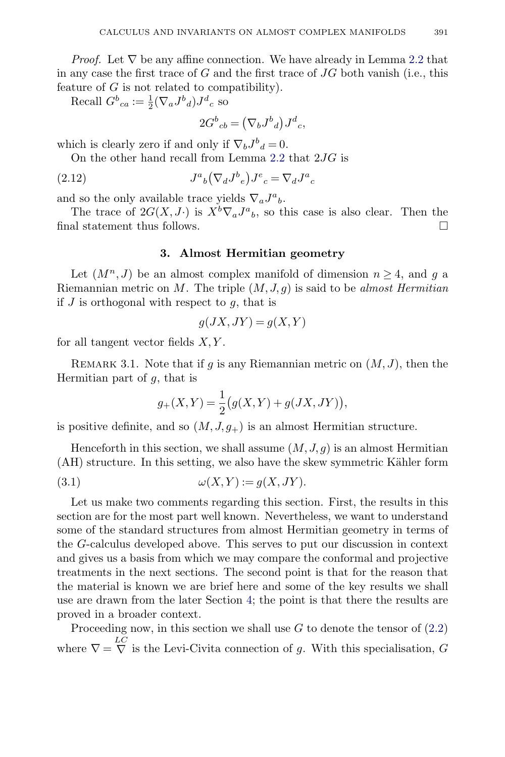*Proof.* Let $\nabla$ be any affine connection. We have already in Lemma 2.2 that in any case the first trace of $G$ and the first trace of $JG$ both vanish (i.e., this feature of $G$ is not related to compatibility).

Recall $G^b{}_{ca} := \frac{1}{2}(\nabla_a J^b{}_d)J^d{}_c$ so

$$2G^b{}_{cb} = \left(\nabla_b J^b{}_d\right) J^d{}_c,$$

which is clearly zero if and only if $\nabla_b J^b{}_d = 0$.

On the other hand recall from Lemma 2.2 that $2JG$ is

$$J^a{}_b\left(\nabla_d J^b{}_e\right)J^e{}_c = \nabla_d J^a{}_c \tag{2.12}$$

and so the only available trace yields $\nabla_a J^a{}_b$.

The trace of $2G(X, J\cdot)$ is $X^b \nabla_a J^a{}_b$, so this case is also clear. Then the final statement thus follows. ◻

## 3. Almost Hermitian geometry

Let $(M^n, J)$ be an almost complex manifold of dimension $n \geq 4$, and $g$ a Riemannian metric on $M$. The triple $(M, J, g)$ is said to be *almost Hermitian* if $J$ is orthogonal with respect to $g$, that is

$$g(JX, JY) = g(X, Y)$$

for all tangent vector fields $X, Y$.

REMARK 3.1. Note that if $g$ is any Riemannian metric on $(M, J)$, then the Hermitian part of $g$, that is

$$g_+(X, Y) = \frac{1}{2}\left(g(X, Y) + g(JX, JY)\right),$$

is positive definite, and so $(M, J, g_+)$ is an almost Hermitian structure.

Henceforth in this section, we shall assume $(M, J, g)$ is an almost Hermitian (AH) structure. In this setting, we also have the skew symmetric Kähler form

$$\omega(X, Y) := g(X, JY). \tag{3.1}$$

Let us make two comments regarding this section. First, the results in this section are for the most part well known. Nevertheless, we want to understand some of the standard structures from almost Hermitian geometry in terms of the $G$-calculus developed above. This serves to put our discussion in context and gives us a basis from which we may compare the conformal and projective treatments in the next sections. The second point is that for the reason that the material is known we are brief here and some of the key results we shall use are drawn from the later Section 4; the point is that there the results are proved in a broader context.

Proceeding now, in this section we shall use $G$ to denote the tensor of (2.2) where $\nabla = \overset{LC}{\nabla}$ is the Levi-Civita connection of $g$. With this specialisation, $G$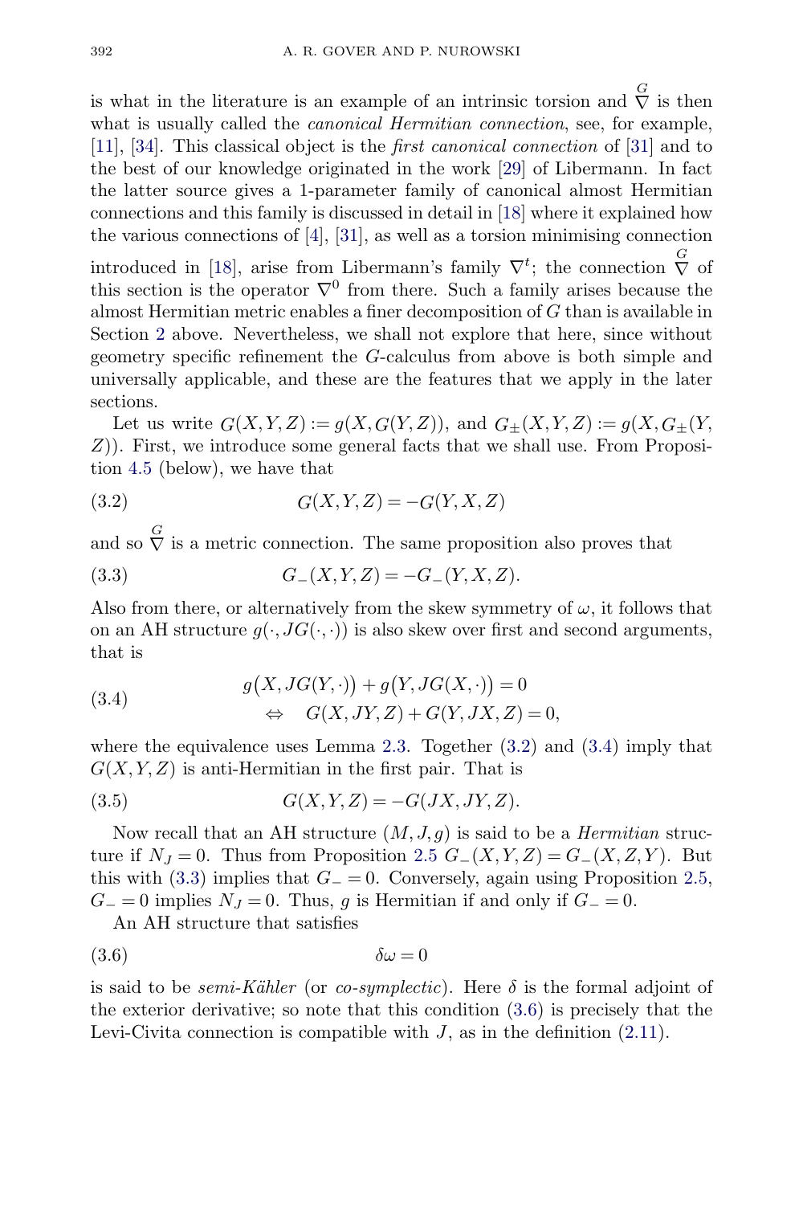is what in the literature is an example of an intrinsic torsion and $\overset{G}{\nabla}$ is then what is usually called the *canonical Hermitian connection*, see, for example, [11], [34]. This classical object is the *first canonical connection* of [31] and to the best of our knowledge originated in the work [29] of Libermann. In fact the latter source gives a 1-parameter family of canonical almost Hermitian connections and this family is discussed in detail in [18] where it explained how the various connections of [4], [31], as well as a torsion minimising connection introduced in [18], arise from Libermann's family $\nabla^t$; the connection $\overset{G}{\nabla}$ of this section is the operator $\nabla^0$ from there. Such a family arises because the almost Hermitian metric enables a finer decomposition of $G$ than is available in Section 2 above. Nevertheless, we shall not explore that here, since without geometry specific refinement the $G$-calculus from above is both simple and universally applicable, and these are the features that we apply in the later sections.

Let us write $G(X,Y,Z) := g(X, G(Y,Z))$, and $G_\pm(X,Y,Z) := g(X, G_\pm(Y, Z))$. First, we introduce some general facts that we shall use. From Proposition 4.5 (below), we have that

$$G(X,Y,Z) = -G(Y,X,Z) \tag{3.2}$$

and so $\overset{G}{\nabla}$ is a metric connection. The same proposition also proves that

$$G_-(X,Y,Z) = -G_-(Y,X,Z). \tag{3.3}$$

Also from there, or alternatively from the skew symmetry of $\omega$, it follows that on an AH structure $g(\cdot, JG(\cdot,\cdot))$ is also skew over first and second arguments, that is

$$\begin{aligned} &g\big(X, JG(Y,\cdot)\big) + g\big(Y, JG(X,\cdot)\big) = 0 \\ &\quad\Leftrightarrow\quad G(X,JY,Z) + G(Y,JX,Z) = 0, \end{aligned} \tag{3.4}$$

where the equivalence uses Lemma 2.3. Together (3.2) and (3.4) imply that $G(X,Y,Z)$ is anti-Hermitian in the first pair. That is

$$G(X,Y,Z) = -G(JX,JY,Z). \tag{3.5}$$

Now recall that an AH structure $(M,J,g)$ is said to be a *Hermitian* structure if $N_J = 0$. Thus from Proposition 2.5 $G_-(X,Y,Z) = G_-(X,Z,Y)$. But this with (3.3) implies that $G_- = 0$. Conversely, again using Proposition 2.5, $G_- = 0$ implies $N_J = 0$. Thus, $g$ is Hermitian if and only if $G_- = 0$.

An AH structure that satisfies

$$\delta\omega = 0 \tag{3.6}$$

is said to be *semi-Kähler* (or *co-symplectic*). Here $\delta$ is the formal adjoint of the exterior derivative; so note that this condition (3.6) is precisely that the Levi-Civita connection is compatible with $J$, as in the definition (2.11).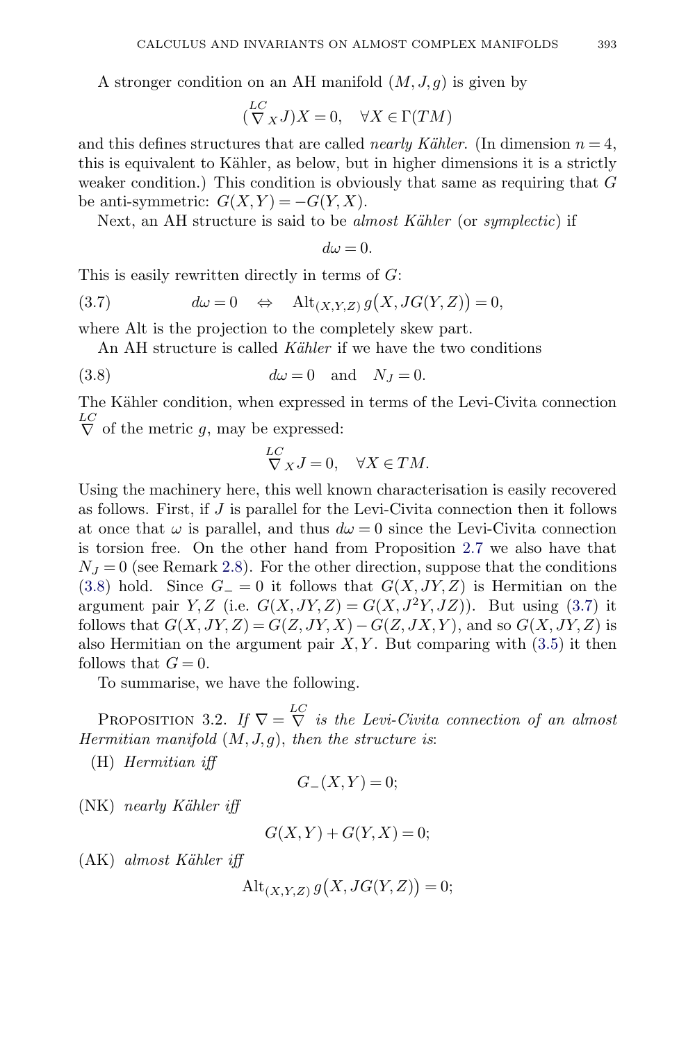A stronger condition on an AH manifold $(M, J, g)$ is given by

$$(\overset{LC}{\nabla}_X J)X = 0, \quad \forall X \in \Gamma(TM)$$

and this defines structures that are called *nearly Kähler*. (In dimension $n = 4$, this is equivalent to Kähler, as below, but in higher dimensions it is a strictly weaker condition.) This condition is obviously that same as requiring that $G$ be anti-symmetric: $G(X, Y) = -G(Y, X)$.

Next, an AH structure is said to be *almost Kähler* (or *symplectic*) if

$$d\omega = 0.$$

This is easily rewritten directly in terms of $G$:

$$d\omega = 0 \quad \Leftrightarrow \quad \mathrm{Alt}_{(X,Y,Z)}\, g\big(X, JG(Y, Z)\big) = 0, \tag{3.7}$$

where Alt is the projection to the completely skew part.

An AH structure is called *Kähler* if we have the two conditions

$$d\omega = 0 \quad \text{and} \quad N_J = 0. \tag{3.8}$$

The Kähler condition, when expressed in terms of the Levi-Civita connection $\overset{LC}{\nabla}$ of the metric $g$, may be expressed:

$$\overset{LC}{\nabla}_X J = 0, \quad \forall X \in TM.$$

Using the machinery here, this well known characterisation is easily recovered as follows. First, if $J$ is parallel for the Levi-Civita connection then it follows at once that $\omega$ is parallel, and thus $d\omega = 0$ since the Levi-Civita connection is torsion free. On the other hand from Proposition 2.7 we also have that $N_J = 0$ (see Remark 2.8). For the other direction, suppose that the conditions (3.8) hold. Since $G_- = 0$ it follows that $G(X, JY, Z)$ is Hermitian on the argument pair $Y, Z$ (i.e. $G(X, JY, Z) = G(X, J^2Y, JZ)$). But using (3.7) it follows that $G(X, JY, Z) = G(Z, JY, X) - G(Z, JX, Y)$, and so $G(X, JY, Z)$ is also Hermitian on the argument pair $X, Y$. But comparing with (3.5) it then follows that $G = 0$.

To summarise, we have the following.

Proposition 3.2. *If $\nabla = \overset{LC}{\nabla}$ is the Levi-Civita connection of an almost Hermitian manifold $(M, J, g)$, then the structure is*:

(H) *Hermitian iff*

$$G_-(X, Y) = 0;$$

(NK) *nearly Kähler iff*

$$G(X, Y) + G(Y, X) = 0;$$

(AK) *almost Kähler iff*

$$\mathrm{Alt}_{(X,Y,Z)}\, g\big(X, JG(Y, Z)\big) = 0;$$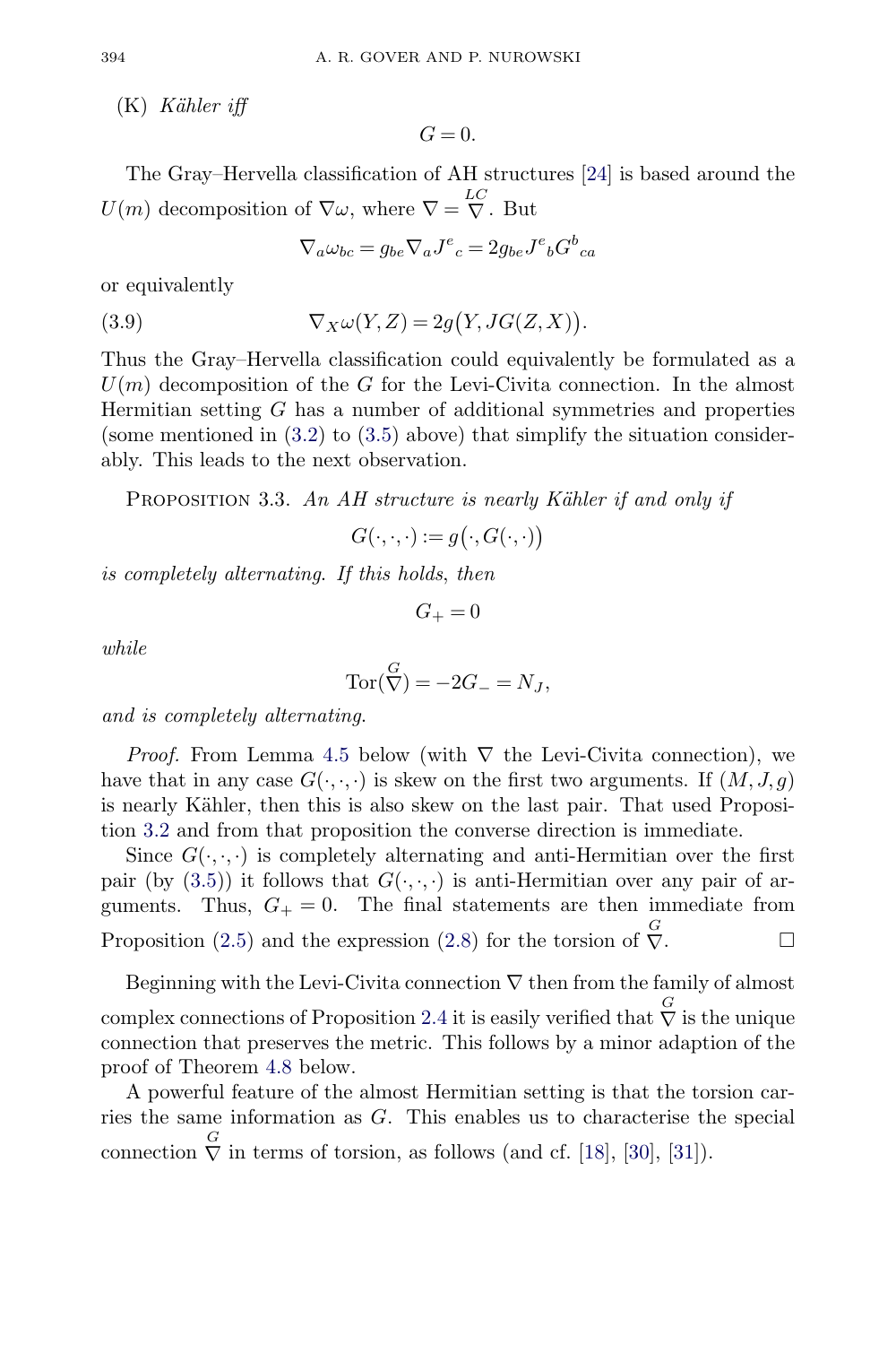(K) *Kähler iff*

$$G = 0.$$

The Gray–Hervella classification of AH structures [24] is based around the $U(m)$ decomposition of $\nabla\omega$, where $\nabla = \overset{LC}{\nabla}$. But

$$\nabla_a \omega_{bc} = g_{be} \nabla_a J^e{}_c = 2 g_{be} J^e{}_b G^b{}_{ca}$$

or equivalently

$$\nabla_X \omega(Y, Z) = 2g\big(Y, JG(Z, X)\big). \tag{3.9}$$

Thus the Gray–Hervella classification could equivalently be formulated as a $U(m)$ decomposition of the $G$ for the Levi-Civita connection. In the almost Hermitian setting $G$ has a number of additional symmetries and properties (some mentioned in (3.2) to (3.5) above) that simplify the situation considerably. This leads to the next observation.

PROPOSITION 3.3. *An AH structure is nearly Kähler if and only if*

$$G(\cdot,\cdot,\cdot) := g\big(\cdot, G(\cdot,\cdot)\big)$$

*is completely alternating. If this holds, then*

$$G_+ = 0$$

*while*

$$\mathrm{Tor}(\overset{G}{\nabla}) = -2G_- = N_J,$$

*and is completely alternating.*

*Proof.* From Lemma 4.5 below (with $\nabla$ the Levi-Civita connection), we have that in any case $G(\cdot,\cdot,\cdot)$ is skew on the first two arguments. If $(M, J, g)$ is nearly Kähler, then this is also skew on the last pair. That used Proposition 3.2 and from that proposition the converse direction is immediate.

Since $G(\cdot,\cdot,\cdot)$ is completely alternating and anti-Hermitian over the first pair (by (3.5)) it follows that $G(\cdot,\cdot,\cdot)$ is anti-Hermitian over any pair of arguments. Thus, $G_+ = 0$. The final statements are then immediate from Proposition (2.5) and the expression (2.8) for the torsion of $\overset{G}{\nabla}$. □

Beginning with the Levi-Civita connection $\nabla$ then from the family of almost complex connections of Proposition 2.4 it is easily verified that $\overset{G}{\nabla}$ is the unique connection that preserves the metric. This follows by a minor adaption of the proof of Theorem 4.8 below.

A powerful feature of the almost Hermitian setting is that the torsion carries the same information as $G$. This enables us to characterise the special connection $\overset{G}{\nabla}$ in terms of torsion, as follows (and cf. [18], [30], [31]).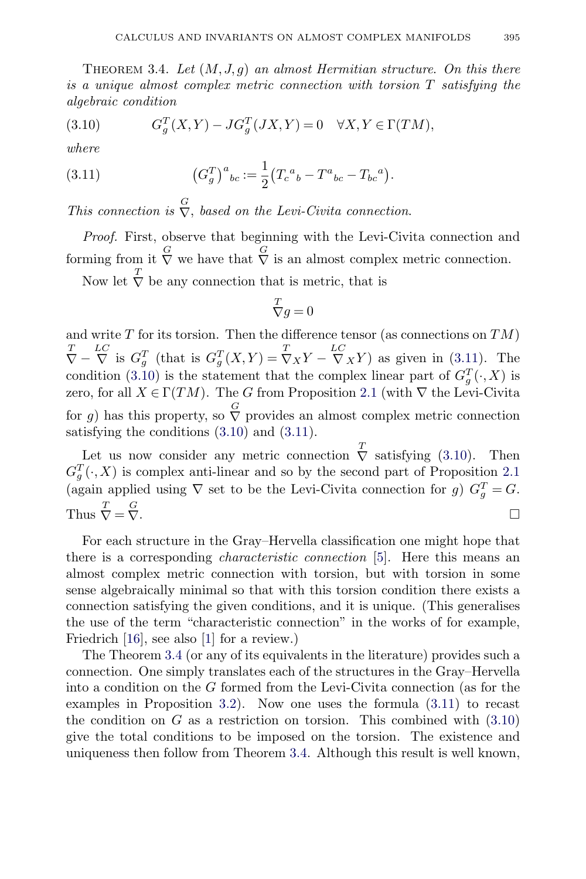**Theorem 3.4.** *Let $(M, J, g)$ an almost Hermitian structure. On this there is a unique almost complex metric connection with torsion $T$ satisfying the algebraic condition*

$$G^T_g(X,Y) - JG^T_g(JX,Y) = 0 \quad \forall X, Y \in \Gamma(TM), \tag{3.10}$$

*where*

$$\left(G^T_g\right)^a{}_{bc} := \frac{1}{2}\left(T_c{}^a{}_b - T^a{}_{bc} - T_{bc}{}^a\right). \tag{3.11}$$

*This connection is $\overset{G}{\nabla}$, based on the Levi-Civita connection.*

*Proof.* First, observe that beginning with the Levi-Civita connection and forming from it $\overset{G}{\nabla}$ we have that $\overset{G}{\nabla}$ is an almost complex metric connection.

Now let $\overset{T}{\nabla}$ be any connection that is metric, that is

$$\overset{T}{\nabla} g = 0$$

and write $T$ for its torsion. Then the difference tensor (as connections on $TM$) $\overset{T}{\nabla} - \overset{LC}{\nabla}$ is $G^T_g$ (that is $G^T_g(X,Y) = \overset{T}{\nabla}_X Y - \overset{LC}{\nabla}_X Y$) as given in (3.11). The condition (3.10) is the statement that the complex linear part of $G^T_g(\cdot, X)$ is zero, for all $X \in \Gamma(TM)$. The $G$ from Proposition 2.1 (with $\nabla$ the Levi-Civita for $g$) has this property, so $\overset{G}{\nabla}$ provides an almost complex metric connection satisfying the conditions (3.10) and (3.11).

Let us now consider any metric connection $\overset{T}{\nabla}$ satisfying (3.10). Then $G^T_g(\cdot, X)$ is complex anti-linear and so by the second part of Proposition 2.1 (again applied using $\nabla$ set to be the Levi-Civita connection for $g$) $G^T_g = G$. Thus $\overset{T}{\nabla} = \overset{G}{\nabla}$. □

For each structure in the Gray–Hervella classification one might hope that there is a corresponding *characteristic connection* [5]. Here this means an almost complex metric connection with torsion, but with torsion in some sense algebraically minimal so that with this torsion condition there exists a connection satisfying the given conditions, and it is unique. (This generalises the use of the term "characteristic connection" in the works of for example, Friedrich [16], see also [1] for a review.)

The Theorem 3.4 (or any of its equivalents in the literature) provides such a connection. One simply translates each of the structures in the Gray–Hervella into a condition on the $G$ formed from the Levi-Civita connection (as for the examples in Proposition 3.2). Now one uses the formula (3.11) to recast the condition on $G$ as a restriction on torsion. This combined with (3.10) give the total conditions to be imposed on the torsion. The existence and uniqueness then follow from Theorem 3.4. Although this result is well known,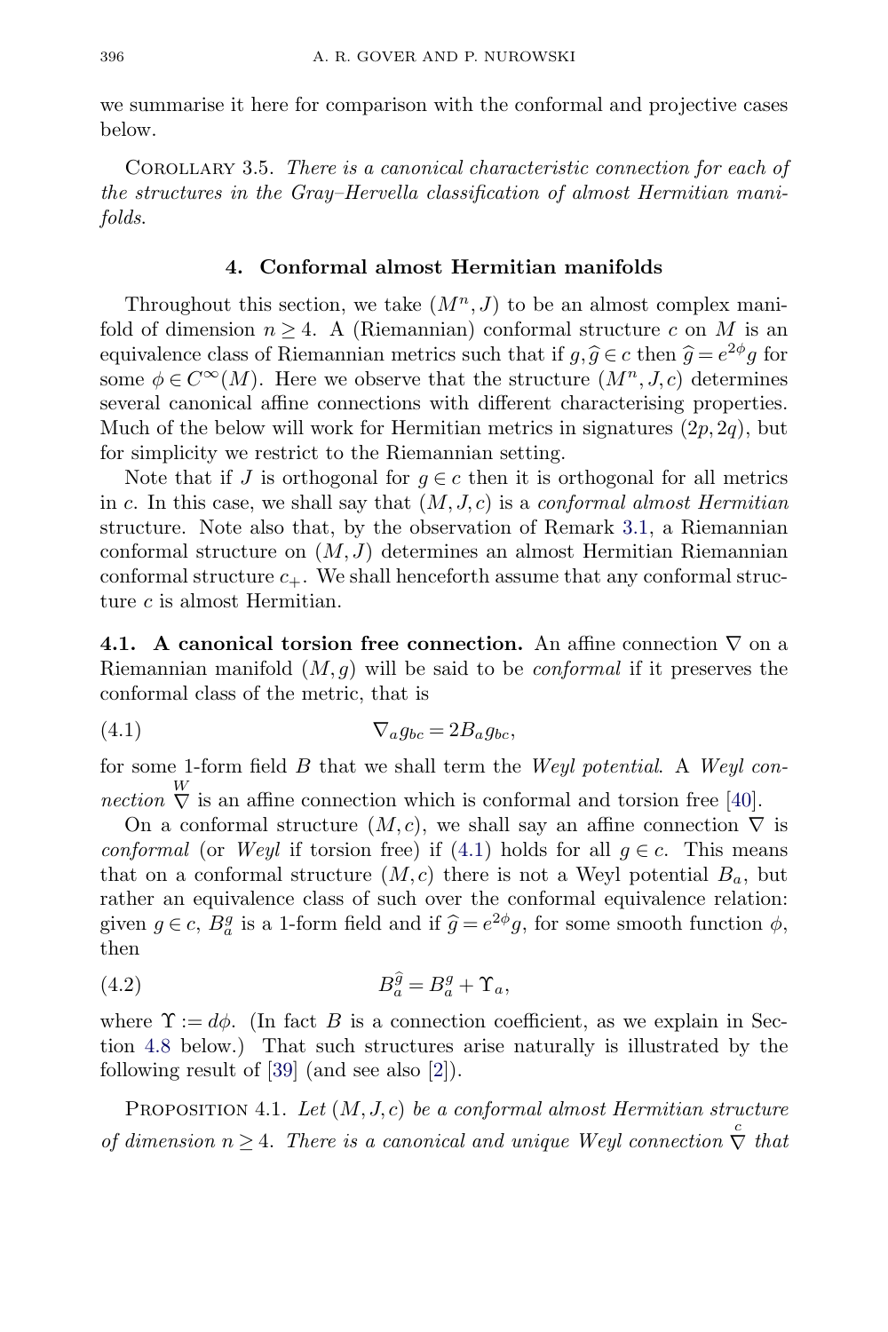we summarise it here for comparison with the conformal and projective cases below.

Corollary 3.5. *There is a canonical characteristic connection for each of the structures in the Gray–Hervella classification of almost Hermitian manifolds.*

## 4. Conformal almost Hermitian manifolds

Throughout this section, we take $(M^n, J)$ to be an almost complex manifold of dimension $n \geq 4$. A (Riemannian) conformal structure $c$ on $M$ is an equivalence class of Riemannian metrics such that if $g, \widehat{g} \in c$ then $\widehat{g} = e^{2\phi} g$ for some $\phi \in C^\infty(M)$. Here we observe that the structure $(M^n, J, c)$ determines several canonical affine connections with different characterising properties. Much of the below will work for Hermitian metrics in signatures $(2p, 2q)$, but for simplicity we restrict to the Riemannian setting.

Note that if $J$ is orthogonal for $g \in c$ then it is orthogonal for all metrics in $c$. In this case, we shall say that $(M, J, c)$ is a *conformal almost Hermitian* structure. Note also that, by the observation of Remark 3.1, a Riemannian conformal structure on $(M, J)$ determines an almost Hermitian Riemannian conformal structure $c_+$. We shall henceforth assume that any conformal structure $c$ is almost Hermitian.

**4.1. A canonical torsion free connection.** An affine connection $\nabla$ on a Riemannian manifold $(M, g)$ will be said to be *conformal* if it preserves the conformal class of the metric, that is

$$\nabla_a g_{bc} = 2B_a g_{bc}, \tag{4.1}$$

for some 1-form field $B$ that we shall term the *Weyl potential*. A *Weyl connection* $\overset{W}{\nabla}$ is an affine connection which is conformal and torsion free [40].

On a conformal structure $(M, c)$, we shall say an affine connection $\nabla$ is *conformal* (or *Weyl* if torsion free) if (4.1) holds for all $g \in c$. This means that on a conformal structure $(M, c)$ there is not a Weyl potential $B_a$, but rather an equivalence class of such over the conformal equivalence relation: given $g \in c$, $B^g_a$ is a 1-form field and if $\widehat{g} = e^{2\phi} g$, for some smooth function $\phi$, then

$$B^{\widehat{g}}_a = B^g_a + \Upsilon_a, \tag{4.2}$$

where $\Upsilon := d\phi$. (In fact $B$ is a connection coefficient, as we explain in Section 4.8 below.) That such structures arise naturally is illustrated by the following result of [39] (and see also [2]).

Proposition 4.1. *Let $(M, J, c)$ be a conformal almost Hermitian structure of dimension $n \geq 4$. There is a canonical and unique Weyl connection $\overset{c}{\nabla}$ that*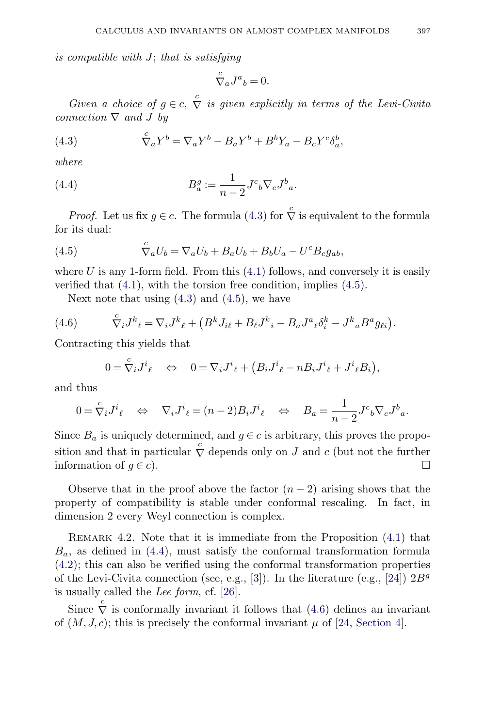*is compatible with* $J$; *that is satisfying*

$$\overset{c}{\nabla}_a J^a{}_b = 0.$$

*Given a choice of* $g \in c$, $\overset{c}{\nabla}$ *is given explicitly in terms of the Levi-Civita connection* $\nabla$ *and* $J$ *by*

$$\overset{c}{\nabla}_a Y^b = \nabla_a Y^b - B_a Y^b + B^b Y_a - B_c Y^c \delta^b_a, \tag{4.3}$$

*where*

$$B^g_a := \frac{1}{n-2} J^c{}_b \nabla_c J^b{}_a. \tag{4.4}$$

*Proof.* Let us fix $g \in c$. The formula (4.3) for $\overset{c}{\nabla}$ is equivalent to the formula for its dual:

$$\overset{c}{\nabla}_a U_b = \nabla_a U_b + B_a U_b + B_b U_a - U^c B_c g_{ab}, \tag{4.5}$$

where $U$ is any 1-form field. From this (4.1) follows, and conversely it is easily verified that (4.1), with the torsion free condition, implies (4.5).

Next note that using (4.3) and (4.5), we have

$$\overset{c}{\nabla}_i J^k{}_\ell = \nabla_i J^k{}_\ell + \big(B^k J_{i\ell} + B_\ell J^k{}_i - B_a J^a{}_\ell \delta^k_i - J^k{}_a B^a g_{\ell i}\big). \tag{4.6}$$

Contracting this yields that

$$0 = \overset{c}{\nabla}_i J^i{}_\ell \quad \Leftrightarrow \quad 0 = \nabla_i J^i{}_\ell + \big(B_i J^i{}_\ell - n B_i J^i{}_\ell + J^i{}_\ell B_i\big),$$

and thus

$$0 = \overset{c}{\nabla}_i J^i{}_\ell \quad \Leftrightarrow \quad \nabla_i J^i{}_\ell = (n-2) B_i J^i{}_\ell \quad \Leftrightarrow \quad B_a = \frac{1}{n-2} J^c{}_b \nabla_c J^b{}_a.$$

Since $B_a$ is uniquely determined, and $g \in c$ is arbitrary, this proves the proposition and that in particular $\overset{c}{\nabla}$ depends only on $J$ and $c$ (but not the further information of $g \in c$). □

Observe that in the proof above the factor $(n-2)$ arising shows that the property of compatibility is stable under conformal rescaling. In fact, in dimension 2 every Weyl connection is complex.

Remark 4.2. Note that it is immediate from the Proposition (4.1) that $B_a$, as defined in (4.4), must satisfy the conformal transformation formula (4.2); this can also be verified using the conformal transformation properties of the Levi-Civita connection (see, e.g., [3]). In the literature (e.g., [24]) $2B^g$ is usually called the *Lee form*, cf. [26].

Since $\overset{c}{\nabla}$ is conformally invariant it follows that (4.6) defines an invariant of $(M, J, c)$; this is precisely the conformal invariant $\mu$ of [24, Section 4].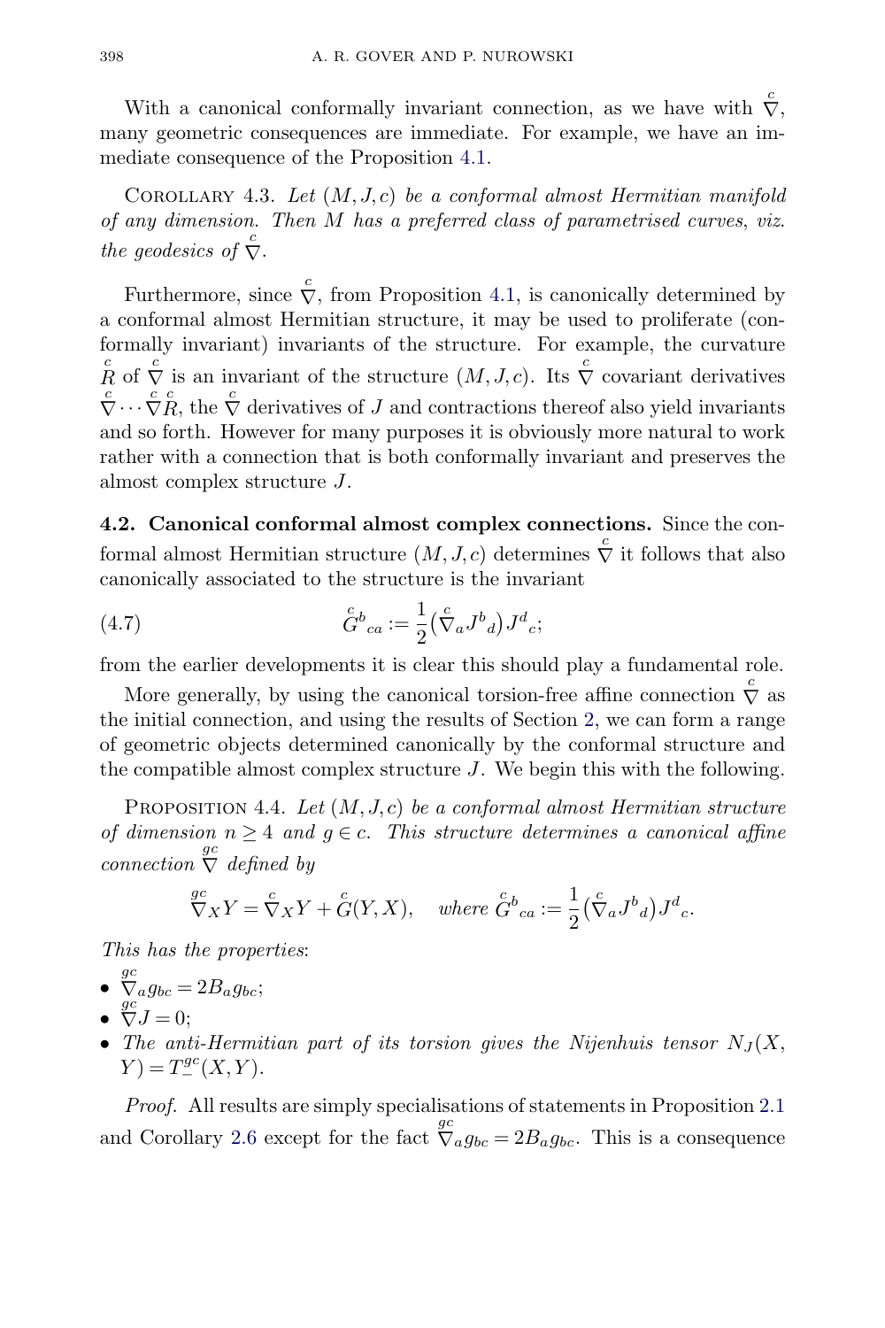With a canonical conformally invariant connection, as we have with $\overset{c}{\nabla}$, many geometric consequences are immediate. For example, we have an immediate consequence of the Proposition 4.1.

Corollary 4.3. *Let $(M, J, c)$ be a conformal almost Hermitian manifold of any dimension. Then $M$ has a preferred class of parametrised curves, viz. the geodesics of $\overset{c}{\nabla}$.*

Furthermore, since $\overset{c}{\nabla}$, from Proposition 4.1, is canonically determined by a conformal almost Hermitian structure, it may be used to proliferate (conformally invariant) invariants of the structure. For example, the curvature $\overset{c}{R}$ of $\overset{c}{\nabla}$ is an invariant of the structure $(M, J, c)$. Its $\overset{c}{\nabla}$ covariant derivatives $\overset{c}{\nabla} \cdots \overset{c}{\nabla} \overset{c}{R}$, the $\overset{c}{\nabla}$ derivatives of $J$ and contractions thereof also yield invariants and so forth. However for many purposes it is obviously more natural to work rather with a connection that is both conformally invariant and preserves the almost complex structure $J$.

**4.2. Canonical conformal almost complex connections.** Since the conformal almost Hermitian structure $(M, J, c)$ determines $\overset{c}{\nabla}$ it follows that also canonically associated to the structure is the invariant

$$\overset{c}{G}{}^b{}_{ca} := \frac{1}{2}\big(\overset{c}{\nabla}_a J^b{}_d\big) J^d{}_c; \tag{4.7}$$

from the earlier developments it is clear this should play a fundamental role.

More generally, by using the canonical torsion-free affine connection $\overset{c}{\nabla}$ as the initial connection, and using the results of Section 2, we can form a range of geometric objects determined canonically by the conformal structure and the compatible almost complex structure $J$. We begin this with the following.

Proposition 4.4. *Let $(M, J, c)$ be a conformal almost Hermitian structure of dimension $n \geq 4$ and $g \in c$. This structure determines a canonical affine connection $\overset{gc}{\nabla}$ defined by*

$$\overset{gc}{\nabla}_X Y = \overset{c}{\nabla}_X Y + \overset{c}{G}(Y, X), \quad \textit{where } \overset{c}{G}{}^b{}_{ca} := \frac{1}{2}\big(\overset{c}{\nabla}_a J^b{}_d\big) J^d{}_c.$$

*This has the properties*:

- $\overset{gc}{\nabla}_a g_{bc} = 2B_a g_{bc}$;
- $\overset{gc}{\nabla} J = 0$;
- *The anti-Hermitian part of its torsion gives the Nijenhuis tensor $N_J(X, Y) = T^{gc}_-(X, Y)$.*

*Proof.* All results are simply specialisations of statements in Proposition 2.1 and Corollary 2.6 except for the fact $\overset{gc}{\nabla}_a g_{bc} = 2B_a g_{bc}$. This is a consequence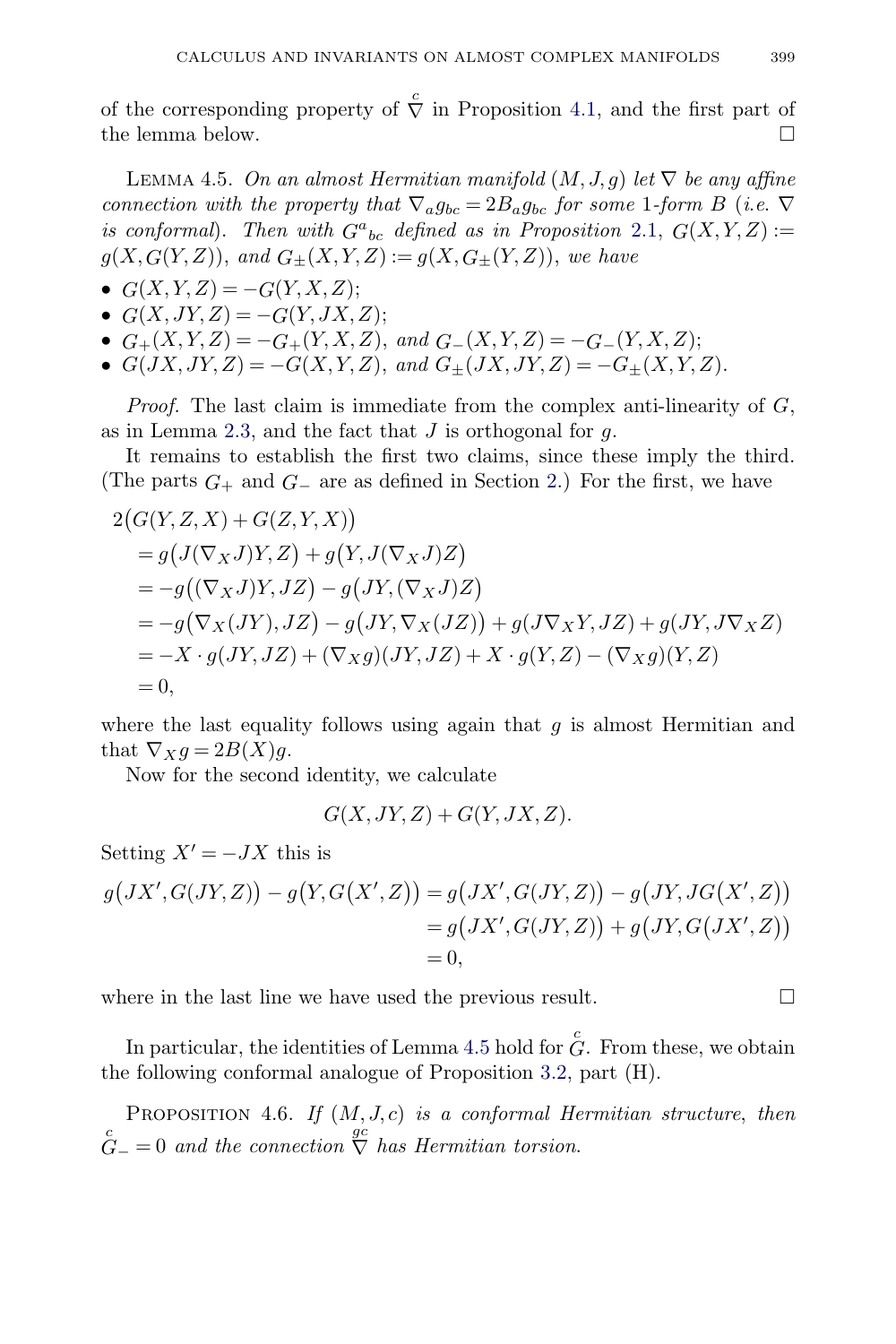of the corresponding property of $\overset{c}{\nabla}$ in Proposition 4.1, and the first part of the lemma below. □

**Lemma 4.5.** *On an almost Hermitian manifold $(M,J,g)$ let $\nabla$ be any affine connection with the property that $\nabla_a g_{bc} = 2B_a g_{bc}$ for some 1-form $B$ (i.e. $\nabla$ is conformal). Then with $G^a{}_{bc}$ defined as in Proposition 2.1, $G(X,Y,Z) := g(X, G(Y,Z))$, and $G_\pm(X,Y,Z) := g(X, G_\pm(Y,Z))$, we have*

- $G(X,Y,Z) = -G(Y,X,Z)$;
- $G(X,JY,Z) = -G(Y,JX,Z)$;
- $G_+(X,Y,Z) = -G_+(Y,X,Z)$, *and* $G_-(X,Y,Z) = -G_-(Y,X,Z)$;
- $G(JX,JY,Z) = -G(X,Y,Z)$, *and* $G_\pm(JX,JY,Z) = -G_\pm(X,Y,Z)$.

*Proof.* The last claim is immediate from the complex anti-linearity of $G$, as in Lemma 2.3, and the fact that $J$ is orthogonal for $g$.

It remains to establish the first two claims, since these imply the third. (The parts $G_+$ and $G_-$ are as defined in Section 2.) For the first, we have

$$
\begin{aligned}
&2\big(G(Y,Z,X) + G(Z,Y,X)\big) \\
&\quad = g\big(J(\nabla_X J)Y, Z\big) + g\big(Y, J(\nabla_X J)Z\big) \\
&\quad = -g\big((\nabla_X J)Y, JZ\big) - g\big(JY, (\nabla_X J)Z\big) \\
&\quad = -g\big(\nabla_X(JY), JZ\big) - g\big(JY, \nabla_X(JZ)\big) + g(J\nabla_X Y, JZ) + g(JY, J\nabla_X Z) \\
&\quad = -X \cdot g(JY,JZ) + (\nabla_X g)(JY,JZ) + X \cdot g(Y,Z) - (\nabla_X g)(Y,Z) \\
&\quad = 0,
\end{aligned}
$$

where the last equality follows using again that $g$ is almost Hermitian and that $\nabla_X g = 2B(X)g$.

Now for the second identity, we calculate

$$G(X,JY,Z) + G(Y,JX,Z).$$

Setting $X' = -JX$ this is

$$
\begin{aligned}
g\big(JX', G(JY,Z)\big) - g\big(Y, G\big(X',Z\big)\big) &= g\big(JX', G(JY,Z)\big) - g\big(JY, JG\big(X',Z\big)\big) \\
&= g\big(JX', G(JY,Z)\big) + g\big(JY, G\big(JX',Z\big)\big) \\
&= 0,
\end{aligned}
$$

where in the last line we have used the previous result. □

In particular, the identities of Lemma 4.5 hold for $\overset{c}{G}$. From these, we obtain the following conformal analogue of Proposition 3.2, part (H).

**Proposition 4.6.** *If $(M,J,c)$ is a conformal Hermitian structure, then $\overset{c}{G}_- = 0$ and the connection $\overset{gc}{\nabla}$ has Hermitian torsion.*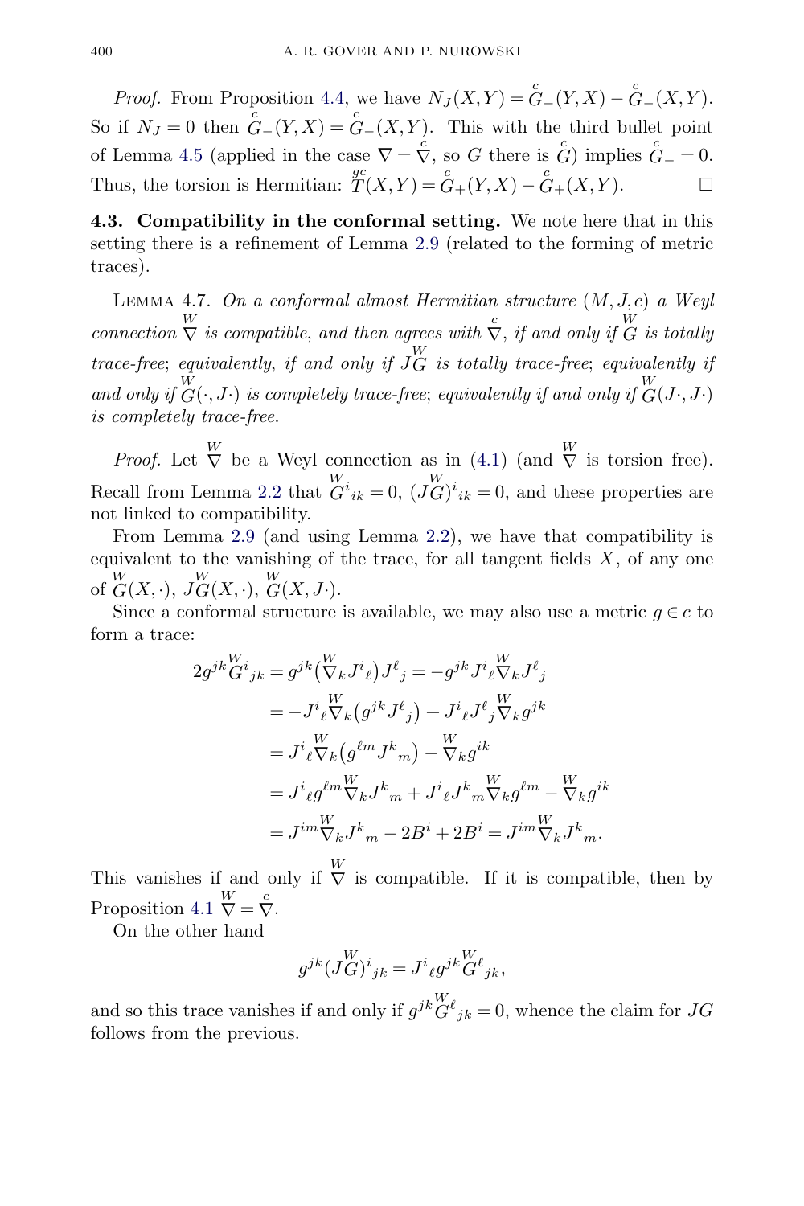*Proof.* From Proposition 4.4, we have $N_J(X,Y) = \overset{c}{G}_-(Y,X) - \overset{c}{G}_-(X,Y)$. So if $N_J = 0$ then $\overset{c}{G}_-(Y,X) = \overset{c}{G}_-(X,Y)$. This with the third bullet point of Lemma 4.5 (applied in the case $\nabla = \overset{c}{\nabla}$, so $G$ there is $\overset{c}{G}$) implies $\overset{c}{G}_- = 0$. Thus, the torsion is Hermitian: $\overset{gc}{T}(X,Y) = \overset{c}{G}_+(Y,X) - \overset{c}{G}_+(X,Y)$. □

**4.3. Compatibility in the conformal setting.** We note here that in this setting there is a refinement of Lemma 2.9 (related to the forming of metric traces).

Lemma 4.7. *On a conformal almost Hermitian structure $(M,J,c)$ a Weyl connection $\overset{W}{\nabla}$ is compatible, and then agrees with $\overset{c}{\nabla}$, if and only if $\overset{W}{G}$ is totally trace-free; equivalently, if and only if $J\overset{W}{G}$ is totally trace-free; equivalently if and only if $\overset{W}{G}(\cdot, J\cdot)$ is completely trace-free; equivalently if and only if $\overset{W}{G}(J\cdot, J\cdot)$ is completely trace-free.*

*Proof.* Let $\overset{W}{\nabla}$ be a Weyl connection as in (4.1) (and $\overset{W}{\nabla}$ is torsion free). Recall from Lemma 2.2 that $\overset{W}{G}{}^i{}_{ik} = 0$, $(J\overset{W}{G})^i{}_{ik} = 0$, and these properties are not linked to compatibility.

From Lemma 2.9 (and using Lemma 2.2), we have that compatibility is equivalent to the vanishing of the trace, for all tangent fields $X$, of any one of $\overset{W}{G}(X,\cdot)$, $J\overset{W}{G}(X,\cdot)$, $\overset{W}{G}(X,J\cdot)$.

Since a conformal structure is available, we may also use a metric $g \in c$ to form a trace:

$$
\begin{aligned}
2g^{jk}\overset{W}{G}{}^i{}_{jk} &= g^{jk}\big(\overset{W}{\nabla}_k J^i{}_\ell\big)J^\ell{}_j = -g^{jk}J^i{}_\ell \overset{W}{\nabla}_k J^\ell{}_j \\
&= -J^i{}_\ell \overset{W}{\nabla}_k\big(g^{jk}J^\ell{}_j\big) + J^i{}_\ell J^\ell{}_j \overset{W}{\nabla}_k g^{jk} \\
&= J^i{}_\ell \overset{W}{\nabla}_k\big(g^{\ell m}J^k{}_m\big) - \overset{W}{\nabla}_k g^{ik} \\
&= J^i{}_\ell g^{\ell m}\overset{W}{\nabla}_k J^k{}_m + J^i{}_\ell J^k{}_m \overset{W}{\nabla}_k g^{\ell m} - \overset{W}{\nabla}_k g^{ik} \\
&= J^{im}\overset{W}{\nabla}_k J^k{}_m - 2B^i + 2B^i = J^{im}\overset{W}{\nabla}_k J^k{}_m.
\end{aligned}
$$

This vanishes if and only if $\overset{W}{\nabla}$ is compatible. If it is compatible, then by Proposition 4.1 $\overset{W}{\nabla} = \overset{c}{\nabla}$.

On the other hand

$$
g^{jk}(J\overset{W}{G})^i{}_{jk} = J^i{}_\ell g^{jk}\overset{W}{G}{}^\ell{}_{jk},
$$

and so this trace vanishes if and only if $g^{jk}\overset{W}{G}{}^\ell{}_{jk} = 0$, whence the claim for $JG$ follows from the previous.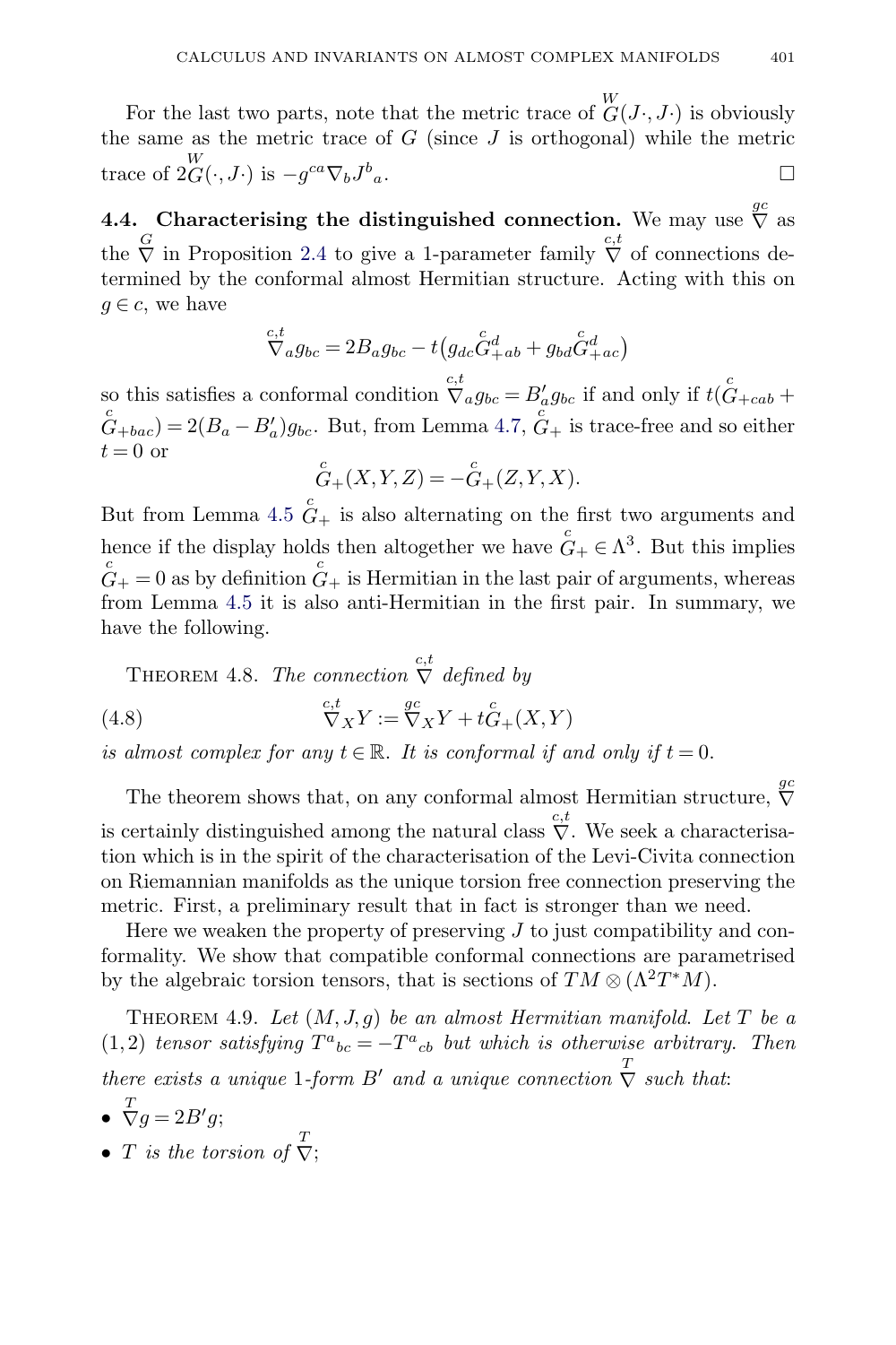For the last two parts, note that the metric trace of $\overset{W}{G}(J\cdot, J\cdot)$ is obviously the same as the metric trace of $G$ (since $J$ is orthogonal) while the metric trace of $2\overset{W}{G}(\cdot, J\cdot)$ is $-g^{ca}\nabla_b J^b{}_a$. $\square$

**4.4. Characterising the distinguished connection.** We may use $\overset{gc}{\nabla}$ as the $\overset{G}{\nabla}$ in Proposition 2.4 to give a 1-parameter family $\overset{c,t}{\nabla}$ of connections determined by the conformal almost Hermitian structure. Acting with this on $g \in c$, we have

$$\overset{c,t}{\nabla}_a g_{bc} = 2B_a g_{bc} - t\big(g_{dc}\overset{c}{G}{}^d_{+ab} + g_{bd}\overset{c}{G}{}^d_{+ac}\big)$$

so this satisfies a conformal condition $\overset{c,t}{\nabla}_a g_{bc} = B'_a g_{bc}$ if and only if $t(\overset{c}{G}_{+cab} + \overset{c}{G}_{+bac}) = 2(B_a - B'_a)g_{bc}$. But, from Lemma 4.7, $\overset{c}{G}_+$ is trace-free and so either $t = 0$ or

$$\overset{c}{G}_+(X, Y, Z) = -\overset{c}{G}_+(Z, Y, X).$$

But from Lemma 4.5 $\overset{c}{G}_+$ is also alternating on the first two arguments and hence if the display holds then altogether we have $\overset{c}{G}_+ \in \Lambda^3$. But this implies $\overset{c}{G}_+ = 0$ as by definition $\overset{c}{G}_+$ is Hermitian in the last pair of arguments, whereas from Lemma 4.5 it is also anti-Hermitian in the first pair. In summary, we have the following.

Theorem 4.8. *The connection $\overset{c,t}{\nabla}$ defined by*

$$\overset{c,t}{\nabla}_X Y := \overset{gc}{\nabla}_X Y + t\overset{c}{G}_+(X, Y) \tag{4.8}$$

*is almost complex for any $t \in \mathbb{R}$. It is conformal if and only if $t = 0$.*

The theorem shows that, on any conformal almost Hermitian structure, $\overset{gc}{\nabla}$ is certainly distinguished among the natural class $\overset{c,t}{\nabla}$. We seek a characterisation which is in the spirit of the characterisation of the Levi-Civita connection on Riemannian manifolds as the unique torsion free connection preserving the metric. First, a preliminary result that in fact is stronger than we need.

Here we weaken the property of preserving $J$ to just compatibility and conformality. We show that compatible conformal connections are parametrised by the algebraic torsion tensors, that is sections of $TM \otimes (\Lambda^2 T^*M)$.

Theorem 4.9. *Let $(M, J, g)$ be an almost Hermitian manifold. Let $T$ be a $(1, 2)$ tensor satisfying $T^a{}_{bc} = -T^a{}_{cb}$ but which is otherwise arbitrary. Then there exists a unique 1-form $B'$ and a unique connection $\overset{T}{\nabla}$ such that*:

- $\overset{T}{\nabla} g = 2B' g$;
- *$T$ is the torsion of $\overset{T}{\nabla}$;*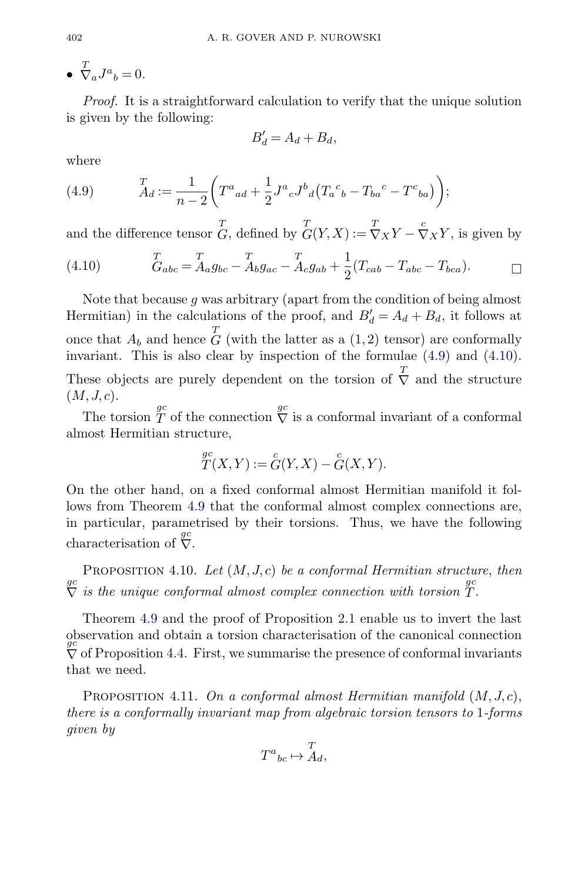- $\overset{T}{\nabla}_a J^a{}_b = 0$.

*Proof.* It is a straightforward calculation to verify that the unique solution is given by the following:

$$B'_d = A_d + B_d,$$

where

$$\overset{T}{A}_d := \frac{1}{n-2}\left( T^a{}_{ad} + \frac{1}{2} J^a{}_c J^b{}_d \big( T_a{}^c{}_b - T_{ba}{}^c - T^c{}_{ba} \big) \right); \tag{4.9}$$

and the difference tensor $\overset{T}{G}$, defined by $\overset{T}{G}(Y,X) := \overset{T}{\nabla}_X Y - \overset{c}{\nabla}_X Y$, is given by

$$\overset{T}{G}_{abc} = \overset{T}{A}_a g_{bc} - \overset{T}{A}_b g_{ac} - \overset{T}{A}_c g_{ab} + \frac{1}{2}(T_{cab} - T_{abc} - T_{bca}). \tag{4.10}$$

□

Note that because $g$ was arbitrary (apart from the condition of being almost Hermitian) in the calculations of the proof, and $B'_d = A_d + B_d$, it follows at once that $A_b$ and hence $\overset{T}{G}$ (with the latter as a $(1,2)$ tensor) are conformally invariant. This is also clear by inspection of the formulae (4.9) and (4.10). These objects are purely dependent on the torsion of $\overset{T}{\nabla}$ and the structure $(M,J,c)$.

The torsion $\overset{gc}{T}$ of the connection $\overset{gc}{\nabla}$ is a conformal invariant of a conformal almost Hermitian structure,

$$\overset{gc}{T}(X,Y) := \overset{c}{G}(Y,X) - \overset{c}{G}(X,Y).$$

On the other hand, on a fixed conformal almost Hermitian manifold it follows from Theorem 4.9 that the conformal almost complex connections are, in particular, parametrised by their torsions. Thus, we have the following characterisation of $\overset{gc}{\nabla}$.

PROPOSITION 4.10. *Let $(M,J,c)$ be a conformal Hermitian structure, then $\overset{gc}{\nabla}$ is the unique conformal almost complex connection with torsion $\overset{gc}{T}$.*

Theorem 4.9 and the proof of Proposition 2.1 enable us to invert the last observation and obtain a torsion characterisation of the canonical connection $\overset{gc}{\nabla}$ of Proposition 4.4. First, we summarise the presence of conformal invariants that we need.

PROPOSITION 4.11. *On a conformal almost Hermitian manifold $(M,J,c)$, there is a conformally invariant map from algebraic torsion tensors to 1-forms given by*

$$T^a{}_{bc} \mapsto \overset{T}{A}_d,$$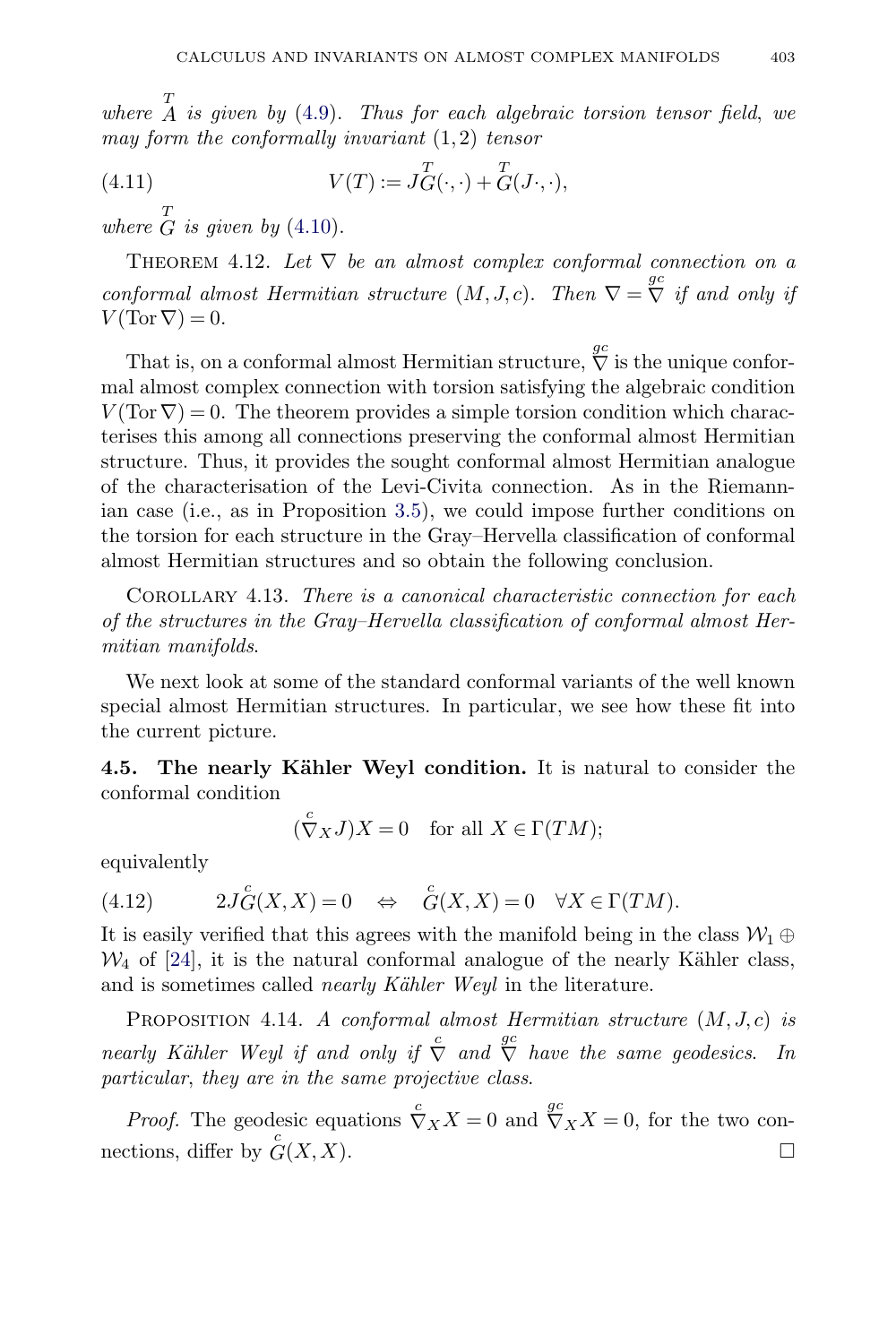*where* $\overset{T}{A}$ *is given by* (4.9). *Thus for each algebraic torsion tensor field, we may form the conformally invariant* $(1,2)$ *tensor*

$$V(T) := J\overset{T}{G}(\cdot,\cdot) + \overset{T}{G}(J\cdot,\cdot), \tag{4.11}$$

*where* $\overset{T}{G}$ *is given by* (4.10).

THEOREM 4.12. *Let* $\nabla$ *be an almost complex conformal connection on a conformal almost Hermitian structure* $(M,J,c)$. *Then* $\nabla = \overset{gc}{\nabla}$ *if and only if* $V(\operatorname{Tor}\nabla) = 0$.

That is, on a conformal almost Hermitian structure, $\overset{gc}{\nabla}$ is the unique conformal almost complex connection with torsion satisfying the algebraic condition $V(\operatorname{Tor}\nabla) = 0$. The theorem provides a simple torsion condition which characterises this among all connections preserving the conformal almost Hermitian structure. Thus, it provides the sought conformal almost Hermitian analogue of the characterisation of the Levi-Civita connection. As in the Riemannian case (i.e., as in Proposition 3.5), we could impose further conditions on the torsion for each structure in the Gray–Hervella classification of conformal almost Hermitian structures and so obtain the following conclusion.

COROLLARY 4.13. *There is a canonical characteristic connection for each of the structures in the Gray–Hervella classification of conformal almost Hermitian manifolds.*

We next look at some of the standard conformal variants of the well known special almost Hermitian structures. In particular, we see how these fit into the current picture.

**4.5. The nearly Kähler Weyl condition.** It is natural to consider the conformal condition

$$(\overset{c}{\nabla}_X J)X = 0 \quad \text{for all } X \in \Gamma(TM);$$

equivalently

$$2J\overset{c}{G}(X,X) = 0 \quad \Leftrightarrow \quad \overset{c}{G}(X,X) = 0 \quad \forall X \in \Gamma(TM). \tag{4.12}$$

It is easily verified that this agrees with the manifold being in the class $\mathcal{W}_1 \oplus \mathcal{W}_4$ of [24], it is the natural conformal analogue of the nearly Kähler class, and is sometimes called *nearly Kähler Weyl* in the literature.

PROPOSITION 4.14. *A conformal almost Hermitian structure* $(M,J,c)$ *is nearly Kähler Weyl if and only if* $\overset{c}{\nabla}$ *and* $\overset{gc}{\nabla}$ *have the same geodesics. In particular, they are in the same projective class.*

*Proof.* The geodesic equations $\overset{c}{\nabla}_X X = 0$ and $\overset{gc}{\nabla}_X X = 0$, for the two connections, differ by $\overset{c}{G}(X,X)$. □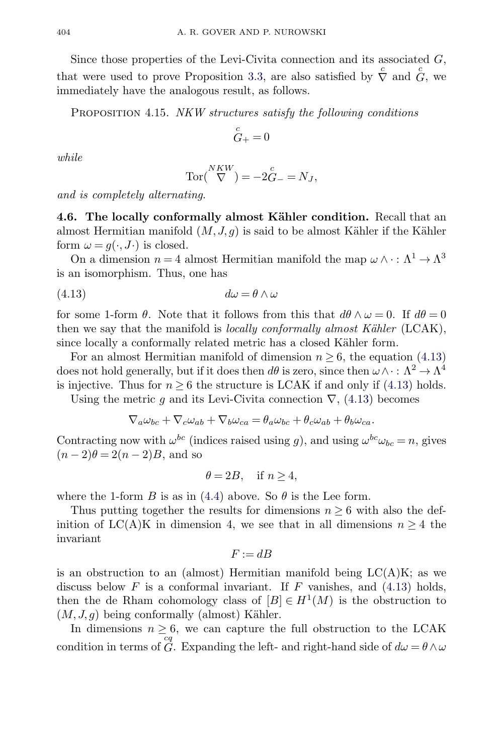Since those properties of the Levi-Civita connection and its associated $G$, that were used to prove Proposition 3.3, are also satisfied by $\overset{c}{\nabla}$ and $\overset{c}{G}$, we immediately have the analogous result, as follows.

Proposition 4.15. *NKW structures satisfy the following conditions*

$$\overset{c}{G}_{+} = 0$$

*while*

$$\mathrm{Tor}(\overset{NKW}{\nabla}) = -2\overset{c}{G}_{-} = N_J,$$

*and is completely alternating.*

**4.6. The locally conformally almost Kähler condition.** Recall that an almost Hermitian manifold $(M, J, g)$ is said to be almost Kähler if the Kähler form $\omega = g(\cdot, J\cdot)$ is closed.

On a dimension $n = 4$ almost Hermitian manifold the map $\omega\wedge\cdot : \Lambda^1 \to \Lambda^3$ is an isomorphism. Thus, one has

$$d\omega = \theta \wedge \omega \tag{4.13}$$

for some 1-form $\theta$. Note that it follows from this that $d\theta \wedge \omega = 0$. If $d\theta = 0$ then we say that the manifold is *locally conformally almost Kähler* (LCAK), since locally a conformally related metric has a closed Kähler form.

For an almost Hermitian manifold of dimension $n \geq 6$, the equation (4.13) does not hold generally, but if it does then $d\theta$ is zero, since then $\omega\wedge\cdot : \Lambda^2 \to \Lambda^4$ is injective. Thus for $n \geq 6$ the structure is LCAK if and only if (4.13) holds.

Using the metric $g$ and its Levi-Civita connection $\nabla$, (4.13) becomes

$$\nabla_a \omega_{bc} + \nabla_c \omega_{ab} + \nabla_b \omega_{ca} = \theta_a \omega_{bc} + \theta_c \omega_{ab} + \theta_b \omega_{ca}.$$

Contracting now with $\omega^{bc}$ (indices raised using $g$), and using $\omega^{bc}\omega_{bc} = n$, gives $(n-2)\theta = 2(n-2)B$, and so

$$\theta = 2B, \quad \text{if } n \geq 4,$$

where the 1-form $B$ is as in (4.4) above. So $\theta$ is the Lee form.

Thus putting together the results for dimensions $n \geq 6$ with also the definition of LC(A)K in dimension 4, we see that in all dimensions $n \geq 4$ the invariant

$$F := dB$$

is an obstruction to an (almost) Hermitian manifold being LC(A)K; as we discuss below $F$ is a conformal invariant. If $F$ vanishes, and (4.13) holds, then the de Rham cohomology class of $[B] \in H^1(M)$ is the obstruction to $(M, J, g)$ being conformally (almost) Kähler.

In dimensions $n \geq 6$, we can capture the full obstruction to the LCAK condition in terms of $\overset{cq}{G}$. Expanding the left- and right-hand side of $d\omega = \theta \wedge \omega$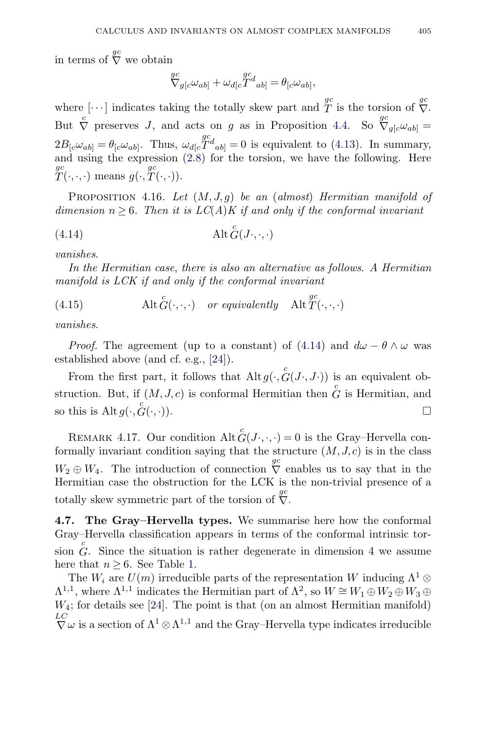in terms of $\overset{gc}{\nabla}$ we obtain

$$\overset{gc}{\nabla}_{g[c}\omega_{ab]} + \omega_{d[c}\overset{gc}{T}{}^{d}{}_{ab]} = \theta_{[c}\omega_{ab]},$$

where $[\cdots]$ indicates taking the totally skew part and $\overset{gc}{T}$ is the torsion of $\overset{gc}{\nabla}$. But $\overset{c}{\nabla}$ preserves $J$, and acts on $g$ as in Proposition 4.4. So $\overset{gc}{\nabla}_{g[c}\omega_{ab]} = 2B_{[c}\omega_{ab]} = \theta_{[c}\omega_{ab]}$. Thus, $\omega_{d[c}\overset{gc}{T}{}^{d}{}_{ab]} = 0$ is equivalent to (4.13). In summary, and using the expression (2.8) for the torsion, we have the following. Here $\overset{gc}{T}(\cdot,\cdot,\cdot)$ means $g(\cdot,\overset{gc}{T}(\cdot,\cdot))$.

Proposition 4.16. *Let $(M,J,g)$ be an (almost) Hermitian manifold of dimension $n \geq 6$. Then it is LC(A)K if and only if the conformal invariant*

$$\operatorname{Alt}\overset{c}{G}(J\cdot,\cdot,\cdot) \tag{4.14}$$

*vanishes.*

*In the Hermitian case, there is also an alternative as follows. A Hermitian manifold is LCK if and only if the conformal invariant*

$$\operatorname{Alt}\overset{c}{G}(\cdot,\cdot,\cdot) \quad \textit{or equivalently} \quad \operatorname{Alt}\overset{gc}{T}(\cdot,\cdot,\cdot) \tag{4.15}$$

*vanishes.*

*Proof.* The agreement (up to a constant) of (4.14) and $d\omega - \theta\wedge\omega$ was established above (and cf. e.g., [24]).

From the first part, it follows that $\operatorname{Alt} g(\cdot,\overset{c}{G}(J\cdot,J\cdot))$ is an equivalent obstruction. But, if $(M,J,c)$ is conformal Hermitian then $\overset{c}{G}$ is Hermitian, and so this is $\operatorname{Alt} g(\cdot,\overset{c}{G}(\cdot,\cdot))$. □

Remark 4.17. Our condition $\operatorname{Alt}\overset{c}{G}(J\cdot,\cdot,\cdot) = 0$ is the Gray–Hervella conformally invariant condition saying that the structure $(M,J,c)$ is in the class $W_2\oplus W_4$. The introduction of connection $\overset{gc}{\nabla}$ enables us to say that in the Hermitian case the obstruction for the LCK is the non-trivial presence of a totally skew symmetric part of the torsion of $\overset{gc}{\nabla}$.

**4.7. The Gray–Hervella types.** We summarise here how the conformal Gray–Hervella classification appears in terms of the conformal intrinsic torsion $\overset{c}{G}$. Since the situation is rather degenerate in dimension 4 we assume here that $n \geq 6$. See Table 1.

The $W_i$ are $U(m)$ irreducible parts of the representation $W$ inducing $\Lambda^1\otimes\Lambda^{1,1}$, where $\Lambda^{1,1}$ indicates the Hermitian part of $\Lambda^2$, so $W \cong W_1\oplus W_2\oplus W_3\oplus W_4$; for details see [24]. The point is that (on an almost Hermitian manifold) $\overset{LC}{\nabla}\omega$ is a section of $\Lambda^1\otimes\Lambda^{1,1}$ and the Gray–Hervella type indicates irreducible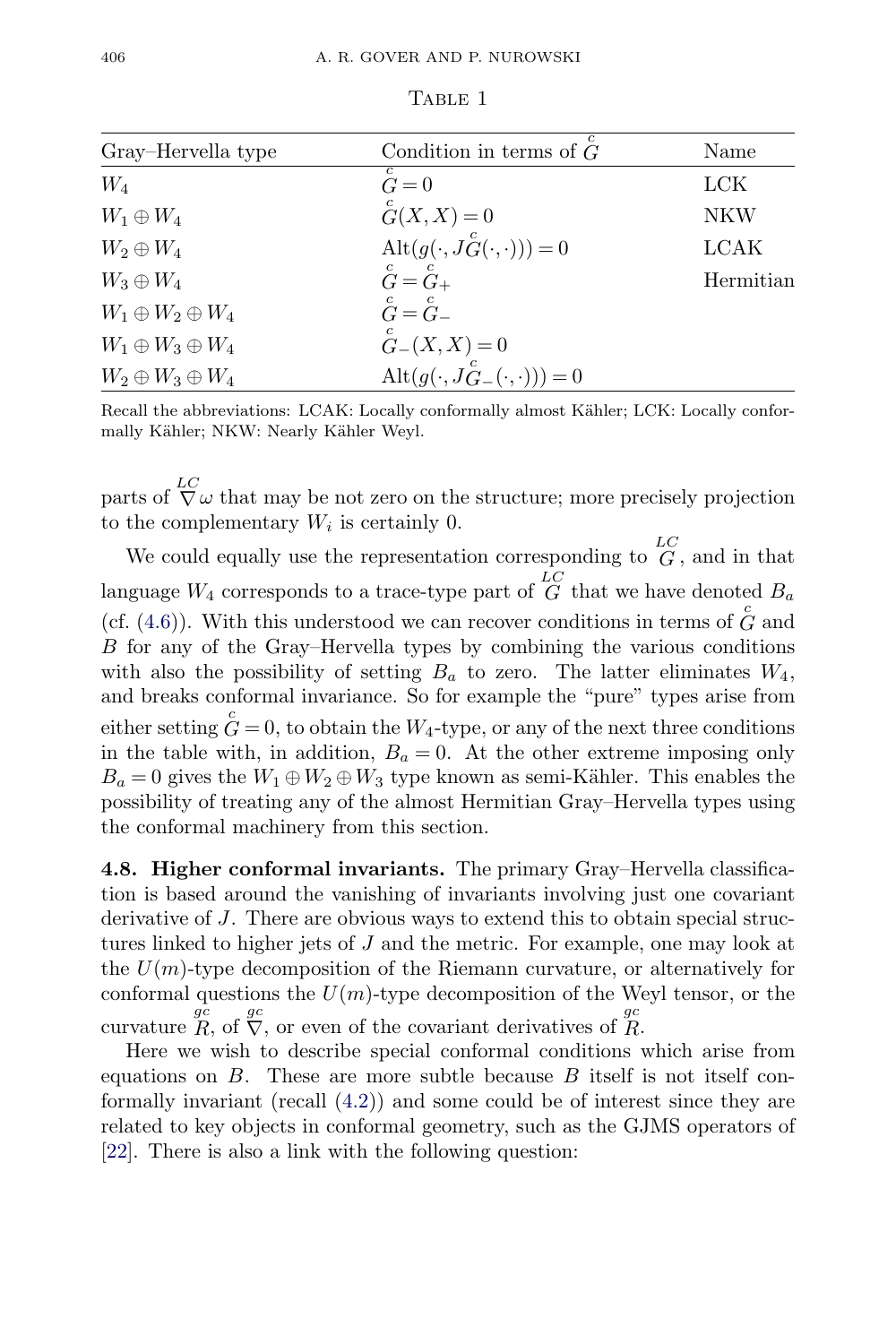Table 1

| Gray–Hervella type | Condition in terms of $\overset{c}{G}$ | Name |
|---|---|---|
| $W_4$ | $\overset{c}{G} = 0$ | LCK |
| $W_1 \oplus W_4$ | $\overset{c}{G}(X, X) = 0$ | NKW |
| $W_2 \oplus W_4$ | $\mathrm{Alt}(g(\cdot, J\overset{c}{G}(\cdot, \cdot))) = 0$ | LCAK |
| $W_3 \oplus W_4$ | $\overset{c}{G} = \overset{c}{G}_+$ | Hermitian |
| $W_1 \oplus W_2 \oplus W_4$ | $\overset{c}{G} = \overset{c}{G}_-$ | |
| $W_1 \oplus W_3 \oplus W_4$ | $\overset{c}{G}_-(X, X) = 0$ | |
| $W_2 \oplus W_3 \oplus W_4$ | $\mathrm{Alt}(g(\cdot, J\overset{c}{G}_-(\cdot, \cdot))) = 0$ | |

Recall the abbreviations: LCAK: Locally conformally almost Kähler; LCK: Locally conformally Kähler; NKW: Nearly Kähler Weyl.

parts of $\overset{LC}{\nabla}\omega$ that may be not zero on the structure; more precisely projection to the complementary $W_i$ is certainly 0.

We could equally use the representation corresponding to $\overset{LC}{G}$, and in that language $W_4$ corresponds to a trace-type part of $\overset{LC}{G}$ that we have denoted $B_a$ (cf. (4.6)). With this understood we can recover conditions in terms of $\overset{c}{G}$ and $B$ for any of the Gray–Hervella types by combining the various conditions with also the possibility of setting $B_a$ to zero. The latter eliminates $W_4$, and breaks conformal invariance. So for example the "pure" types arise from either setting $\overset{c}{G} = 0$, to obtain the $W_4$-type, or any of the next three conditions in the table with, in addition, $B_a = 0$. At the other extreme imposing only $B_a = 0$ gives the $W_1 \oplus W_2 \oplus W_3$ type known as semi-Kähler. This enables the possibility of treating any of the almost Hermitian Gray–Hervella types using the conformal machinery from this section.

**4.8. Higher conformal invariants.** The primary Gray–Hervella classification is based around the vanishing of invariants involving just one covariant derivative of $J$. There are obvious ways to extend this to obtain special structures linked to higher jets of $J$ and the metric. For example, one may look at the $U(m)$-type decomposition of the Riemann curvature, or alternatively for conformal questions the $U(m)$-type decomposition of the Weyl tensor, or the curvature $\overset{gc}{R}$, of $\overset{gc}{\nabla}$, or even of the covariant derivatives of $\overset{gc}{R}$.

Here we wish to describe special conformal conditions which arise from equations on $B$. These are more subtle because $B$ itself is not itself conformally invariant (recall (4.2)) and some could be of interest since they are related to key objects in conformal geometry, such as the GJMS operators of [22]. There is also a link with the following question: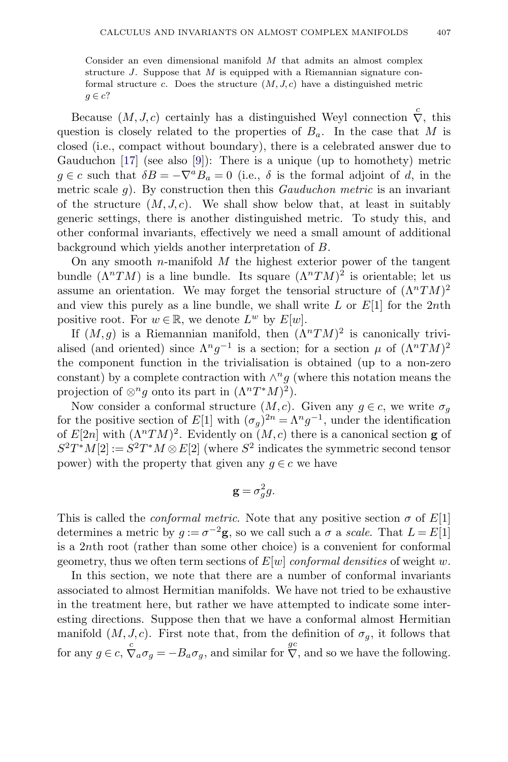Consider an even dimensional manifold $M$ that admits an almost complex structure $J$. Suppose that $M$ is equipped with a Riemannian signature conformal structure $c$. Does the structure $(M, J, c)$ have a distinguished metric $g \in c$?

Because $(M, J, c)$ certainly has a distinguished Weyl connection $\overset{c}{\nabla}$, this question is closely related to the properties of $B_a$. In the case that $M$ is closed (i.e., compact without boundary), there is a celebrated answer due to Gauduchon [17] (see also [9]): There is a unique (up to homothety) metric $g \in c$ such that $\delta B = -\nabla^a B_a = 0$ (i.e., $\delta$ is the formal adjoint of $d$, in the metric scale $g$). By construction then this *Gauduchon metric* is an invariant of the structure $(M, J, c)$. We shall show below that, at least in suitably generic settings, there is another distinguished metric. To study this, and other conformal invariants, effectively we need a small amount of additional background which yields another interpretation of $B$.

On any smooth $n$-manifold $M$ the highest exterior power of the tangent bundle $(\Lambda^n TM)$ is a line bundle. Its square $(\Lambda^n TM)^2$ is orientable; let us assume an orientation. We may forget the tensorial structure of $(\Lambda^n TM)^2$ and view this purely as a line bundle, we shall write $L$ or $E[1]$ for the $2n$th positive root. For $w \in \mathbb{R}$, we denote $L^w$ by $E[w]$.

If $(M, g)$ is a Riemannian manifold, then $(\Lambda^n TM)^2$ is canonically trivialised (and oriented) since $\Lambda^n g^{-1}$ is a section; for a section $\mu$ of $(\Lambda^n TM)^2$ the component function in the trivialisation is obtained (up to a non-zero constant) by a complete contraction with $\wedge^n g$ (where this notation means the projection of $\otimes^n g$ onto its part in $(\Lambda^n T^*M)^2$).

Now consider a conformal structure $(M, c)$. Given any $g \in c$, we write $\sigma_g$ for the positive section of $E[1]$ with $(\sigma_g)^{2n} = \Lambda^n g^{-1}$, under the identification of $E[2n]$ with $(\Lambda^n TM)^2$. Evidently on $(M, c)$ there is a canonical section $\mathbf{g}$ of $S^2T^*M[2] := S^2T^*M \otimes E[2]$ (where $S^2$ indicates the symmetric second tensor power) with the property that given any $g \in c$ we have

$$\mathbf{g} = \sigma_g^2 g.$$

This is called the *conformal metric*. Note that any positive section $\sigma$ of $E[1]$ determines a metric by $g := \sigma^{-2}\mathbf{g}$, so we call such a $\sigma$ a *scale*. That $L = E[1]$ is a $2n$th root (rather than some other choice) is a convenient for conformal geometry, thus we often term sections of $E[w]$ *conformal densities* of weight $w$.

In this section, we note that there are a number of conformal invariants associated to almost Hermitian manifolds. We have not tried to be exhaustive in the treatment here, but rather we have attempted to indicate some interesting directions. Suppose then that we have a conformal almost Hermitian manifold $(M, J, c)$. First note that, from the definition of $\sigma_g$, it follows that for any $g \in c$, $\overset{c}{\nabla}_a \sigma_g = -B_a \sigma_g$, and similar for $\overset{gc}{\nabla}$, and so we have the following.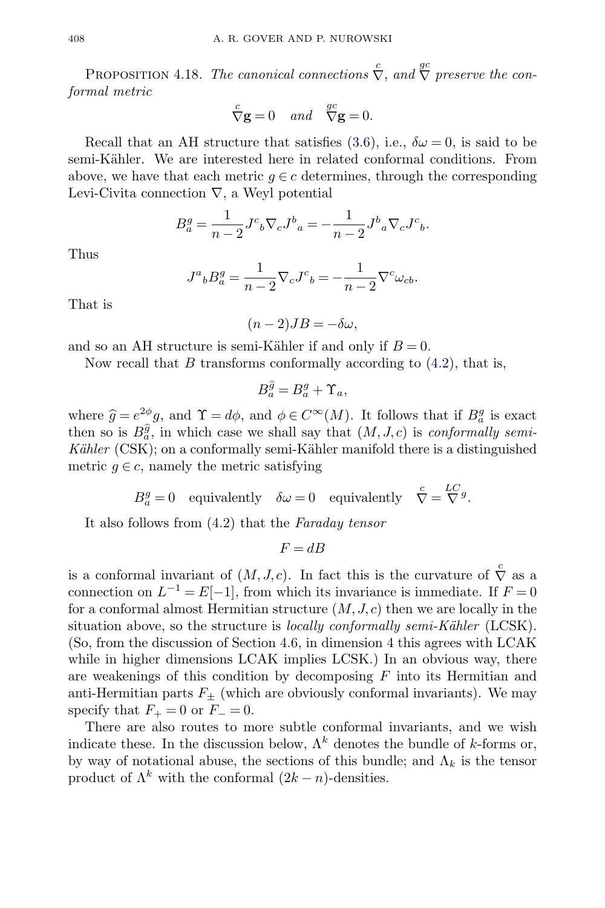**Proposition 4.18.** *The canonical connections* $\overset{c}{\nabla}$, *and* $\overset{gc}{\nabla}$ *preserve the conformal metric*

$$\overset{c}{\nabla}\mathbf{g} = 0 \quad \textit{and} \quad \overset{gc}{\nabla}\mathbf{g} = 0.$$

Recall that an AH structure that satisfies (3.6), i.e., $\delta\omega = 0$, is said to be semi-Kähler. We are interested here in related conformal conditions. From above, we have that each metric $g \in c$ determines, through the corresponding Levi-Civita connection $\nabla$, a Weyl potential

$$B^g_a = \frac{1}{n-2} J^c{}_b \nabla_c J^b{}_a = -\frac{1}{n-2} J^b{}_a \nabla_c J^c{}_b.$$

Thus

$$J^a{}_b B^g_a = \frac{1}{n-2} \nabla_c J^c{}_b = -\frac{1}{n-2} \nabla^c \omega_{cb}.$$

That is

$$(n-2) JB = -\delta\omega,$$

and so an AH structure is semi-Kähler if and only if $B = 0$.

Now recall that $B$ transforms conformally according to (4.2), that is,

$$B^{\widehat{g}}_a = B^g_a + \Upsilon_a,$$

where $\widehat{g} = e^{2\phi} g$, and $\Upsilon = d\phi$, and $\phi \in C^\infty(M)$. It follows that if $B^g_a$ is exact then so is $B^{\widehat{g}}_a$, in which case we shall say that $(M, J, c)$ is *conformally semi-Kähler* (CSK); on a conformally semi-Kähler manifold there is a distinguished metric $g \in c$, namely the metric satisfying

$$B^g_a = 0 \quad \text{equivalently} \quad \delta\omega = 0 \quad \text{equivalently} \quad \overset{c}{\nabla} = \overset{LC}{\nabla}{}^g.$$

It also follows from (4.2) that the *Faraday tensor*

$$F = dB$$

is a conformal invariant of $(M, J, c)$. In fact this is the curvature of $\overset{c}{\nabla}$ as a connection on $L^{-1} = E[-1]$, from which its invariance is immediate. If $F = 0$ for a conformal almost Hermitian structure $(M, J, c)$ then we are locally in the situation above, so the structure is *locally conformally semi-Kähler* (LCSK). (So, from the discussion of Section 4.6, in dimension 4 this agrees with LCAK while in higher dimensions LCAK implies LCSK.) In an obvious way, there are weakenings of this condition by decomposing $F$ into its Hermitian and anti-Hermitian parts $F_\pm$ (which are obviously conformal invariants). We may specify that $F_+ = 0$ or $F_- = 0$.

There are also routes to more subtle conformal invariants, and we wish indicate these. In the discussion below, $\Lambda^k$ denotes the bundle of $k$-forms or, by way of notational abuse, the sections of this bundle; and $\Lambda_k$ is the tensor product of $\Lambda^k$ with the conformal $(2k - n)$-densities.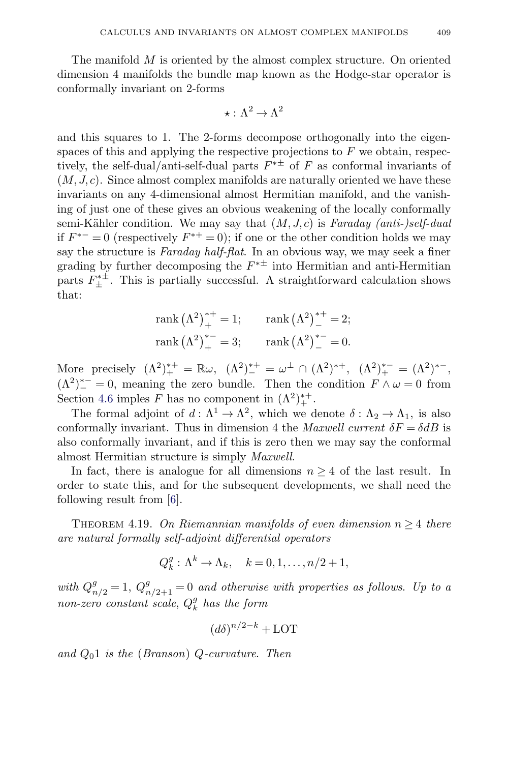The manifold $M$ is oriented by the almost complex structure. On oriented dimension 4 manifolds the bundle map known as the Hodge-star operator is conformally invariant on 2-forms

$$\star : \Lambda^2 \to \Lambda^2$$

and this squares to 1. The 2-forms decompose orthogonally into the eigenspaces of this and applying the respective projections to $F$ we obtain, respectively, the self-dual/anti-self-dual parts $F^{*\pm}$ of $F$ as conformal invariants of $(M, J, c)$. Since almost complex manifolds are naturally oriented we have these invariants on any 4-dimensional almost Hermitian manifold, and the vanishing of just one of these gives an obvious weakening of the locally conformally semi-Kähler condition. We may say that $(M, J, c)$ is *Faraday (anti-)self-dual* if $F^{*-} = 0$ (respectively $F^{*+} = 0$); if one or the other condition holds we may say the structure is *Faraday half-flat*. In an obvious way, we may seek a finer grading by further decomposing the $F^{*\pm}$ into Hermitian and anti-Hermitian parts $F^{*\pm}_{\pm}$. This is partially successful. A straightforward calculation shows that:

$$\operatorname{rank}\left(\Lambda^2\right)^{*+}_{+} = 1; \qquad \operatorname{rank}\left(\Lambda^2\right)^{*+}_{-} = 2;$$
$$\operatorname{rank}\left(\Lambda^2\right)^{*-}_{+} = 3; \qquad \operatorname{rank}\left(\Lambda^2\right)^{*-}_{-} = 0.$$

More precisely $(\Lambda^2)^{*+}_{+} = \mathbb{R}\omega$, $(\Lambda^2)^{*+}_{-} = \omega^{\perp} \cap (\Lambda^2)^{*+}$, $(\Lambda^2)^{*-}_{+} = (\Lambda^2)^{*-}$, $(\Lambda^2)^{*-}_{-} = 0$, meaning the zero bundle. Then the condition $F \wedge \omega = 0$ from Section 4.6 imples $F$ has no component in $(\Lambda^2)^{*+}_{+}$.

The formal adjoint of $d : \Lambda^1 \to \Lambda^2$, which we denote $\delta : \Lambda_2 \to \Lambda_1$, is also conformally invariant. Thus in dimension 4 the *Maxwell current* $\delta F = \delta dB$ is also conformally invariant, and if this is zero then we may say the conformal almost Hermitian structure is simply *Maxwell*.

In fact, there is analogue for all dimensions $n \geq 4$ of the last result. In order to state this, and for the subsequent developments, we shall need the following result from [6].

THEOREM 4.19. *On Riemannian manifolds of even dimension $n \geq 4$ there are natural formally self-adjoint differential operators*

$$Q^g_k : \Lambda^k \to \Lambda_k, \quad k = 0, 1, \ldots, n/2 + 1,$$

*with $Q^g_{n/2} = 1$, $Q^g_{n/2+1} = 0$ and otherwise with properties as follows. Up to a non-zero constant scale, $Q^g_k$ has the form*

$$(d\delta)^{n/2-k} + \mathrm{LOT}$$

*and $Q_0 1$ is the (Branson) Q-curvature. Then*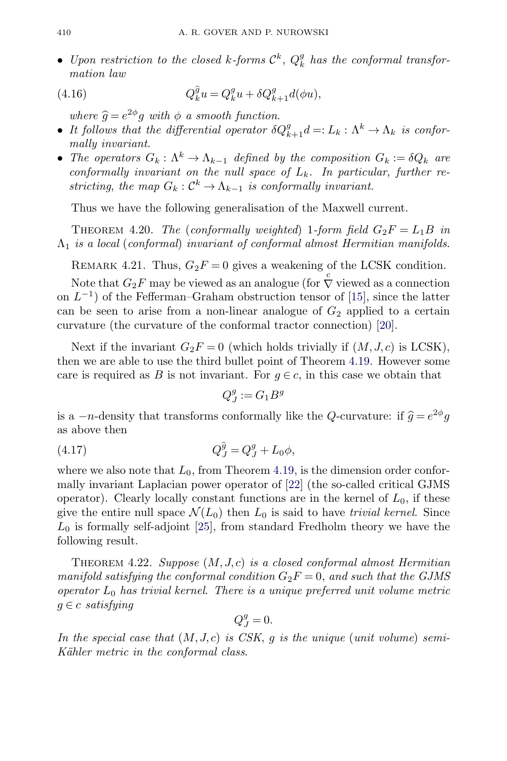- *Upon restriction to the closed $k$-forms $\mathcal{C}^k$, $Q^g_k$ has the conformal transformation law*

$$Q^{\widehat{g}}_k u = Q^g_k u + \delta Q^g_{k+1} d(\phi u), \tag{4.16}$$

  *where $\widehat{g} = e^{2\phi} g$ with $\phi$ a smooth function.*
- *It follows that the differential operator $\delta Q^g_{k+1} d =: L_k : \Lambda^k \to \Lambda_k$ is conformally invariant.*
- *The operators $G_k : \Lambda^k \to \Lambda_{k-1}$ defined by the composition $G_k := \delta Q_k$ are conformally invariant on the null space of $L_k$. In particular, further restricting, the map $G_k : \mathcal{C}^k \to \Lambda_{k-1}$ is conformally invariant.*

Thus we have the following generalisation of the Maxwell current.

Theorem 4.20. *The (conformally weighted) 1-form field $G_2 F = L_1 B$ in $\Lambda_1$ is a local (conformal) invariant of conformal almost Hermitian manifolds.*

Remark 4.21. Thus, $G_2 F = 0$ gives a weakening of the LCSK condition.

Note that $G_2 F$ may be viewed as an analogue (for $\overset{c}{\nabla}$ viewed as a connection on $L^{-1}$) of the Fefferman–Graham obstruction tensor of [15], since the latter can be seen to arise from a non-linear analogue of $G_2$ applied to a certain curvature (the curvature of the conformal tractor connection) [20].

Next if the invariant $G_2 F = 0$ (which holds trivially if $(M, J, c)$ is LCSK), then we are able to use the third bullet point of Theorem 4.19. However some care is required as $B$ is not invariant. For $g \in c$, in this case we obtain that

$$Q^g_J := G_1 B^g$$

is a $-n$-density that transforms conformally like the $Q$-curvature: if $\widehat{g} = e^{2\phi} g$ as above then

$$Q^{\widehat{g}}_J = Q^g_J + L_0 \phi, \tag{4.17}$$

where we also note that $L_0$, from Theorem 4.19, is the dimension order conformally invariant Laplacian power operator of [22] (the so-called critical GJMS operator). Clearly locally constant functions are in the kernel of $L_0$, if these give the entire null space $\mathcal{N}(L_0)$ then $L_0$ is said to have *trivial kernel*. Since $L_0$ is formally self-adjoint [25], from standard Fredholm theory we have the following result.

Theorem 4.22. *Suppose $(M, J, c)$ is a closed conformal almost Hermitian manifold satisfying the conformal condition $G_2 F = 0$, and such that the GJMS operator $L_0$ has trivial kernel. There is a unique preferred unit volume metric $g \in c$ satisfying*

$$Q^g_J = 0.$$

*In the special case that $(M, J, c)$ is CSK, $g$ is the unique (unit volume) semi-Kähler metric in the conformal class.*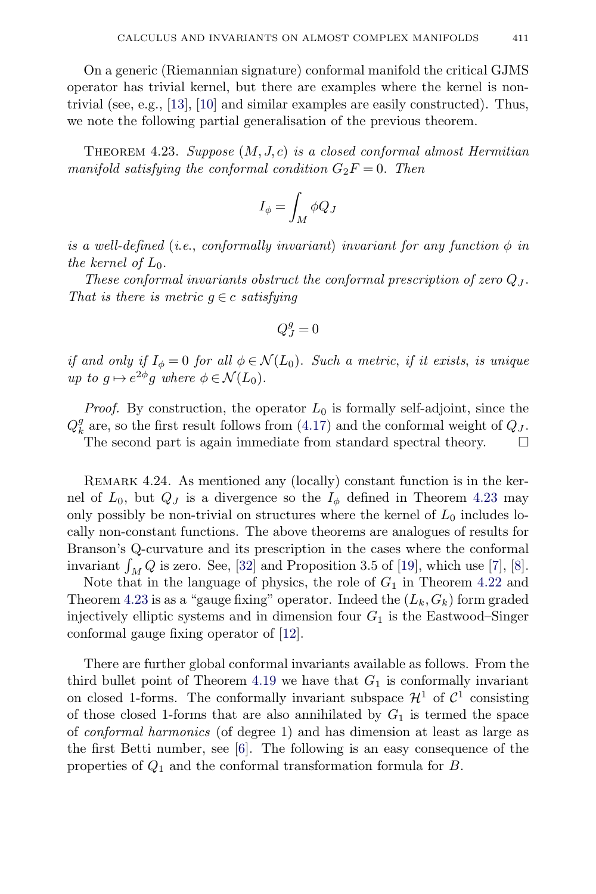On a generic (Riemannian signature) conformal manifold the critical GJMS operator has trivial kernel, but there are examples where the kernel is non-trivial (see, e.g., [13], [10] and similar examples are easily constructed). Thus, we note the following partial generalisation of the previous theorem.

Theorem 4.23. *Suppose $(M, J, c)$ is a closed conformal almost Hermitian manifold satisfying the conformal condition $G_2 F = 0$. Then*

$$I_\phi = \int_M \phi Q_J$$

*is a well-defined (i.e., conformally invariant) invariant for any function $\phi$ in the kernel of $L_0$.*

*These conformal invariants obstruct the conformal prescription of zero $Q_J$. That is there is metric $g \in c$ satisfying*

$$Q_J^g = 0$$

*if and only if $I_\phi = 0$ for all $\phi \in \mathcal{N}(L_0)$. Such a metric, if it exists, is unique up to $g \mapsto e^{2\phi} g$ where $\phi \in \mathcal{N}(L_0)$.*

*Proof.* By construction, the operator $L_0$ is formally self-adjoint, since the $Q_k^g$ are, so the first result follows from (4.17) and the conformal weight of $Q_J$.
The second part is again immediate from standard spectral theory. $\square$

Remark 4.24. As mentioned any (locally) constant function is in the kernel of $L_0$, but $Q_J$ is a divergence so the $I_\phi$ defined in Theorem 4.23 may only possibly be non-trivial on structures where the kernel of $L_0$ includes locally non-constant functions. The above theorems are analogues of results for Branson's Q-curvature and its prescription in the cases where the conformal invariant $\int_M Q$ is zero. See, [32] and Proposition 3.5 of [19], which use [7], [8].

Note that in the language of physics, the role of $G_1$ in Theorem 4.22 and Theorem 4.23 is as a "gauge fixing" operator. Indeed the $(L_k, G_k)$ form graded injectively elliptic systems and in dimension four $G_1$ is the Eastwood–Singer conformal gauge fixing operator of [12].

There are further global conformal invariants available as follows. From the third bullet point of Theorem 4.19 we have that $G_1$ is conformally invariant on closed 1-forms. The conformally invariant subspace $\mathcal{H}^1$ of $\mathcal{C}^1$ consisting of those closed 1-forms that are also annihilated by $G_1$ is termed the space of *conformal harmonics* (of degree 1) and has dimension at least as large as the first Betti number, see [6]. The following is an easy consequence of the properties of $Q_1$ and the conformal transformation formula for $B$.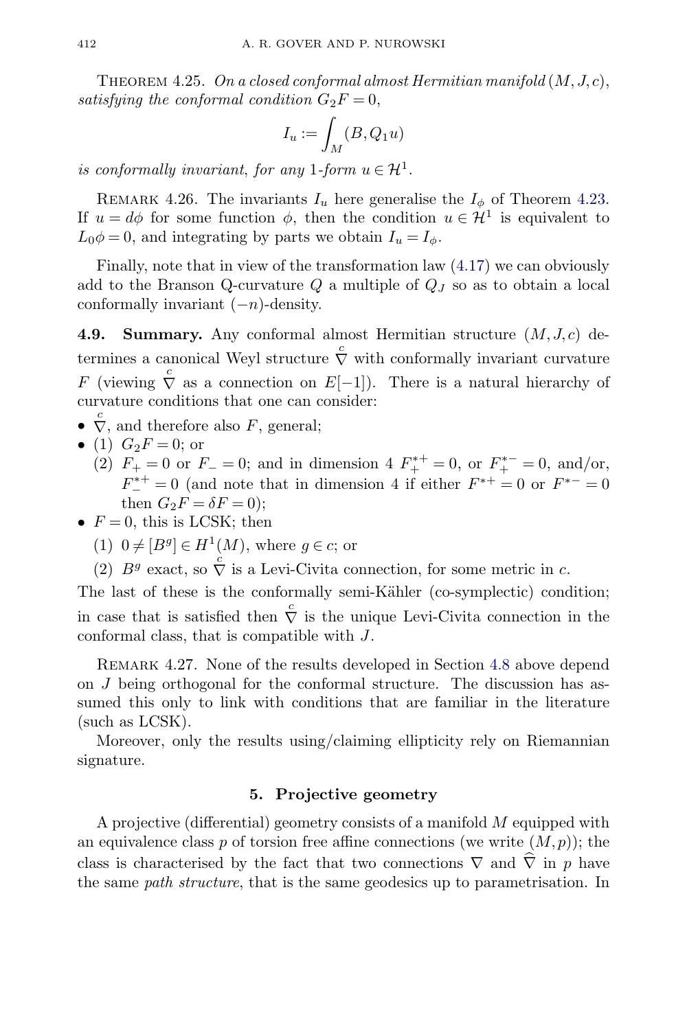Theorem 4.25. *On a closed conformal almost Hermitian manifold* $(M,J,c)$, *satisfying the conformal condition* $G_2F=0$,

$$I_u := \int_M (B, Q_1 u)$$

*is conformally invariant, for any* 1*-form* $u \in \mathcal{H}^1$.

Remark 4.26. The invariants $I_u$ here generalise the $I_\phi$ of Theorem 4.23. If $u = d\phi$ for some function $\phi$, then the condition $u \in \mathcal{H}^1$ is equivalent to $L_0\phi = 0$, and integrating by parts we obtain $I_u = I_\phi$.

Finally, note that in view of the transformation law (4.17) we can obviously add to the Branson Q-curvature $Q$ a multiple of $Q_J$ so as to obtain a local conformally invariant $(-n)$-density.

**4.9. Summary.** Any conformal almost Hermitian structure $(M,J,c)$ determines a canonical Weyl structure $\overset{c}{\nabla}$ with conformally invariant curvature $F$ (viewing $\overset{c}{\nabla}$ as a connection on $E[-1]$). There is a natural hierarchy of curvature conditions that one can consider:

- $\overset{c}{\nabla}$, and therefore also $F$, general;
- (1) $G_2F=0$; or
  (2) $F_+=0$ or $F_-=0$; and in dimension 4 $F_+^{*+}=0$, or $F_+^{*-}=0$, and/or, $F_-^{*+}=0$ (and note that in dimension 4 if either $F^{*+}=0$ or $F^{*-}=0$ then $G_2F=\delta F=0$);
- $F=0$, this is LCSK; then
  (1) $0 \neq [B^g] \in H^1(M)$, where $g \in c$; or
  (2) $B^g$ exact, so $\overset{c}{\nabla}$ is a Levi-Civita connection, for some metric in $c$.

The last of these is the conformally semi-Kähler (co-symplectic) condition; in case that is satisfied then $\overset{c}{\nabla}$ is the unique Levi-Civita connection in the conformal class, that is compatible with $J$.

Remark 4.27. None of the results developed in Section 4.8 above depend on $J$ being orthogonal for the conformal structure. The discussion has assumed this only to link with conditions that are familiar in the literature (such as LCSK).

Moreover, only the results using/claiming ellipticity rely on Riemannian signature.

## 5. Projective geometry

A projective (differential) geometry consists of a manifold $M$ equipped with an equivalence class $p$ of torsion free affine connections (we write $(M,p)$); the class is characterised by the fact that two connections $\nabla$ and $\widehat{\nabla}$ in $p$ have the same *path structure*, that is the same geodesics up to parametrisation. In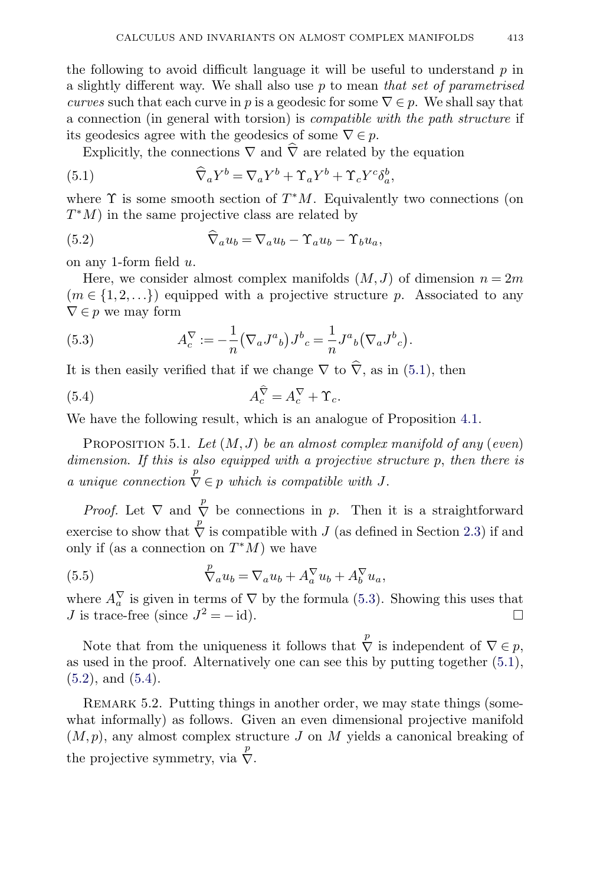the following to avoid difficult language it will be useful to understand $p$ in a slightly different way. We shall also use $p$ to mean *that set of parametrised curves* such that each curve in $p$ is a geodesic for some $\nabla \in p$. We shall say that a connection (in general with torsion) is *compatible with the path structure* if its geodesics agree with the geodesics of some $\nabla \in p$.

Explicitly, the connections $\nabla$ and $\widehat{\nabla}$ are related by the equation

$$\widehat{\nabla}_a Y^b = \nabla_a Y^b + \Upsilon_a Y^b + \Upsilon_c Y^c \delta^b_a, \tag{5.1}$$

where $\Upsilon$ is some smooth section of $T^*M$. Equivalently two connections (on $T^*M$) in the same projective class are related by

$$\widehat{\nabla}_a u_b = \nabla_a u_b - \Upsilon_a u_b - \Upsilon_b u_a, \tag{5.2}$$

on any 1-form field $u$.

Here, we consider almost complex manifolds $(M, J)$ of dimension $n = 2m$ ($m \in \{1, 2, \ldots\}$) equipped with a projective structure $p$. Associated to any $\nabla \in p$ we may form

$$A^{\nabla}_c := -\frac{1}{n}\big(\nabla_a J^a{}_b\big) J^b{}_c = \frac{1}{n} J^a{}_b\big(\nabla_a J^b{}_c\big). \tag{5.3}$$

It is then easily verified that if we change $\nabla$ to $\widehat{\nabla}$, as in (5.1), then

$$A^{\widehat{\nabla}}_c = A^{\nabla}_c + \Upsilon_c. \tag{5.4}$$

We have the following result, which is an analogue of Proposition 4.1.

Proposition 5.1. *Let $(M, J)$ be an almost complex manifold of any (even) dimension. If this is also equipped with a projective structure $p$, then there is a unique connection $\overset{p}{\nabla} \in p$ which is compatible with $J$.*

*Proof.* Let $\nabla$ and $\overset{p}{\nabla}$ be connections in $p$. Then it is a straightforward exercise to show that $\overset{p}{\nabla}$ is compatible with $J$ (as defined in Section 2.3) if and only if (as a connection on $T^*M$) we have

$$\overset{p}{\nabla}_a u_b = \nabla_a u_b + A^{\nabla}_a u_b + A^{\nabla}_b u_a, \tag{5.5}$$

where $A^{\nabla}_a$ is given in terms of $\nabla$ by the formula (5.3). Showing this uses that $J$ is trace-free (since $J^2 = -\,\mathrm{id}$). □

Note that from the uniqueness it follows that $\overset{p}{\nabla}$ is independent of $\nabla \in p$, as used in the proof. Alternatively one can see this by putting together (5.1), (5.2), and (5.4).

Remark 5.2. Putting things in another order, we may state things (somewhat informally) as follows. Given an even dimensional projective manifold $(M, p)$, any almost complex structure $J$ on $M$ yields a canonical breaking of the projective symmetry, via $\overset{p}{\nabla}$.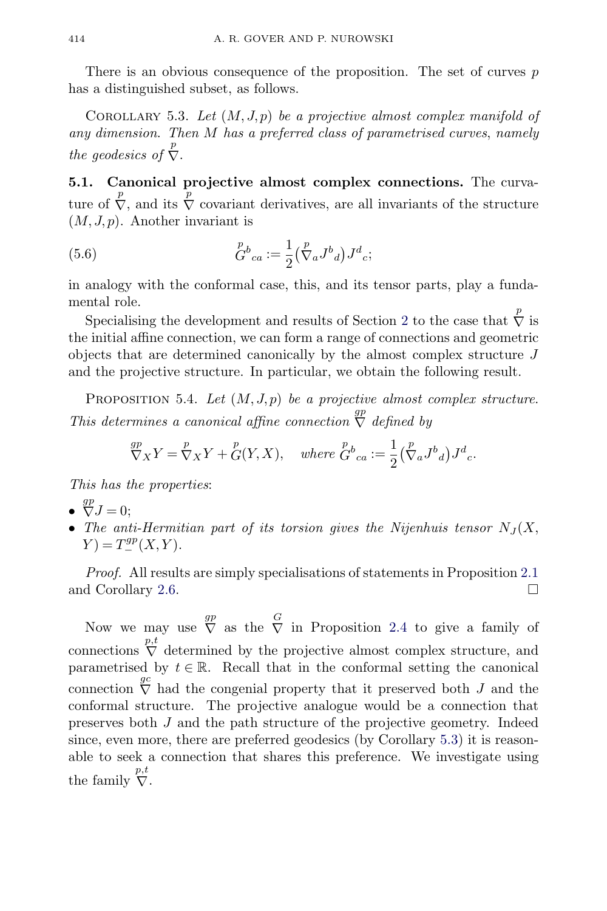There is an obvious consequence of the proposition. The set of curves $p$ has a distinguished subset, as follows.

Corollary 5.3. *Let $(M, J, p)$ be a projective almost complex manifold of any dimension. Then $M$ has a preferred class of parametrised curves, namely the geodesics of $\overset{p}{\nabla}$.*

**5.1. Canonical projective almost complex connections.** The curvature of $\overset{p}{\nabla}$, and its $\overset{p}{\nabla}$ covariant derivatives, are all invariants of the structure $(M, J, p)$. Another invariant is

$$\overset{p}{G}{}^{b}{}_{ca} := \frac{1}{2}\big(\overset{p}{\nabla}_a J^b{}_d\big) J^d{}_c; \tag{5.6}$$

in analogy with the conformal case, this, and its tensor parts, play a fundamental role.

Specialising the development and results of Section 2 to the case that $\overset{p}{\nabla}$ is the initial affine connection, we can form a range of connections and geometric objects that are determined canonically by the almost complex structure $J$ and the projective structure. In particular, we obtain the following result.

Proposition 5.4. *Let $(M, J, p)$ be a projective almost complex structure. This determines a canonical affine connection $\overset{gp}{\nabla}$ defined by*

$$\overset{gp}{\nabla}_X Y = \overset{p}{\nabla}_X Y + \overset{p}{G}(Y, X), \quad \textit{where } \overset{p}{G}{}^{b}{}_{ca} := \frac{1}{2}\big(\overset{p}{\nabla}_a J^b{}_d\big) J^d{}_c.$$

*This has the properties*:

- $\overset{gp}{\nabla} J = 0$;
- *The anti-Hermitian part of its torsion gives the Nijenhuis tensor $N_J(X, Y) = T_-^{gp}(X, Y)$.*

*Proof.* All results are simply specialisations of statements in Proposition 2.1 and Corollary 2.6. □

Now we may use $\overset{gp}{\nabla}$ as the $\overset{G}{\nabla}$ in Proposition 2.4 to give a family of connections $\overset{p,t}{\nabla}$ determined by the projective almost complex structure, and parametrised by $t \in \mathbb{R}$. Recall that in the conformal setting the canonical connection $\overset{gc}{\nabla}$ had the congenial property that it preserved both $J$ and the conformal structure. The projective analogue would be a connection that preserves both $J$ and the path structure of the projective geometry. Indeed since, even more, there are preferred geodesics (by Corollary 5.3) it is reasonable to seek a connection that shares this preference. We investigate using the family $\overset{p,t}{\nabla}$.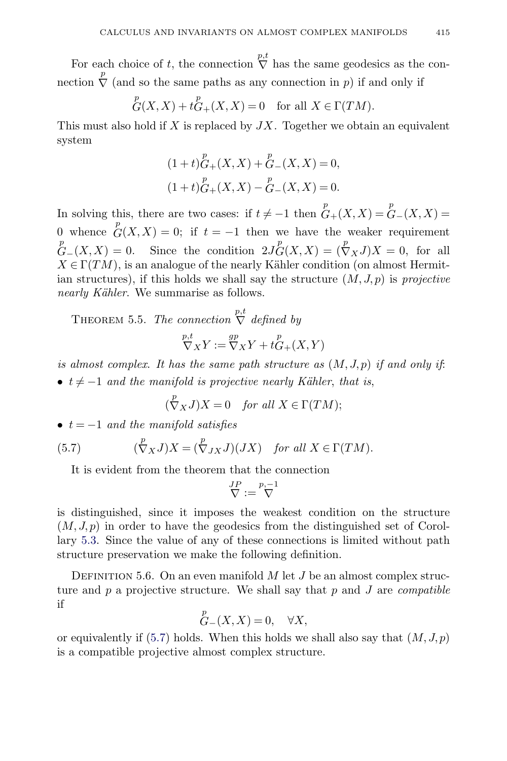For each choice of $t$, the connection $\overset{p,t}{\nabla}$ has the same geodesics as the connection $\overset{p}{\nabla}$ (and so the same paths as any connection in $p$) if and only if

$$\overset{p}{G}(X,X) + t\overset{p}{G}_{+}(X,X) = 0 \quad \text{for all } X \in \Gamma(TM).$$

This must also hold if $X$ is replaced by $JX$. Together we obtain an equivalent system

$$(1+t)\overset{p}{G}_{+}(X,X) + \overset{p}{G}_{-}(X,X) = 0,$$
$$(1+t)\overset{p}{G}_{+}(X,X) - \overset{p}{G}_{-}(X,X) = 0.$$

In solving this, there are two cases: if $t \neq -1$ then $\overset{p}{G}_{+}(X,X) = \overset{p}{G}_{-}(X,X) = 0$ whence $\overset{p}{G}(X,X) = 0$; if $t = -1$ then we have the weaker requirement $\overset{p}{G}_{-}(X,X) = 0$. Since the condition $2J\overset{p}{G}(X,X) = (\overset{p}{\nabla}_X J)X = 0$, for all $X \in \Gamma(TM)$, is an analogue of the nearly Kähler condition (on almost Hermitian structures), if this holds we shall say the structure $(M,J,p)$ is *projective nearly Kähler*. We summarise as follows.

Theorem 5.5. *The connection* $\overset{p,t}{\nabla}$ *defined by*

$$\overset{p,t}{\nabla}_X Y := \overset{gp}{\nabla}_X Y + t\overset{p}{G}_{+}(X,Y)$$

*is almost complex. It has the same path structure as* $(M,J,p)$ *if and only if*:

- $t \neq -1$ *and the manifold is projective nearly Kähler, that is,*

$$(\overset{p}{\nabla}_X J)X = 0 \quad \textit{for all } X \in \Gamma(TM);$$

- $t = -1$ *and the manifold satisfies*

$$(\overset{p}{\nabla}_X J)X = (\overset{p}{\nabla}_{JX} J)(JX) \quad \textit{for all } X \in \Gamma(TM). \tag{5.7}$$

It is evident from the theorem that the connection

$$\overset{JP}{\nabla} := \overset{p,-1}{\nabla}$$

is distinguished, since it imposes the weakest condition on the structure $(M,J,p)$ in order to have the geodesics from the distinguished set of Corollary 5.3. Since the value of any of these connections is limited without path structure preservation we make the following definition.

Definition 5.6. On an even manifold $M$ let $J$ be an almost complex structure and $p$ a projective structure. We shall say that $p$ and $J$ are *compatible* if

$$\overset{p}{G}_{-}(X,X) = 0, \quad \forall X,$$

or equivalently if (5.7) holds. When this holds we shall also say that $(M,J,p)$ is a compatible projective almost complex structure.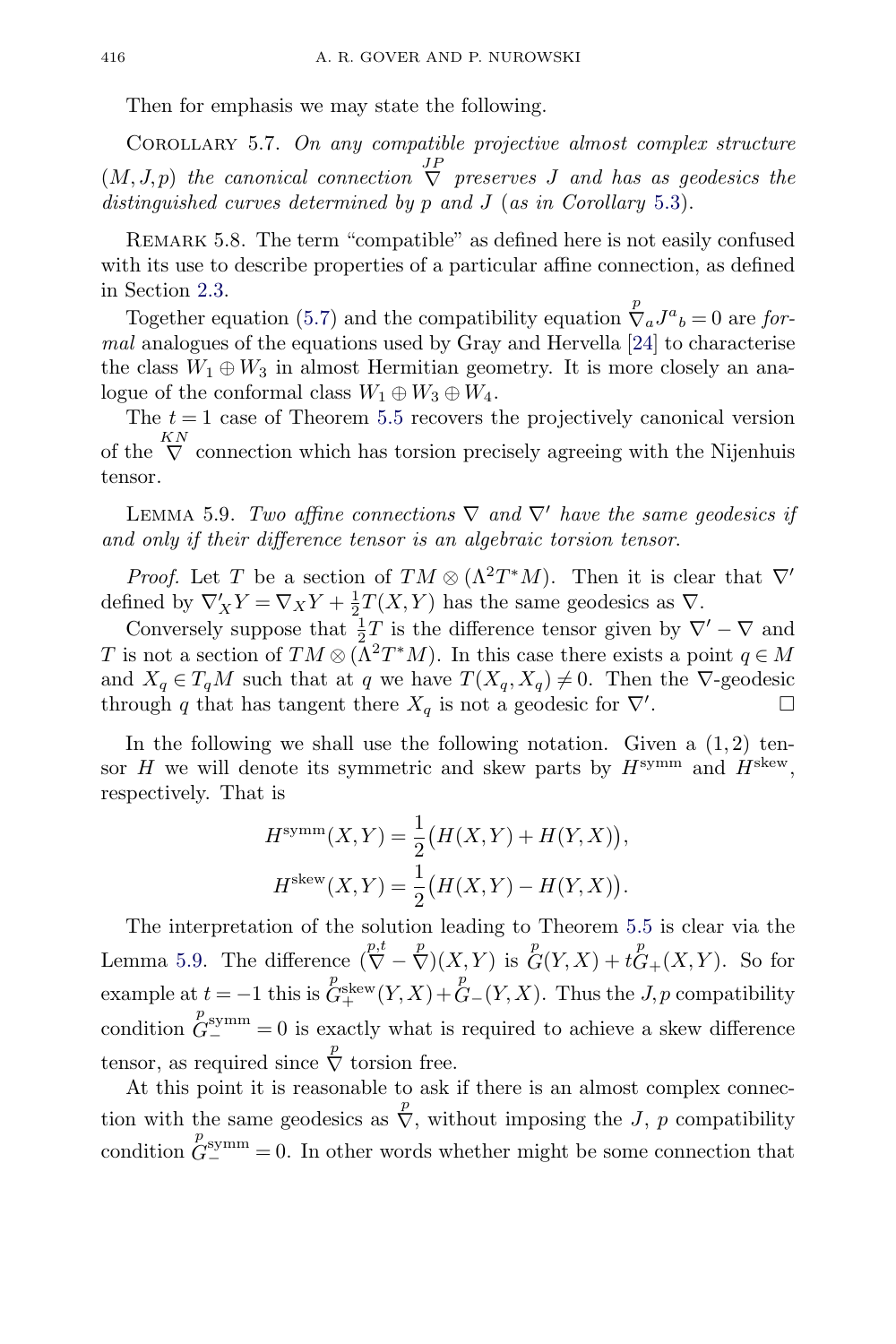Then for emphasis we may state the following.

Corollary 5.7. *On any compatible projective almost complex structure $(M,J,p)$ the canonical connection $\overset{JP}{\nabla}$ preserves $J$ and has as geodesics the distinguished curves determined by $p$ and $J$ (as in Corollary 5.3).*

Remark 5.8. The term "compatible" as defined here is not easily confused with its use to describe properties of a particular affine connection, as defined in Section 2.3.

Together equation (5.7) and the compatibility equation $\overset{p}{\nabla}_a J^a{}_b = 0$ are *formal* analogues of the equations used by Gray and Hervella [24] to characterise the class $W_1 \oplus W_3$ in almost Hermitian geometry. It is more closely an analogue of the conformal class $W_1 \oplus W_3 \oplus W_4$.

The $t=1$ case of Theorem 5.5 recovers the projectively canonical version of the $\overset{KN}{\nabla}$ connection which has torsion precisely agreeing with the Nijenhuis tensor.

Lemma 5.9. *Two affine connections $\nabla$ and $\nabla'$ have the same geodesics if and only if their difference tensor is an algebraic torsion tensor.*

*Proof.* Let $T$ be a section of $TM \otimes (\Lambda^2 T^*M)$. Then it is clear that $\nabla'$ defined by $\nabla'_X Y = \nabla_X Y + \frac{1}{2}T(X,Y)$ has the same geodesics as $\nabla$.

Conversely suppose that $\frac{1}{2}T$ is the difference tensor given by $\nabla' - \nabla$ and $T$ is not a section of $TM \otimes (\Lambda^2 T^*M)$. In this case there exists a point $q \in M$ and $X_q \in T_q M$ such that at $q$ we have $T(X_q, X_q) \neq 0$. Then the $\nabla$-geodesic through $q$ that has tangent there $X_q$ is not a geodesic for $\nabla'$. $\square$

In the following we shall use the following notation. Given a $(1,2)$ tensor $H$ we will denote its symmetric and skew parts by $H^{\mathrm{symm}}$ and $H^{\mathrm{skew}}$, respectively. That is

$$H^{\mathrm{symm}}(X,Y) = \frac{1}{2}\big(H(X,Y) + H(Y,X)\big),$$
$$H^{\mathrm{skew}}(X,Y) = \frac{1}{2}\big(H(X,Y) - H(Y,X)\big).$$

The interpretation of the solution leading to Theorem 5.5 is clear via the Lemma 5.9. The difference $(\overset{p,t}{\nabla} - \overset{p}{\nabla})(X,Y)$ is $\overset{p}{G}(Y,X) + t\overset{p}{G}_+(X,Y)$. So for example at $t=-1$ this is $\overset{p}{G}{}^{\mathrm{skew}}_+(Y,X) + \overset{p}{G}_-(Y,X)$. Thus the $J,p$ compatibility condition $\overset{p}{G}{}^{\mathrm{symm}}_- = 0$ is exactly what is required to achieve a skew difference tensor, as required since $\overset{p}{\nabla}$ torsion free.

At this point it is reasonable to ask if there is an almost complex connection with the same geodesics as $\overset{p}{\nabla}$, without imposing the $J$, $p$ compatibility condition $\overset{p}{G}{}^{\mathrm{symm}}_- = 0$. In other words whether might be some connection that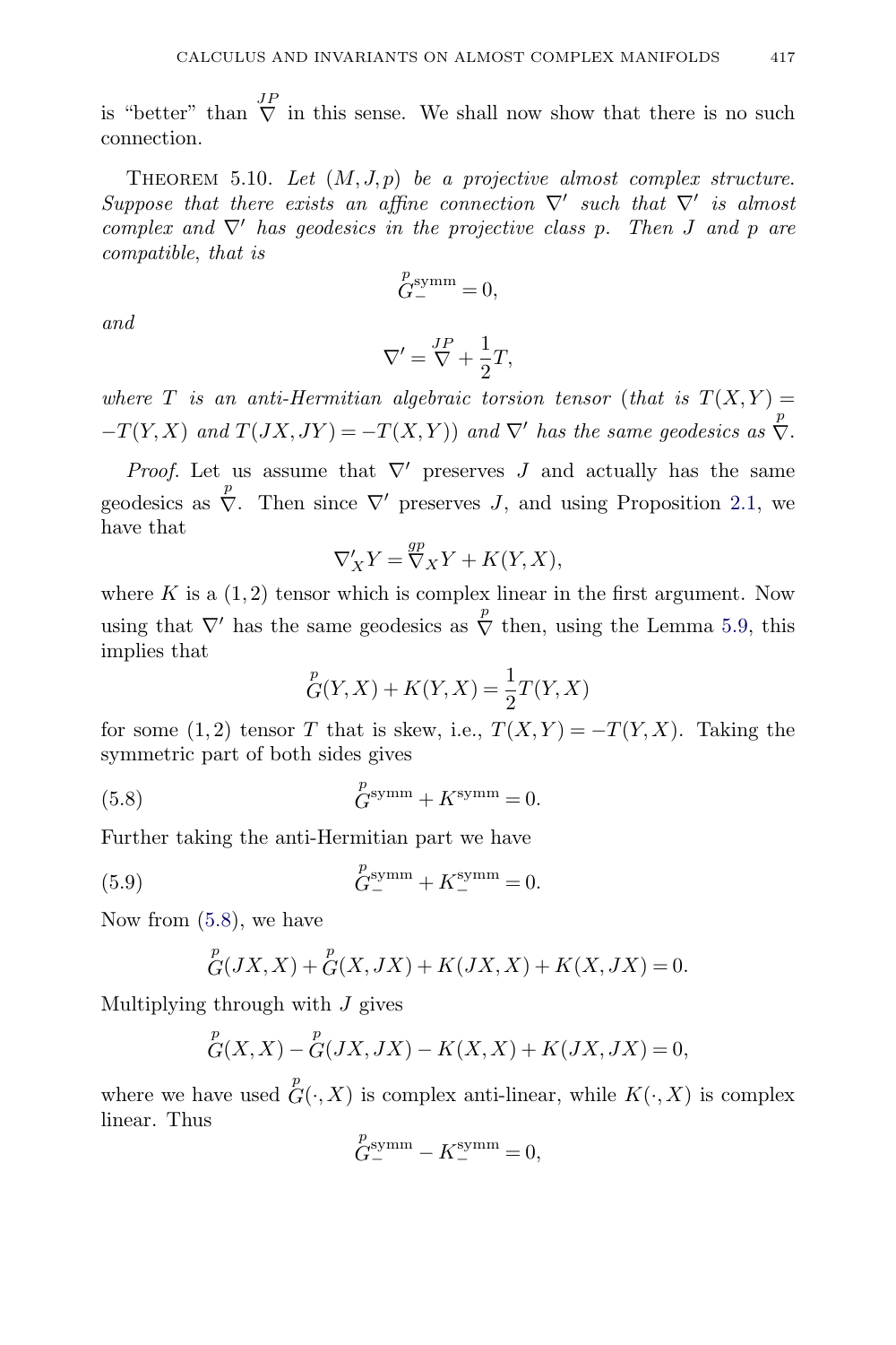is "better" than $\overset{JP}{\nabla}$ in this sense. We shall now show that there is no such connection.

**Theorem 5.10.** *Let $(M, J, p)$ be a projective almost complex structure. Suppose that there exists an affine connection $\nabla'$ such that $\nabla'$ is almost complex and $\nabla'$ has geodesics in the projective class $p$. Then $J$ and $p$ are compatible, that is*

$$\overset{p}{G}{}^{\text{symm}}_{-} = 0,$$

*and*

$$\nabla' = \overset{JP}{\nabla} + \frac{1}{2}T,$$

*where $T$ is an anti-Hermitian algebraic torsion tensor (that is $T(X,Y) = -T(Y,X)$ and $T(JX,JY) = -T(X,Y)$) and $\nabla'$ has the same geodesics as $\overset{p}{\nabla}$.*

*Proof.* Let us assume that $\nabla'$ preserves $J$ and actually has the same geodesics as $\overset{p}{\nabla}$. Then since $\nabla'$ preserves $J$, and using Proposition 2.1, we have that

$$\nabla'_X Y = \overset{gp}{\nabla}_X Y + K(Y,X),$$

where $K$ is a $(1,2)$ tensor which is complex linear in the first argument. Now using that $\nabla'$ has the same geodesics as $\overset{p}{\nabla}$ then, using the Lemma 5.9, this implies that

$$\overset{p}{G}(Y,X) + K(Y,X) = \frac{1}{2}T(Y,X)$$

for some $(1,2)$ tensor $T$ that is skew, i.e., $T(X,Y) = -T(Y,X)$. Taking the symmetric part of both sides gives

$$\overset{p}{G}{}^{\text{symm}} + K^{\text{symm}} = 0. \tag{5.8}$$

Further taking the anti-Hermitian part we have

$$\overset{p}{G}{}^{\text{symm}}_{-} + K^{\text{symm}}_{-} = 0. \tag{5.9}$$

Now from (5.8), we have

$$\overset{p}{G}(JX,X) + \overset{p}{G}(X,JX) + K(JX,X) + K(X,JX) = 0.$$

Multiplying through with $J$ gives

$$\overset{p}{G}(X,X) - \overset{p}{G}(JX,JX) - K(X,X) + K(JX,JX) = 0,$$

where we have used $\overset{p}{G}(\cdot,X)$ is complex anti-linear, while $K(\cdot,X)$ is complex linear. Thus

$$\overset{p}{G}{}^{\text{symm}}_{-} - K^{\text{symm}}_{-} = 0,$$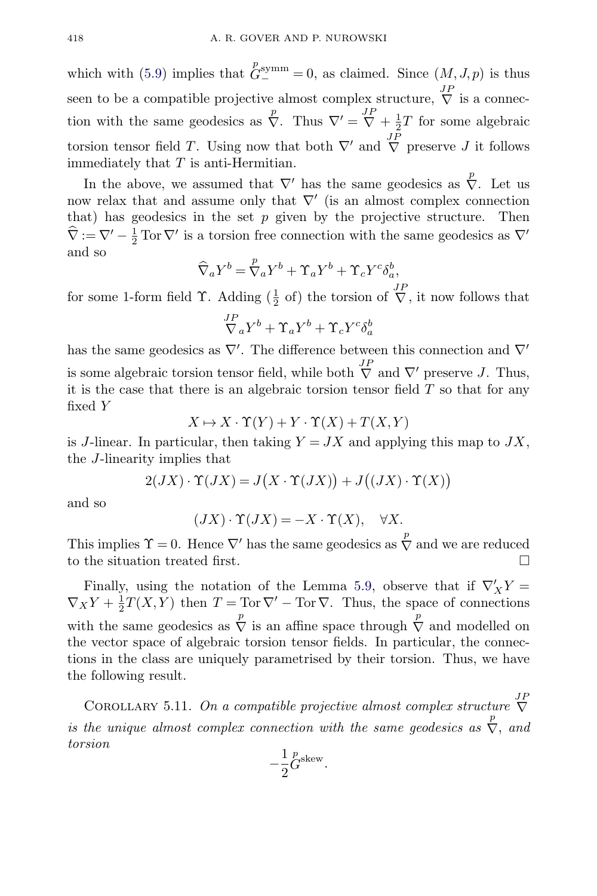which with (5.9) implies that $\overset{p}{G}{}^{\mathrm{symm}}_{-} = 0$, as claimed. Since $(M, J, p)$ is thus seen to be a compatible projective almost complex structure, $\overset{JP}{\nabla}$ is a connection with the same geodesics as $\overset{p}{\nabla}$. Thus $\nabla' = \overset{JP}{\nabla} + \frac{1}{2}T$ for some algebraic torsion tensor field $T$. Using now that both $\nabla'$ and $\overset{JP}{\nabla}$ preserve $J$ it follows immediately that $T$ is anti-Hermitian.

In the above, we assumed that $\nabla'$ has the same geodesics as $\overset{p}{\nabla}$. Let us now relax that and assume only that $\nabla'$ (is an almost complex connection that) has geodesics in the set $p$ given by the projective structure. Then $\widehat{\nabla} := \nabla' - \frac{1}{2}\operatorname{Tor}\nabla'$ is a torsion free connection with the same geodesics as $\nabla'$ and so

$$\widehat{\nabla}_a Y^b = \overset{p}{\nabla}_a Y^b + \Upsilon_a Y^b + \Upsilon_c Y^c \delta^b_a,$$

for some 1-form field $\Upsilon$. Adding ($\frac{1}{2}$ of) the torsion of $\overset{JP}{\nabla}$, it now follows that

$$\overset{JP}{\nabla}_a Y^b + \Upsilon_a Y^b + \Upsilon_c Y^c \delta^b_a$$

has the same geodesics as $\nabla'$. The difference between this connection and $\nabla'$ is some algebraic torsion tensor field, while both $\overset{JP}{\nabla}$ and $\nabla'$ preserve $J$. Thus, it is the case that there is an algebraic torsion tensor field $T$ so that for any fixed $Y$

$$X \mapsto X \cdot \Upsilon(Y) + Y \cdot \Upsilon(X) + T(X, Y)$$

is $J$-linear. In particular, then taking $Y = JX$ and applying this map to $JX$, the $J$-linearity implies that

$$2(JX) \cdot \Upsilon(JX) = J\big(X \cdot \Upsilon(JX)\big) + J\big((JX) \cdot \Upsilon(X)\big)$$

and so

$$(JX) \cdot \Upsilon(JX) = -X \cdot \Upsilon(X), \quad \forall X.$$

This implies $\Upsilon = 0$. Hence $\nabla'$ has the same geodesics as $\overset{p}{\nabla}$ and we are reduced to the situation treated first. $\square$

Finally, using the notation of the Lemma 5.9, observe that if $\nabla'_X Y = \nabla_X Y + \frac{1}{2}T(X, Y)$ then $T = \operatorname{Tor}\nabla' - \operatorname{Tor}\nabla$. Thus, the space of connections with the same geodesics as $\overset{p}{\nabla}$ is an affine space through $\overset{p}{\nabla}$ and modelled on the vector space of algebraic torsion tensor fields. In particular, the connections in the class are uniquely parametrised by their torsion. Thus, we have the following result.

Corollary 5.11. *On a compatible projective almost complex structure* $\overset{JP}{\nabla}$ *is the unique almost complex connection with the same geodesics as* $\overset{p}{\nabla}$*, and torsion*

$$-\frac{1}{2}\overset{p}{G}{}^{\mathrm{skew}}.$$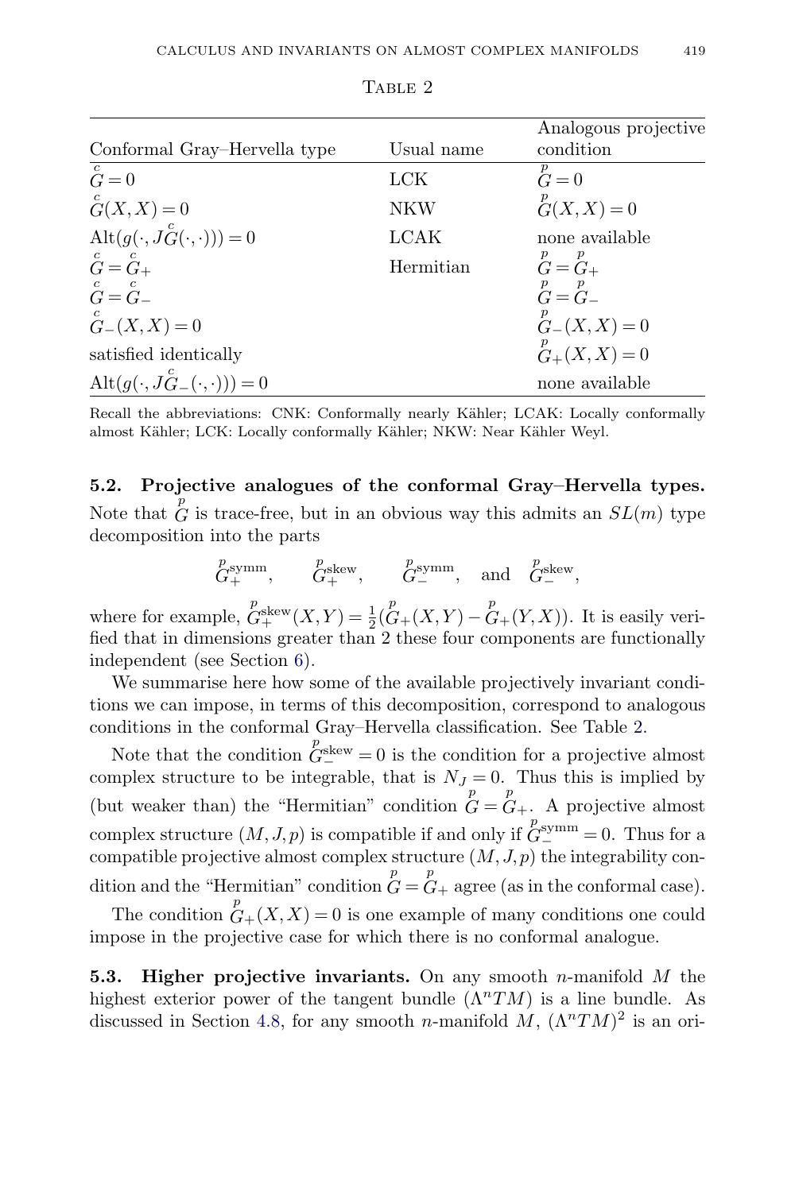Table 2

| Conformal Gray–Hervella type | Usual name | Analogous projective condition |
| --- | --- | --- |
| $\overset{c}{G} = 0$ | LCK | $\overset{p}{G} = 0$ |
| $\overset{c}{G}(X,X) = 0$ | NKW | $\overset{p}{G}(X,X) = 0$ |
| $\mathrm{Alt}(g(\cdot, J\overset{c}{G}(\cdot,\cdot))) = 0$ | LCAK | none available |
| $\overset{c}{G} = \overset{c}{G}_+$ | Hermitian | $\overset{p}{G} = \overset{p}{G}_+$ |
| $\overset{c}{G} = \overset{c}{G}_-$ | | $\overset{p}{G} = \overset{p}{G}_-$ |
| $\overset{c}{G}_-(X,X) = 0$ | | $\overset{p}{G}_-(X,X) = 0$ |
| satisfied identically | | $\overset{p}{G}_+(X,X) = 0$ |
| $\mathrm{Alt}(g(\cdot, J\overset{c}{G}_-(\cdot,\cdot))) = 0$ | | none available |

Recall the abbreviations: CNK: Conformally nearly Kähler; LCAK: Locally conformally almost Kähler; LCK: Locally conformally Kähler; NKW: Near Kähler Weyl.

**5.2. Projective analogues of the conformal Gray–Hervella types.** Note that $\overset{p}{G}$ is trace-free, but in an obvious way this admits an $SL(m)$ type decomposition into the parts

$$\overset{p}{G}{}^{\mathrm{symm}}_+, \qquad \overset{p}{G}{}^{\mathrm{skew}}_+, \qquad \overset{p}{G}{}^{\mathrm{symm}}_-, \quad \text{and} \quad \overset{p}{G}{}^{\mathrm{skew}}_-,$$

where for example, $\overset{p}{G}{}^{\mathrm{skew}}_+(X,Y) = \frac{1}{2}(\overset{p}{G}_+(X,Y) - \overset{p}{G}_+(Y,X))$. It is easily verified that in dimensions greater than 2 these four components are functionally independent (see Section 6).

We summarise here how some of the available projectively invariant conditions we can impose, in terms of this decomposition, correspond to analogous conditions in the conformal Gray–Hervella classification. See Table 2.

Note that the condition $\overset{p}{G}{}^{\mathrm{skew}}_- = 0$ is the condition for a projective almost complex structure to be integrable, that is $N_J = 0$. Thus this is implied by (but weaker than) the "Hermitian" condition $\overset{p}{G} = \overset{p}{G}_+$. A projective almost complex structure $(M, J, p)$ is compatible if and only if $\overset{p}{G}{}^{\mathrm{symm}}_- = 0$. Thus for a compatible projective almost complex structure $(M, J, p)$ the integrability condition and the "Hermitian" condition $\overset{p}{G} = \overset{p}{G}_+$ agree (as in the conformal case).

The condition $\overset{p}{G}_+(X,X) = 0$ is one example of many conditions one could impose in the projective case for which there is no conformal analogue.

**5.3. Higher projective invariants.** On any smooth $n$-manifold $M$ the highest exterior power of the tangent bundle $(\Lambda^n TM)$ is a line bundle. As discussed in Section 4.8, for any smooth $n$-manifold $M$, $(\Lambda^n TM)^2$ is an ori-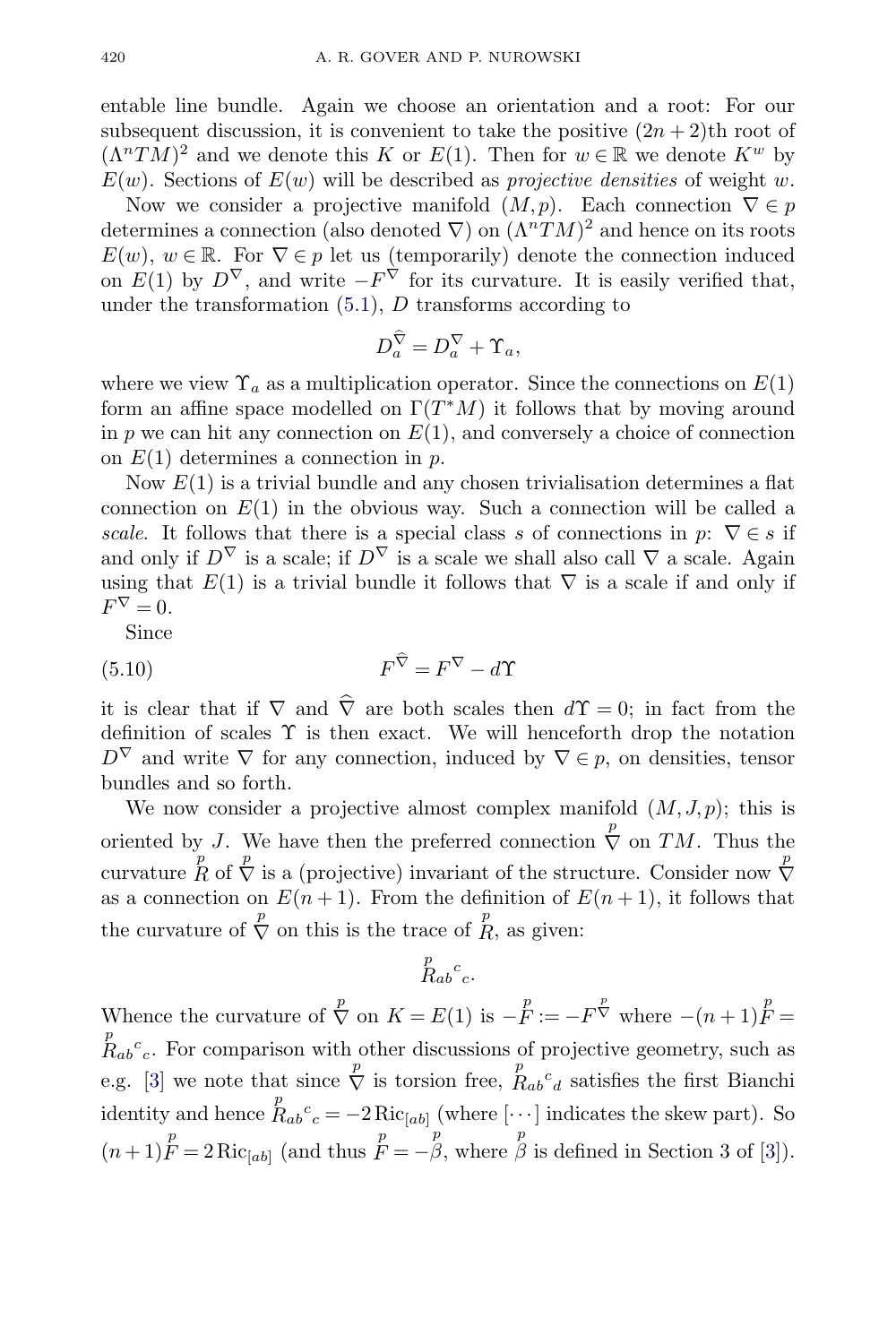entable line bundle. Again we choose an orientation and a root: For our subsequent discussion, it is convenient to take the positive $(2n+2)$th root of $(\Lambda^n TM)^2$ and we denote this $K$ or $E(1)$. Then for $w \in \mathbb{R}$ we denote $K^w$ by $E(w)$. Sections of $E(w)$ will be described as *projective densities* of weight $w$.

Now we consider a projective manifold $(M, p)$. Each connection $\nabla \in p$ determines a connection (also denoted $\nabla$) on $(\Lambda^n TM)^2$ and hence on its roots $E(w)$, $w \in \mathbb{R}$. For $\nabla \in p$ let us (temporarily) denote the connection induced on $E(1)$ by $D^\nabla$, and write $-F^\nabla$ for its curvature. It is easily verified that, under the transformation (5.1), $D$ transforms according to

$$D_a^{\widehat{\nabla}} = D_a^\nabla + \Upsilon_a,$$

where we view $\Upsilon_a$ as a multiplication operator. Since the connections on $E(1)$ form an affine space modelled on $\Gamma(T^*M)$ it follows that by moving around in $p$ we can hit any connection on $E(1)$, and conversely a choice of connection on $E(1)$ determines a connection in $p$.

Now $E(1)$ is a trivial bundle and any chosen trivialisation determines a flat connection on $E(1)$ in the obvious way. Such a connection will be called a *scale*. It follows that there is a special class $s$ of connections in $p$: $\nabla \in s$ if and only if $D^\nabla$ is a scale; if $D^\nabla$ is a scale we shall also call $\nabla$ a scale. Again using that $E(1)$ is a trivial bundle it follows that $\nabla$ is a scale if and only if $F^\nabla = 0$.

Since

$$F^{\widehat{\nabla}} = F^\nabla - d\Upsilon \tag{5.10}$$

it is clear that if $\nabla$ and $\widehat{\nabla}$ are both scales then $d\Upsilon = 0$; in fact from the definition of scales $\Upsilon$ is then exact. We will henceforth drop the notation $D^\nabla$ and write $\nabla$ for any connection, induced by $\nabla \in p$, on densities, tensor bundles and so forth.

We now consider a projective almost complex manifold $(M, J, p)$; this is oriented by $J$. We have then the preferred connection $\overset{p}{\nabla}$ on $TM$. Thus the curvature $\overset{p}{R}$ of $\overset{p}{\nabla}$ is a (projective) invariant of the structure. Consider now $\overset{p}{\nabla}$ as a connection on $E(n+1)$. From the definition of $E(n+1)$, it follows that the curvature of $\overset{p}{\nabla}$ on this is the trace of $\overset{p}{R}$, as given:

$$\overset{p}{R}{}_{ab}{}^c{}_c.$$

Whence the curvature of $\overset{p}{\nabla}$ on $K = E(1)$ is $-\overset{p}{F} := -F^{\overset{p}{\nabla}}$ where $-(n+1)\overset{p}{F} = \overset{p}{R}{}_{ab}{}^c{}_c$. For comparison with other discussions of projective geometry, such as e.g. [3] we note that since $\overset{p}{\nabla}$ is torsion free, $\overset{p}{R}{}_{ab}{}^c{}_d$ satisfies the first Bianchi identity and hence $\overset{p}{R}{}_{ab}{}^c{}_c = -2\,\mathrm{Ric}_{[ab]}$ (where $[\cdots]$ indicates the skew part). So $(n+1)\overset{p}{F} = 2\,\mathrm{Ric}_{[ab]}$ (and thus $\overset{p}{F} = -\overset{p}{\beta}$, where $\overset{p}{\beta}$ is defined in Section 3 of [3]).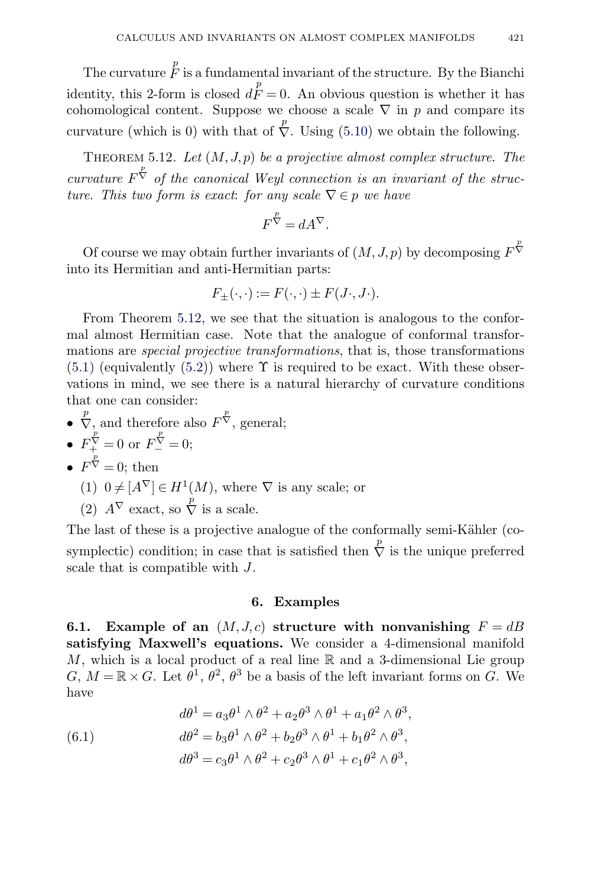The curvature $\overset{p}{F}$ is a fundamental invariant of the structure. By the Bianchi identity, this 2-form is closed $d\overset{p}{F} = 0$. An obvious question is whether it has cohomological content. Suppose we choose a scale $\nabla$ in $p$ and compare its curvature (which is 0) with that of $\overset{p}{\nabla}$. Using (5.10) we obtain the following.

**Theorem 5.12.** *Let $(M, J, p)$ be a projective almost complex structure. The curvature $F^{\overset{p}{\nabla}}$ of the canonical Weyl connection is an invariant of the structure. This two form is exact: for any scale $\nabla \in p$ we have*

$$F^{\overset{p}{\nabla}} = dA^{\nabla}.$$

Of course we may obtain further invariants of $(M, J, p)$ by decomposing $F^{\overset{p}{\nabla}}$ into its Hermitian and anti-Hermitian parts:

$$F_{\pm}(\cdot,\cdot) := F(\cdot,\cdot) \pm F(J\cdot, J\cdot).$$

From Theorem 5.12, we see that the situation is analogous to the conformal almost Hermitian case. Note that the analogue of conformal transformations are *special projective transformations*, that is, those transformations (5.1) (equivalently (5.2)) where $\Upsilon$ is required to be exact. With these observations in mind, we see there is a natural hierarchy of curvature conditions that one can consider:

- $\overset{p}{\nabla}$, and therefore also $F^{\overset{p}{\nabla}}$, general;
- $F_{+}^{\overset{p}{\nabla}} = 0$ or $F_{-}^{\overset{p}{\nabla}} = 0$;
- $F^{\overset{p}{\nabla}} = 0$; then
  (1) $0 \neq [A^{\nabla}] \in H^1(M)$, where $\nabla$ is any scale; or
  (2) $A^{\nabla}$ exact, so $\overset{p}{\nabla}$ is a scale.

The last of these is a projective analogue of the conformally semi-Kähler (cosymplectic) condition; in case that is satisfied then $\overset{p}{\nabla}$ is the unique preferred scale that is compatible with $J$.

## 6. Examples

**6.1. Example of an $(M, J, c)$ structure with nonvanishing $F = dB$ satisfying Maxwell's equations.** We consider a 4-dimensional manifold $M$, which is a local product of a real line $\mathbb{R}$ and a 3-dimensional Lie group $G$, $M = \mathbb{R} \times G$. Let $\theta^1$, $\theta^2$, $\theta^3$ be a basis of the left invariant forms on $G$. We have

$$\begin{aligned} d\theta^1 &= a_3\theta^1 \wedge \theta^2 + a_2\theta^3 \wedge \theta^1 + a_1\theta^2 \wedge \theta^3, \\ d\theta^2 &= b_3\theta^1 \wedge \theta^2 + b_2\theta^3 \wedge \theta^1 + b_1\theta^2 \wedge \theta^3, \\ d\theta^3 &= c_3\theta^1 \wedge \theta^2 + c_2\theta^3 \wedge \theta^1 + c_1\theta^2 \wedge \theta^3, \end{aligned} \tag{6.1}$$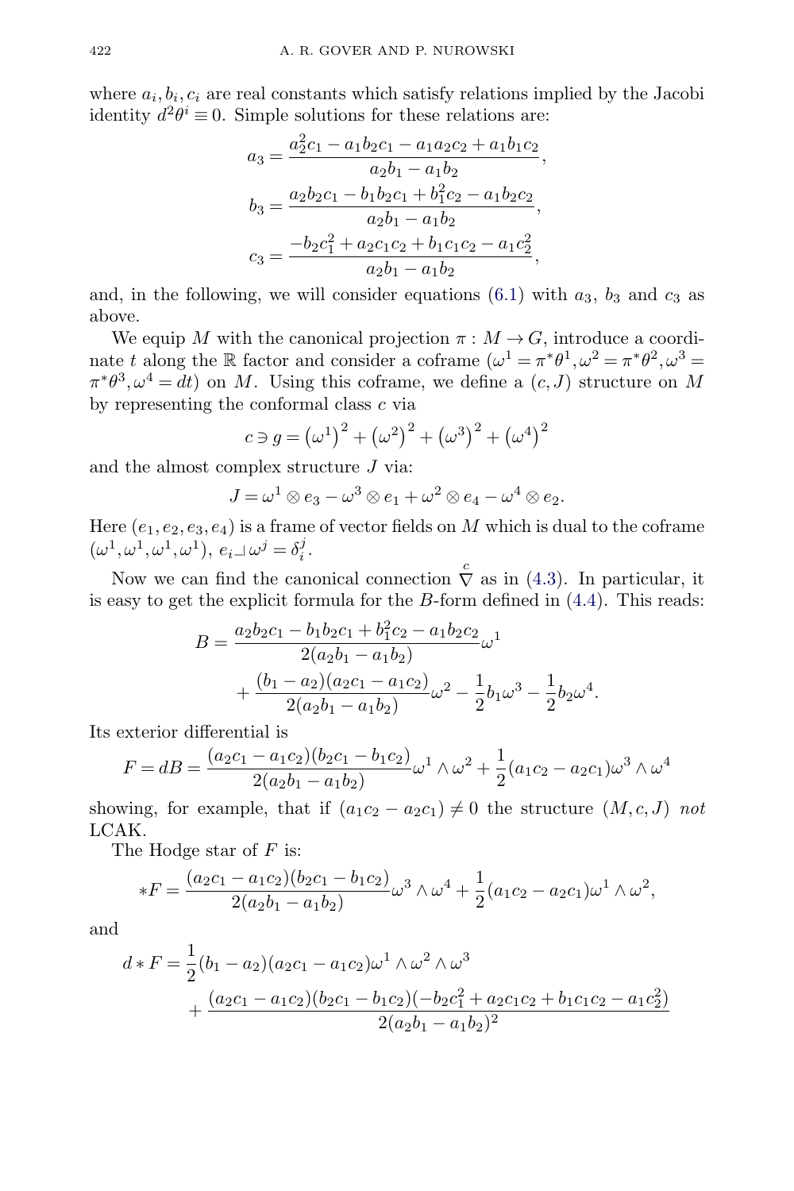where $a_i, b_i, c_i$ are real constants which satisfy relations implied by the Jacobi identity $d^2\theta^i \equiv 0$. Simple solutions for these relations are:

$$a_3 = \frac{a_2^2 c_1 - a_1 b_2 c_1 - a_1 a_2 c_2 + a_1 b_1 c_2}{a_2 b_1 - a_1 b_2},$$

$$b_3 = \frac{a_2 b_2 c_1 - b_1 b_2 c_1 + b_1^2 c_2 - a_1 b_2 c_2}{a_2 b_1 - a_1 b_2},$$

$$c_3 = \frac{-b_2 c_1^2 + a_2 c_1 c_2 + b_1 c_1 c_2 - a_1 c_2^2}{a_2 b_1 - a_1 b_2},$$

and, in the following, we will consider equations (6.1) with $a_3$, $b_3$ and $c_3$ as above.

We equip $M$ with the canonical projection $\pi : M \to G$, introduce a coordinate $t$ along the $\mathbb{R}$ factor and consider a coframe $(\omega^1 = \pi^*\theta^1, \omega^2 = \pi^*\theta^2, \omega^3 = \pi^*\theta^3, \omega^4 = dt)$ on $M$. Using this coframe, we define a $(c, J)$ structure on $M$ by representing the conformal class $c$ via

$$c \ni g = \left(\omega^1\right)^2 + \left(\omega^2\right)^2 + \left(\omega^3\right)^2 + \left(\omega^4\right)^2$$

and the almost complex structure $J$ via:

$$J = \omega^1 \otimes e_3 - \omega^3 \otimes e_1 + \omega^2 \otimes e_4 - \omega^4 \otimes e_2.$$

Here $(e_1, e_2, e_3, e_4)$ is a frame of vector fields on $M$ which is dual to the coframe $(\omega^1, \omega^1, \omega^1, \omega^1)$, $e_i \lrcorner\, \omega^j = \delta^j_i$.

Now we can find the canonical connection $\overset{c}{\nabla}$ as in (4.3). In particular, it is easy to get the explicit formula for the $B$-form defined in (4.4). This reads:

$$B = \frac{a_2 b_2 c_1 - b_1 b_2 c_1 + b_1^2 c_2 - a_1 b_2 c_2}{2(a_2 b_1 - a_1 b_2)}\omega^1 + \frac{(b_1 - a_2)(a_2 c_1 - a_1 c_2)}{2(a_2 b_1 - a_1 b_2)}\omega^2 - \frac{1}{2} b_1 \omega^3 - \frac{1}{2} b_2 \omega^4.$$

Its exterior differential is

$$F = dB = \frac{(a_2 c_1 - a_1 c_2)(b_2 c_1 - b_1 c_2)}{2(a_2 b_1 - a_1 b_2)}\omega^1 \wedge \omega^2 + \frac{1}{2}(a_1 c_2 - a_2 c_1)\omega^3 \wedge \omega^4$$

showing, for example, that if $(a_1 c_2 - a_2 c_1) \neq 0$ the structure $(M, c, J)$ *not* LCAK.

The Hodge star of $F$ is:

$$*F = \frac{(a_2 c_1 - a_1 c_2)(b_2 c_1 - b_1 c_2)}{2(a_2 b_1 - a_1 b_2)}\omega^3 \wedge \omega^4 + \frac{1}{2}(a_1 c_2 - a_2 c_1)\omega^1 \wedge \omega^2,$$

and

$$d * F = \frac{1}{2}(b_1 - a_2)(a_2 c_1 - a_1 c_2)\omega^1 \wedge \omega^2 \wedge \omega^3 + \frac{(a_2 c_1 - a_1 c_2)(b_2 c_1 - b_1 c_2)(-b_2 c_1^2 + a_2 c_1 c_2 + b_1 c_1 c_2 - a_1 c_2^2)}{2(a_2 b_1 - a_1 b_2)^2}$$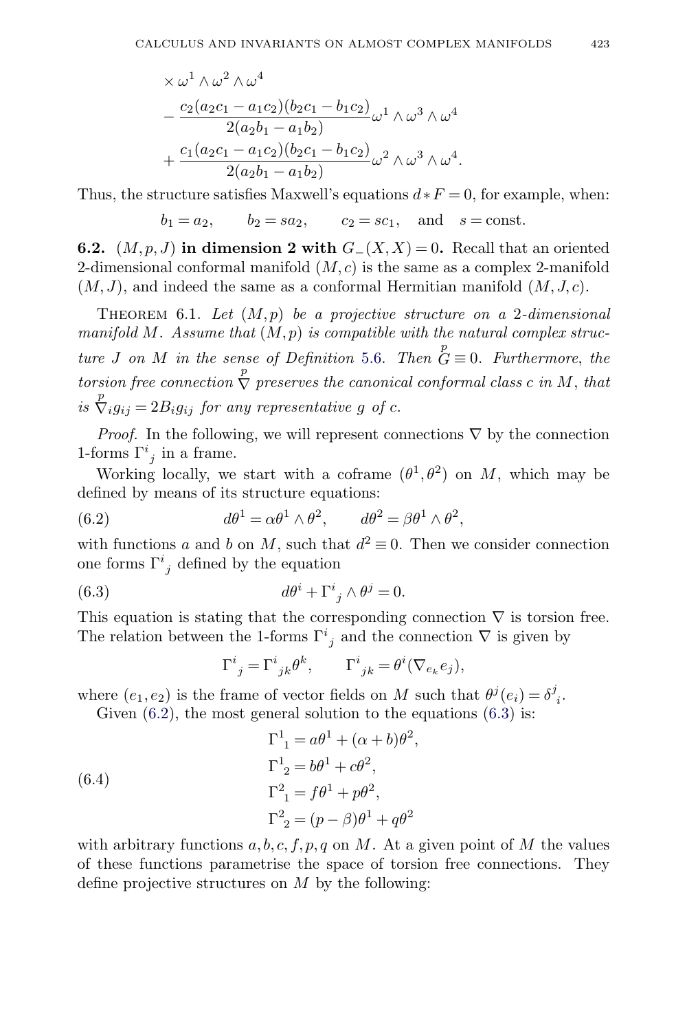$$\times \omega^1 \wedge \omega^2 \wedge \omega^4$$

$$- \frac{c_2(a_2c_1 - a_1c_2)(b_2c_1 - b_1c_2)}{2(a_2b_1 - a_1b_2)}\omega^1 \wedge \omega^3 \wedge \omega^4$$

$$+ \frac{c_1(a_2c_1 - a_1c_2)(b_2c_1 - b_1c_2)}{2(a_2b_1 - a_1b_2)}\omega^2 \wedge \omega^3 \wedge \omega^4.$$

Thus, the structure satisfies Maxwell's equations $d * F = 0$, for example, when:

$$b_1 = a_2, \qquad b_2 = sa_2, \qquad c_2 = sc_1, \quad \text{and} \quad s = \text{const}.$$

**6.2.** $(M, p, J)$ **in dimension 2 with** $G_-(X, X) = 0$**.** Recall that an oriented 2-dimensional conformal manifold $(M, c)$ is the same as a complex 2-manifold $(M, J)$, and indeed the same as a conformal Hermitian manifold $(M, J, c)$.

Theorem 6.1. *Let $(M, p)$ be a projective structure on a 2-dimensional manifold $M$. Assume that $(M, p)$ is compatible with the natural complex structure $J$ on $M$ in the sense of Definition 5.6. Then $\overset{p}{G} \equiv 0$. Furthermore, the torsion free connection $\overset{p}{\nabla}$ preserves the canonical conformal class $c$ in $M$, that is $\overset{p}{\nabla}_i g_{ij} = 2B_i g_{ij}$ for any representative $g$ of $c$.*

*Proof.* In the following, we will represent connections $\nabla$ by the connection 1-forms ${\Gamma^i}_j$ in a frame.

Working locally, we start with a coframe $(\theta^1, \theta^2)$ on $M$, which may be defined by means of its structure equations:

$$d\theta^1 = \alpha\theta^1 \wedge \theta^2, \qquad d\theta^2 = \beta\theta^1 \wedge \theta^2, \tag{6.2}$$

with functions $a$ and $b$ on $M$, such that $d^2 \equiv 0$. Then we consider connection one forms ${\Gamma^i}_j$ defined by the equation

$$d\theta^i + {\Gamma^i}_j \wedge \theta^j = 0. \tag{6.3}$$

This equation is stating that the corresponding connection $\nabla$ is torsion free. The relation between the 1-forms ${\Gamma^i}_j$ and the connection $\nabla$ is given by

$${\Gamma^i}_j = {\Gamma^i}_{jk}\theta^k, \qquad {\Gamma^i}_{jk} = \theta^i(\nabla_{e_k} e_j),$$

where $(e_1, e_2)$ is the frame of vector fields on $M$ such that $\theta^j(e_i) = {\delta^j}_i$.

Given (6.2), the most general solution to the equations (6.3) is:

$$\begin{aligned}
{\Gamma^1}_1 &= a\theta^1 + (\alpha + b)\theta^2,\\
{\Gamma^1}_2 &= b\theta^1 + c\theta^2,\\
{\Gamma^2}_1 &= f\theta^1 + p\theta^2,\\
{\Gamma^2}_2 &= (p - \beta)\theta^1 + q\theta^2
\end{aligned} \tag{6.4}$$

with arbitrary functions $a, b, c, f, p, q$ on $M$. At a given point of $M$ the values of these functions parametrise the space of torsion free connections. They define projective structures on $M$ by the following: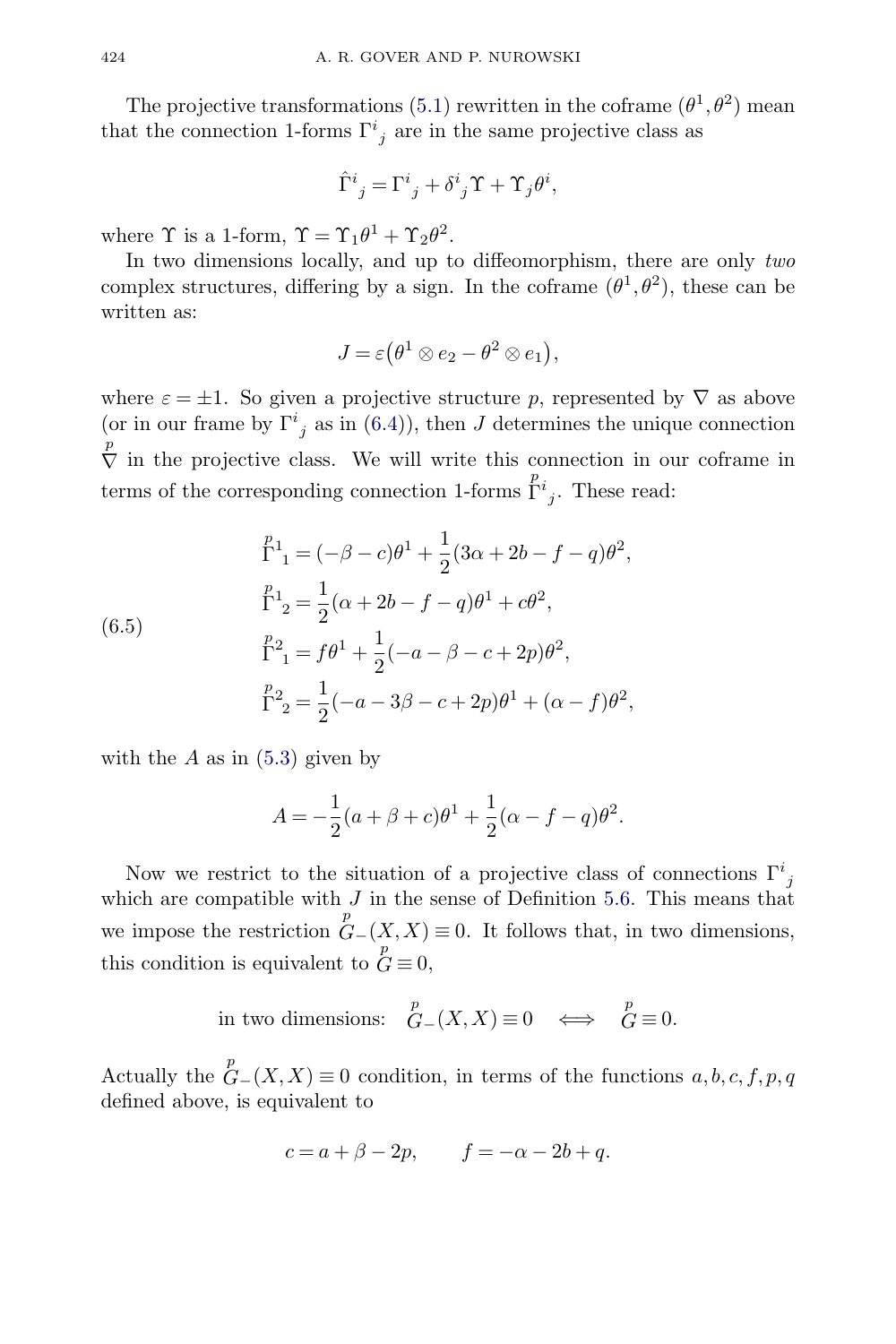The projective transformations (5.1) rewritten in the coframe $(\theta^1, \theta^2)$ mean that the connection 1-forms $\Gamma^i{}_j$ are in the same projective class as

$$\hat{\Gamma}^i{}_j = \Gamma^i{}_j + \delta^i{}_j \Upsilon + \Upsilon_j \theta^i,$$

where $\Upsilon$ is a 1-form, $\Upsilon = \Upsilon_1 \theta^1 + \Upsilon_2 \theta^2$.

In two dimensions locally, and up to diffeomorphism, there are only *two* complex structures, differing by a sign. In the coframe $(\theta^1, \theta^2)$, these can be written as:

$$J = \varepsilon\big(\theta^1 \otimes e_2 - \theta^2 \otimes e_1\big),$$

where $\varepsilon = \pm 1$. So given a projective structure $p$, represented by $\nabla$ as above (or in our frame by $\Gamma^i{}_j$ as in (6.4)), then $J$ determines the unique connection $\overset{p}{\nabla}$ in the projective class. We will write this connection in our coframe in terms of the corresponding connection 1-forms $\overset{p}{\Gamma}{}^i{}_j$. These read:

$$
\begin{aligned}
\overset{p}{\Gamma}{}^1{}_1 &= (-\beta - c)\theta^1 + \frac{1}{2}(3\alpha + 2b - f - q)\theta^2,\\
\overset{p}{\Gamma}{}^1{}_2 &= \frac{1}{2}(\alpha + 2b - f - q)\theta^1 + c\theta^2,\\
\overset{p}{\Gamma}{}^2{}_1 &= f\theta^1 + \frac{1}{2}(-a - \beta - c + 2p)\theta^2,\\
\overset{p}{\Gamma}{}^2{}_2 &= \frac{1}{2}(-a - 3\beta - c + 2p)\theta^1 + (\alpha - f)\theta^2,
\end{aligned}
\tag{6.5}
$$

with the $A$ as in (5.3) given by

$$A = -\frac{1}{2}(a + \beta + c)\theta^1 + \frac{1}{2}(\alpha - f - q)\theta^2.$$

Now we restrict to the situation of a projective class of connections $\Gamma^i{}_j$ which are compatible with $J$ in the sense of Definition 5.6. This means that we impose the restriction $\overset{p}{G}_-(X,X) \equiv 0$. It follows that, in two dimensions, this condition is equivalent to $\overset{p}{G} \equiv 0$,

$$\text{in two dimensions:} \quad \overset{p}{G}_-(X,X) \equiv 0 \quad \Longleftrightarrow \quad \overset{p}{G} \equiv 0.$$

Actually the $\overset{p}{G}_-(X,X) \equiv 0$ condition, in terms of the functions $a, b, c, f, p, q$ defined above, is equivalent to

$$c = a + \beta - 2p, \qquad f = -\alpha - 2b + q.$$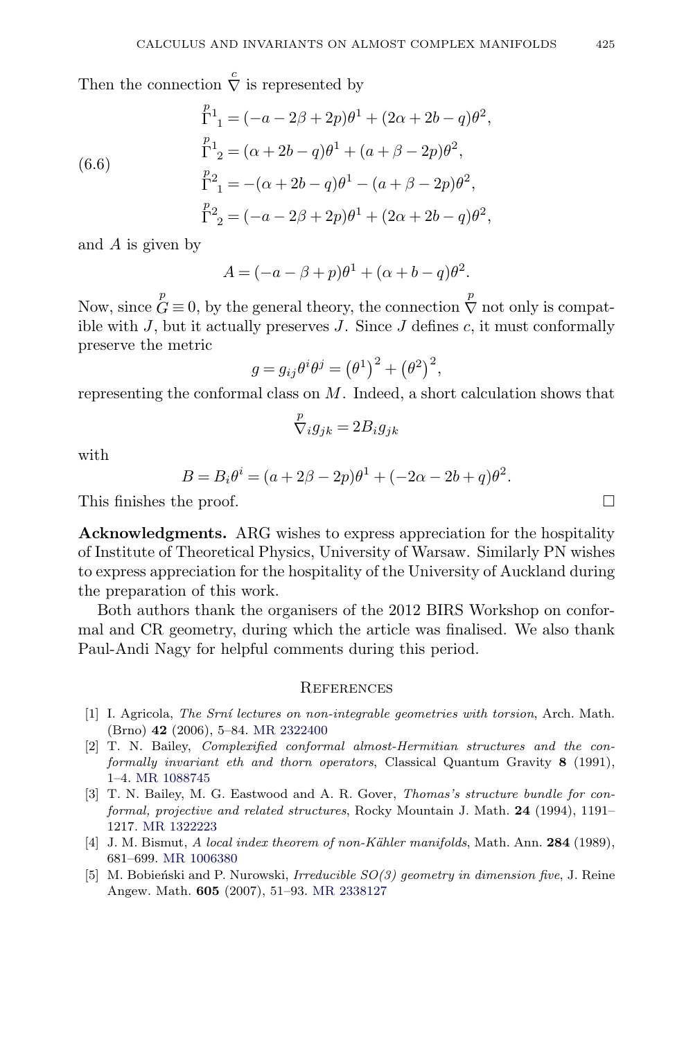Then the connection $\overset{c}{\nabla}$ is represented by

$$
\begin{aligned}
\overset{p}{\Gamma}{}^1{}_1 &= (-a - 2\beta + 2p)\theta^1 + (2\alpha + 2b - q)\theta^2,\\
\overset{p}{\Gamma}{}^1{}_2 &= (\alpha + 2b - q)\theta^1 + (a + \beta - 2p)\theta^2,\\
\overset{p}{\Gamma}{}^2{}_1 &= -(\alpha + 2b - q)\theta^1 - (a + \beta - 2p)\theta^2,\\
\overset{p}{\Gamma}{}^2{}_2 &= (-a - 2\beta + 2p)\theta^1 + (2\alpha + 2b - q)\theta^2,
\end{aligned}
\tag{6.6}
$$

and $A$ is given by

$$A = (-a - \beta + p)\theta^1 + (\alpha + b - q)\theta^2.$$

Now, since $\overset{p}{G} \equiv 0$, by the general theory, the connection $\overset{p}{\nabla}$ not only is compatible with $J$, but it actually preserves $J$. Since $J$ defines $c$, it must conformally preserve the metric

$$g = g_{ij}\theta^i\theta^j = \left(\theta^1\right)^2 + \left(\theta^2\right)^2,$$

representing the conformal class on $M$. Indeed, a short calculation shows that

$$\overset{p}{\nabla}_i g_{jk} = 2B_i g_{jk}$$

with

$$B = B_i\theta^i = (a + 2\beta - 2p)\theta^1 + (-2\alpha - 2b + q)\theta^2.$$

This finishes the proof. □

**Acknowledgments.** ARG wishes to express appreciation for the hospitality of Institute of Theoretical Physics, University of Warsaw. Similarly PN wishes to express appreciation for the hospitality of the University of Auckland during the preparation of this work.

Both authors thank the organisers of the 2012 BIRS Workshop on conformal and CR geometry, during which the article was finalised. We also thank Paul-Andi Nagy for helpful comments during this period.

## References

[1] I. Agricola, *The Srní lectures on non-integrable geometries with torsion*, Arch. Math. (Brno) **42** (2006), 5–84. MR 2322400

[2] T. N. Bailey, *Complexified conformal almost-Hermitian structures and the conformally invariant eth and thorn operators*, Classical Quantum Gravity **8** (1991), 1–4. MR 1088745

[3] T. N. Bailey, M. G. Eastwood and A. R. Gover, *Thomas's structure bundle for conformal, projective and related structures*, Rocky Mountain J. Math. **24** (1994), 1191–1217. MR 1322223

[4] J. M. Bismut, *A local index theorem of non-Kähler manifolds*, Math. Ann. **284** (1989), 681–699. MR 1006380

[5] M. Bobieński and P. Nurowski, *Irreducible SO(3) geometry in dimension five*, J. Reine Angew. Math. **605** (2007), 51–93. MR 2338127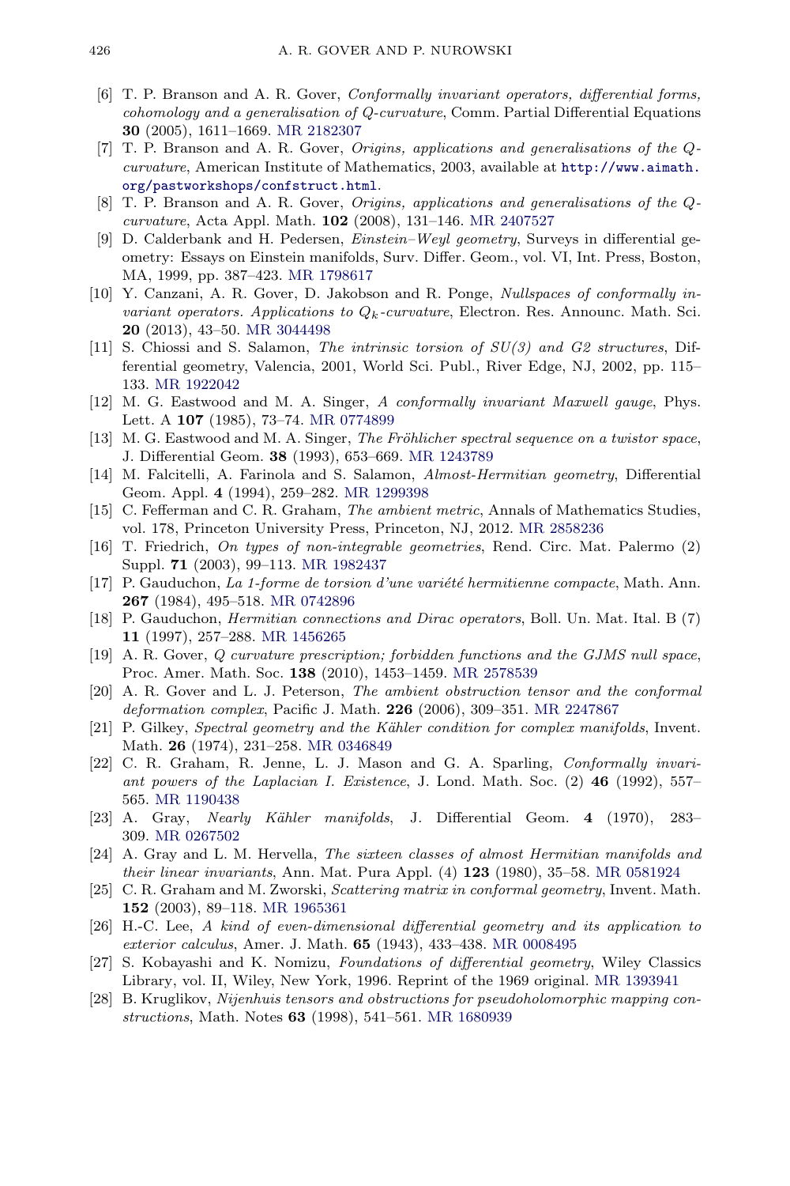[6] T. P. Branson and A. R. Gover, *Conformally invariant operators, differential forms, cohomology and a generalisation of Q-curvature*, Comm. Partial Differential Equations **30** (2005), 1611–1669. MR 2182307

[7] T. P. Branson and A. R. Gover, *Origins, applications and generalisations of the Q-curvature*, American Institute of Mathematics, 2003, available at `http://www.aimath.org/pastworkshops/confstruct.html`.

[8] T. P. Branson and A. R. Gover, *Origins, applications and generalisations of the Q-curvature*, Acta Appl. Math. **102** (2008), 131–146. MR 2407527

[9] D. Calderbank and H. Pedersen, *Einstein–Weyl geometry*, Surveys in differential geometry: Essays on Einstein manifolds, Surv. Differ. Geom., vol. VI, Int. Press, Boston, MA, 1999, pp. 387–423. MR 1798617

[10] Y. Canzani, A. R. Gover, D. Jakobson and R. Ponge, *Nullspaces of conformally invariant operators. Applications to $Q_k$-curvature*, Electron. Res. Announc. Math. Sci. **20** (2013), 43–50. MR 3044498

[11] S. Chiossi and S. Salamon, *The intrinsic torsion of SU(3) and G2 structures*, Differential geometry, Valencia, 2001, World Sci. Publ., River Edge, NJ, 2002, pp. 115–133. MR 1922042

[12] M. G. Eastwood and M. A. Singer, *A conformally invariant Maxwell gauge*, Phys. Lett. A **107** (1985), 73–74. MR 0774899

[13] M. G. Eastwood and M. A. Singer, *The Fröhlicher spectral sequence on a twistor space*, J. Differential Geom. **38** (1993), 653–669. MR 1243789

[14] M. Falcitelli, A. Farinola and S. Salamon, *Almost-Hermitian geometry*, Differential Geom. Appl. **4** (1994), 259–282. MR 1299398

[15] C. Fefferman and C. R. Graham, *The ambient metric*, Annals of Mathematics Studies, vol. 178, Princeton University Press, Princeton, NJ, 2012. MR 2858236

[16] T. Friedrich, *On types of non-integrable geometries*, Rend. Circ. Mat. Palermo (2) Suppl. **71** (2003), 99–113. MR 1982437

[17] P. Gauduchon, *La 1-forme de torsion d'une variété hermitienne compacte*, Math. Ann. **267** (1984), 495–518. MR 0742896

[18] P. Gauduchon, *Hermitian connections and Dirac operators*, Boll. Un. Mat. Ital. B (7) **11** (1997), 257–288. MR 1456265

[19] A. R. Gover, *Q curvature prescription; forbidden functions and the GJMS null space*, Proc. Amer. Math. Soc. **138** (2010), 1453–1459. MR 2578539

[20] A. R. Gover and L. J. Peterson, *The ambient obstruction tensor and the conformal deformation complex*, Pacific J. Math. **226** (2006), 309–351. MR 2247867

[21] P. Gilkey, *Spectral geometry and the Kähler condition for complex manifolds*, Invent. Math. **26** (1974), 231–258. MR 0346849

[22] C. R. Graham, R. Jenne, L. J. Mason and G. A. Sparling, *Conformally invariant powers of the Laplacian I. Existence*, J. Lond. Math. Soc. (2) **46** (1992), 557–565. MR 1190438

[23] A. Gray, *Nearly Kähler manifolds*, J. Differential Geom. **4** (1970), 283–309. MR 0267502

[24] A. Gray and L. M. Hervella, *The sixteen classes of almost Hermitian manifolds and their linear invariants*, Ann. Mat. Pura Appl. (4) **123** (1980), 35–58. MR 0581924

[25] C. R. Graham and M. Zworski, *Scattering matrix in conformal geometry*, Invent. Math. **152** (2003), 89–118. MR 1965361

[26] H.-C. Lee, *A kind of even-dimensional differential geometry and its application to exterior calculus*, Amer. J. Math. **65** (1943), 433–438. MR 0008495

[27] S. Kobayashi and K. Nomizu, *Foundations of differential geometry*, Wiley Classics Library, vol. II, Wiley, New York, 1996. Reprint of the 1969 original. MR 1393941

[28] B. Kruglikov, *Nijenhuis tensors and obstructions for pseudoholomorphic mapping constructions*, Math. Notes **63** (1998), 541–561. MR 1680939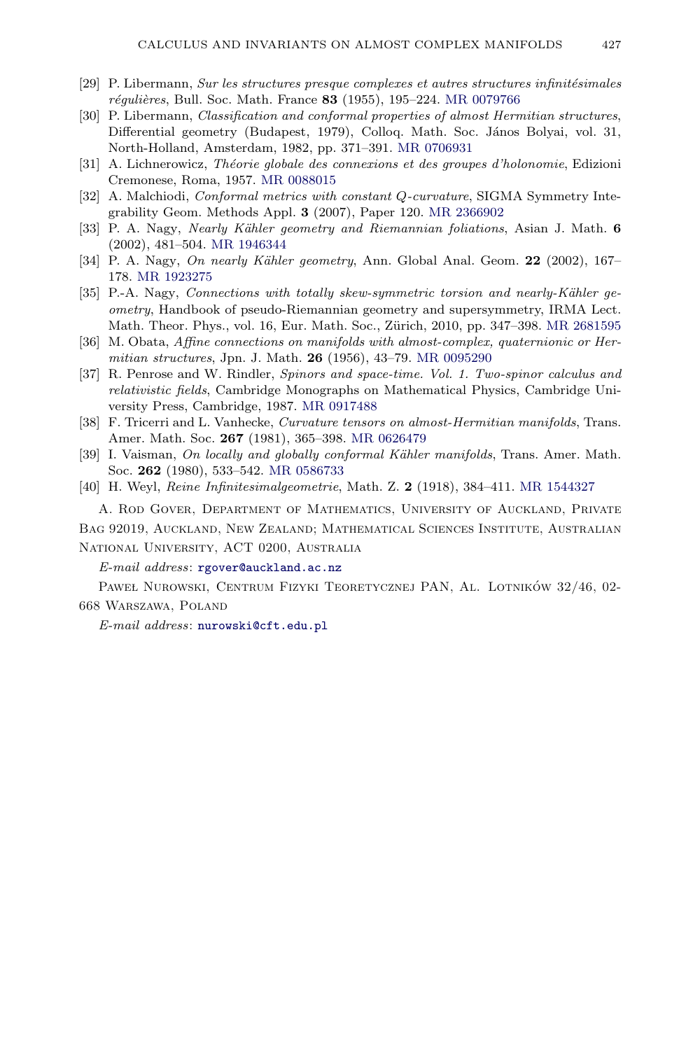[29] P. Libermann, *Sur les structures presque complexes et autres structures infinitésimales régulières*, Bull. Soc. Math. France **83** (1955), 195–224. MR 0079766

[30] P. Libermann, *Classification and conformal properties of almost Hermitian structures*, Differential geometry (Budapest, 1979), Colloq. Math. Soc. János Bolyai, vol. 31, North-Holland, Amsterdam, 1982, pp. 371–391. MR 0706931

[31] A. Lichnerowicz, *Théorie globale des connexions et des groupes d'holonomie*, Edizioni Cremonese, Roma, 1957. MR 0088015

[32] A. Malchiodi, *Conformal metrics with constant Q-curvature*, SIGMA Symmetry Integrability Geom. Methods Appl. **3** (2007), Paper 120. MR 2366902

[33] P. A. Nagy, *Nearly Kähler geometry and Riemannian foliations*, Asian J. Math. **6** (2002), 481–504. MR 1946344

[34] P. A. Nagy, *On nearly Kähler geometry*, Ann. Global Anal. Geom. **22** (2002), 167–178. MR 1923275

[35] P.-A. Nagy, *Connections with totally skew-symmetric torsion and nearly-Kähler geometry*, Handbook of pseudo-Riemannian geometry and supersymmetry, IRMA Lect. Math. Theor. Phys., vol. 16, Eur. Math. Soc., Zürich, 2010, pp. 347–398. MR 2681595

[36] M. Obata, *Affine connections on manifolds with almost-complex, quaternionic or Hermitian structures*, Jpn. J. Math. **26** (1956), 43–79. MR 0095290

[37] R. Penrose and W. Rindler, *Spinors and space-time. Vol. 1. Two-spinor calculus and relativistic fields*, Cambridge Monographs on Mathematical Physics, Cambridge University Press, Cambridge, 1987. MR 0917488

[38] F. Tricerri and L. Vanhecke, *Curvature tensors on almost-Hermitian manifolds*, Trans. Amer. Math. Soc. **267** (1981), 365–398. MR 0626479

[39] I. Vaisman, *On locally and globally conformal Kähler manifolds*, Trans. Amer. Math. Soc. **262** (1980), 533–542. MR 0586733

[40] H. Weyl, *Reine Infinitesimalgeometrie*, Math. Z. **2** (1918), 384–411. MR 1544327

A. Rod Gover, Department of Mathematics, University of Auckland, Private Bag 92019, Auckland, New Zealand; Mathematical Sciences Institute, Australian National University, ACT 0200, Australia

*E-mail address*: rgover@auckland.ac.nz

Paweł Nurowski, Centrum Fizyki Teoretycznej PAN, Al. Lotników 32/46, 02-668 Warszawa, Poland

*E-mail address*: nurowski@cft.edu.pl